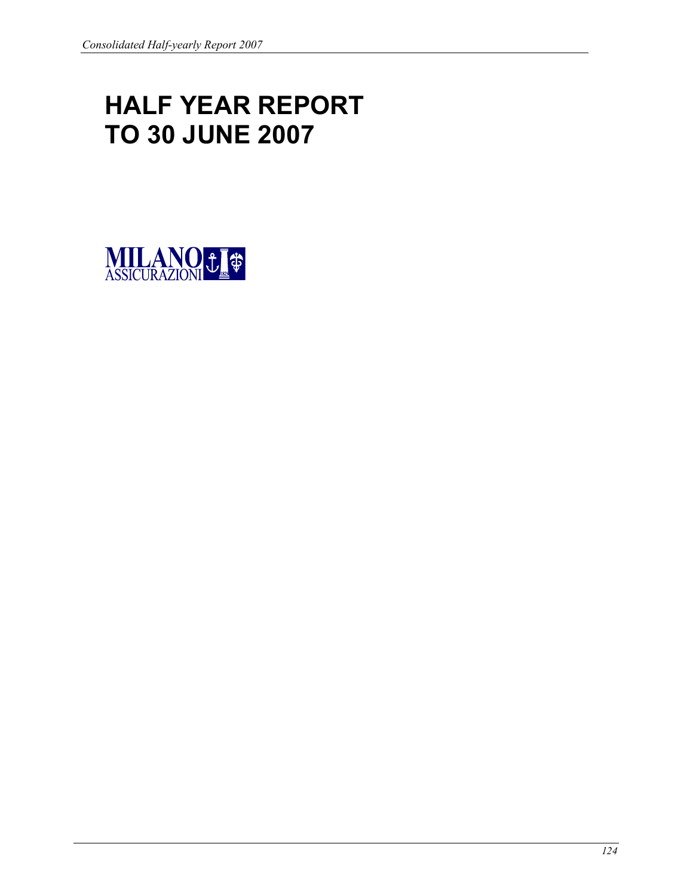# HALF YEAR REPORT TO 30 JUNE 2007

MILANO ASSICURAZIONI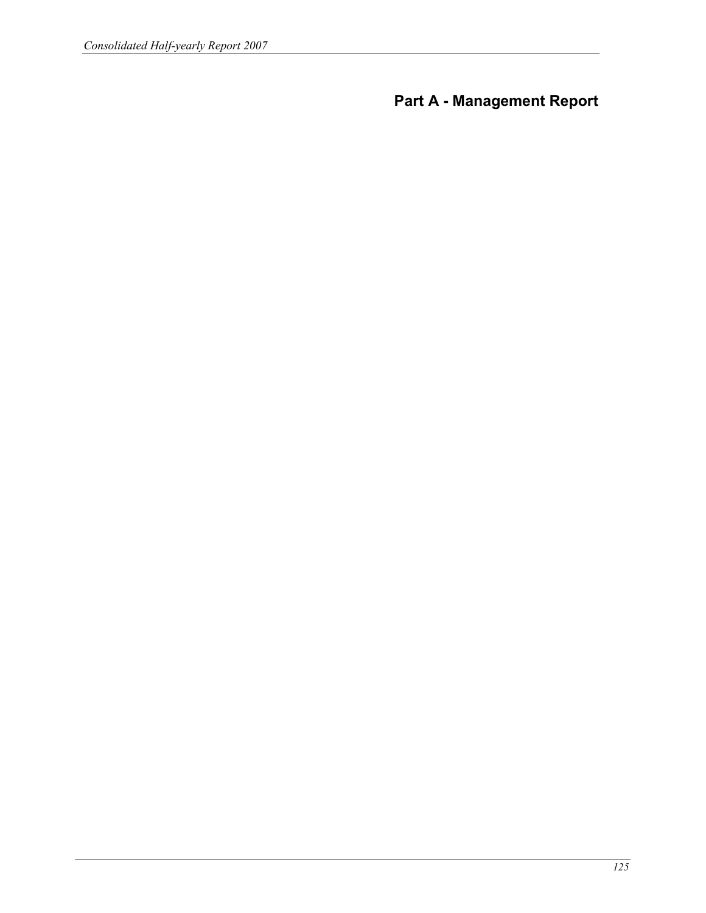# Part A - Management Report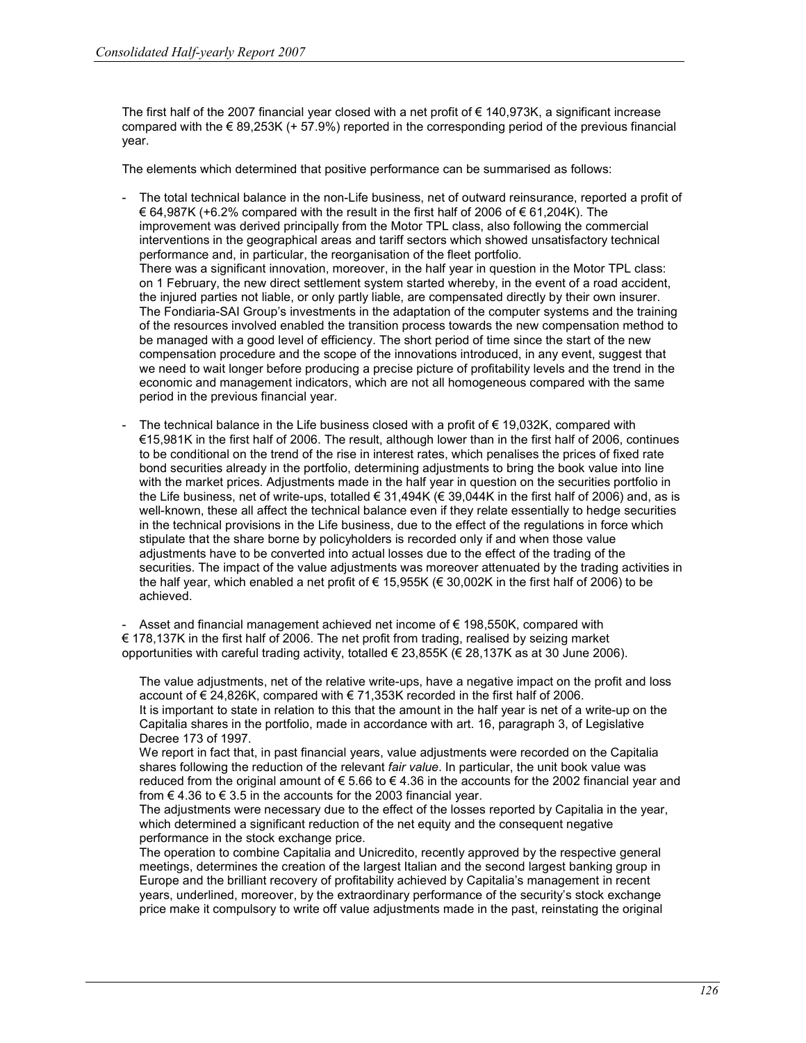The first half of the 2007 financial year closed with a net profit of € 140,973K, a significant increase compared with the € 89,253K (+ 57.9%) reported in the corresponding period of the previous financial year.

The elements which determined that positive performance can be summarised as follows:

- The total technical balance in the non-Life business, net of outward reinsurance, reported a profit of € 64,987K (+6.2% compared with the result in the first half of 2006 of € 61,204K). The improvement was derived principally from the Motor TPL class, also following the commercial interventions in the geographical areas and tariff sectors which showed unsatisfactory technical performance and, in particular, the reorganisation of the fleet portfolio.
  There was a significant innovation, moreover, in the half year in question in the Motor TPL class: on 1 February, the new direct settlement system started whereby, in the event of a road accident, the injured parties not liable, or only partly liable, are compensated directly by their own insurer. The Fondiaria-SAI Group's investments in the adaptation of the computer systems and the training of the resources involved enabled the transition process towards the new compensation method to be managed with a good level of efficiency. The short period of time since the start of the new compensation procedure and the scope of the innovations introduced, in any event, suggest that we need to wait longer before producing a precise picture of profitability levels and the trend in the economic and management indicators, which are not all homogeneous compared with the same period in the previous financial year.

- The technical balance in the Life business closed with a profit of € 19,032K, compared with €15,981K in the first half of 2006. The result, although lower than in the first half of 2006, continues to be conditional on the trend of the rise in interest rates, which penalises the prices of fixed rate bond securities already in the portfolio, determining adjustments to bring the book value into line with the market prices. Adjustments made in the half year in question on the securities portfolio in the Life business, net of write-ups, totalled € 31,494K (€ 39,044K in the first half of 2006) and, as is well-known, these all affect the technical balance even if they relate essentially to hedge securities in the technical provisions in the Life business, due to the effect of the regulations in force which stipulate that the share borne by policyholders is recorded only if and when those value adjustments have to be converted into actual losses due to the effect of the trading of the securities. The impact of the value adjustments was moreover attenuated by the trading activities in the half year, which enabled a net profit of € 15,955K (€ 30,002K in the first half of 2006) to be achieved.

- Asset and financial management achieved net income of € 198,550K, compared with € 178,137K in the first half of 2006. The net profit from trading, realised by seizing market opportunities with careful trading activity, totalled € 23,855K (€ 28,137K as at 30 June 2006).

  The value adjustments, net of the relative write-ups, have a negative impact on the profit and loss account of € 24,826K, compared with € 71,353K recorded in the first half of 2006.
  It is important to state in relation to this that the amount in the half year is net of a write-up on the Capitalia shares in the portfolio, made in accordance with art. 16, paragraph 3, of Legislative Decree 173 of 1997.
  We report in fact that, in past financial years, value adjustments were recorded on the Capitalia shares following the reduction of the relevant *fair value*. In particular, the unit book value was reduced from the original amount of € 5.66 to € 4.36 in the accounts for the 2002 financial year and from € 4.36 to € 3.5 in the accounts for the 2003 financial year.
  The adjustments were necessary due to the effect of the losses reported by Capitalia in the year, which determined a significant reduction of the net equity and the consequent negative performance in the stock exchange price.
  The operation to combine Capitalia and Unicredito, recently approved by the respective general meetings, determines the creation of the largest Italian and the second largest banking group in Europe and the brilliant recovery of profitability achieved by Capitalia's management in recent years, underlined, moreover, by the extraordinary performance of the security's stock exchange price make it compulsory to write off value adjustments made in the past, reinstating the original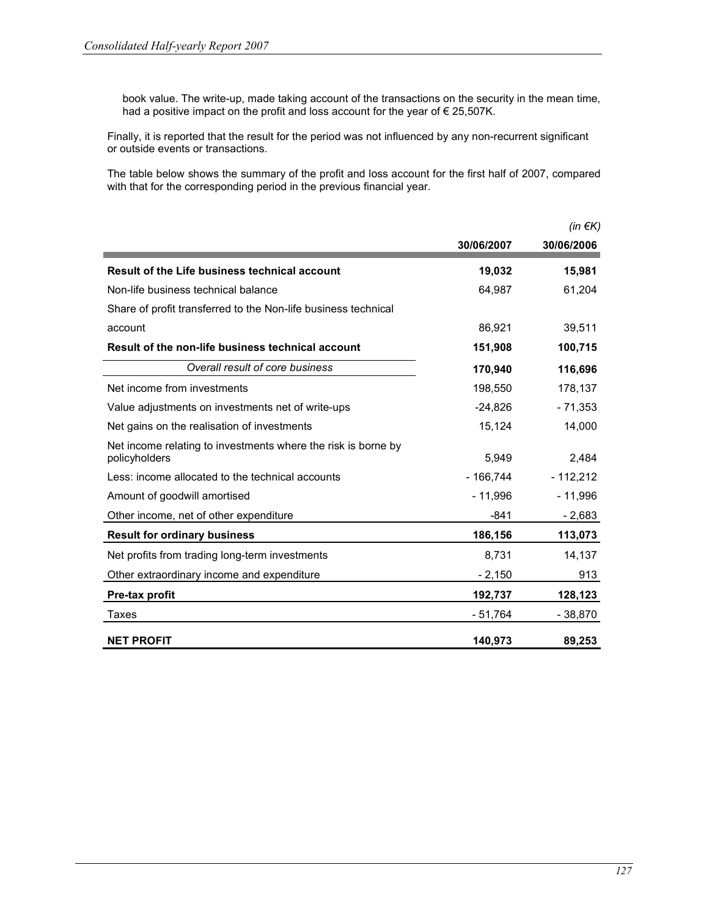book value. The write-up, made taking account of the transactions on the security in the mean time, had a positive impact on the profit and loss account for the year of € 25,507K.

Finally, it is reported that the result for the period was not influenced by any non-recurrent significant or outside events or transactions.

The table below shows the summary of the profit and loss account for the first half of 2007, compared with that for the corresponding period in the previous financial year.

*(in €K)*

| | 30/06/2007 | 30/06/2006 |
|---|---|---|
| **Result of the Life business technical account** | **19,032** | **15,981** |
| Non-life business technical balance | 64,987 | 61,204 |
| Share of profit transferred to the Non-life business technical account | 86,921 | 39,511 |
| **Result of the non-life business technical account** | **151,908** | **100,715** |
| *Overall result of core business* | **170,940** | **116,696** |
| Net income from investments | 198,550 | 178,137 |
| Value adjustments on investments net of write-ups | -24,826 | - 71,353 |
| Net gains on the realisation of investments | 15,124 | 14,000 |
| Net income relating to investments where the risk is borne by policyholders | 5,949 | 2,484 |
| Less: income allocated to the technical accounts | - 166,744 | - 112,212 |
| Amount of goodwill amortised | - 11,996 | - 11,996 |
| Other income, net of other expenditure | -841 | - 2,683 |
| **Result for ordinary business** | **186,156** | **113,073** |
| Net profits from trading long-term investments | 8,731 | 14,137 |
| Other extraordinary income and expenditure | - 2,150 | 913 |
| **Pre-tax profit** | **192,737** | **128,123** |
| Taxes | - 51,764 | - 38,870 |
| **NET PROFIT** | **140,973** | **89,253** |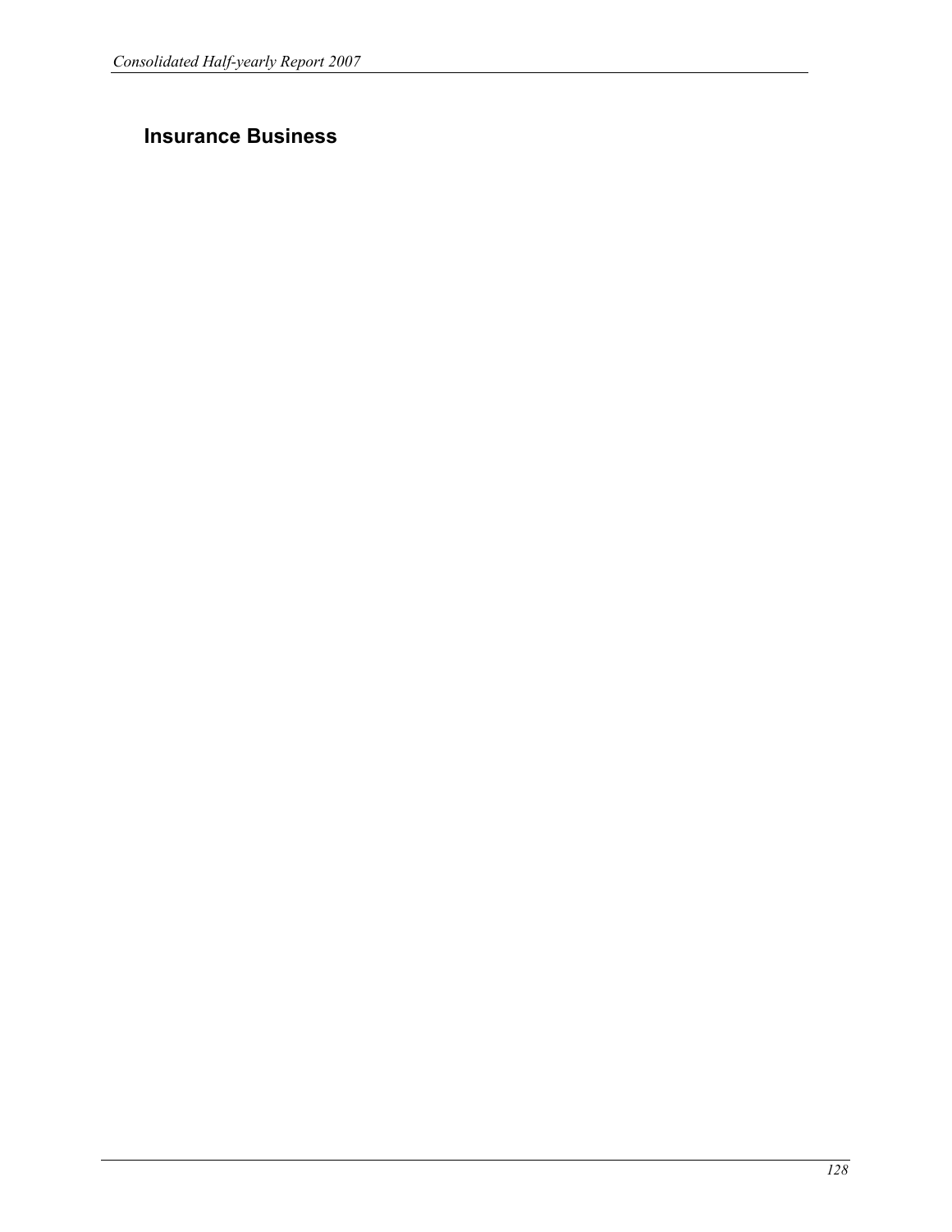# Insurance Business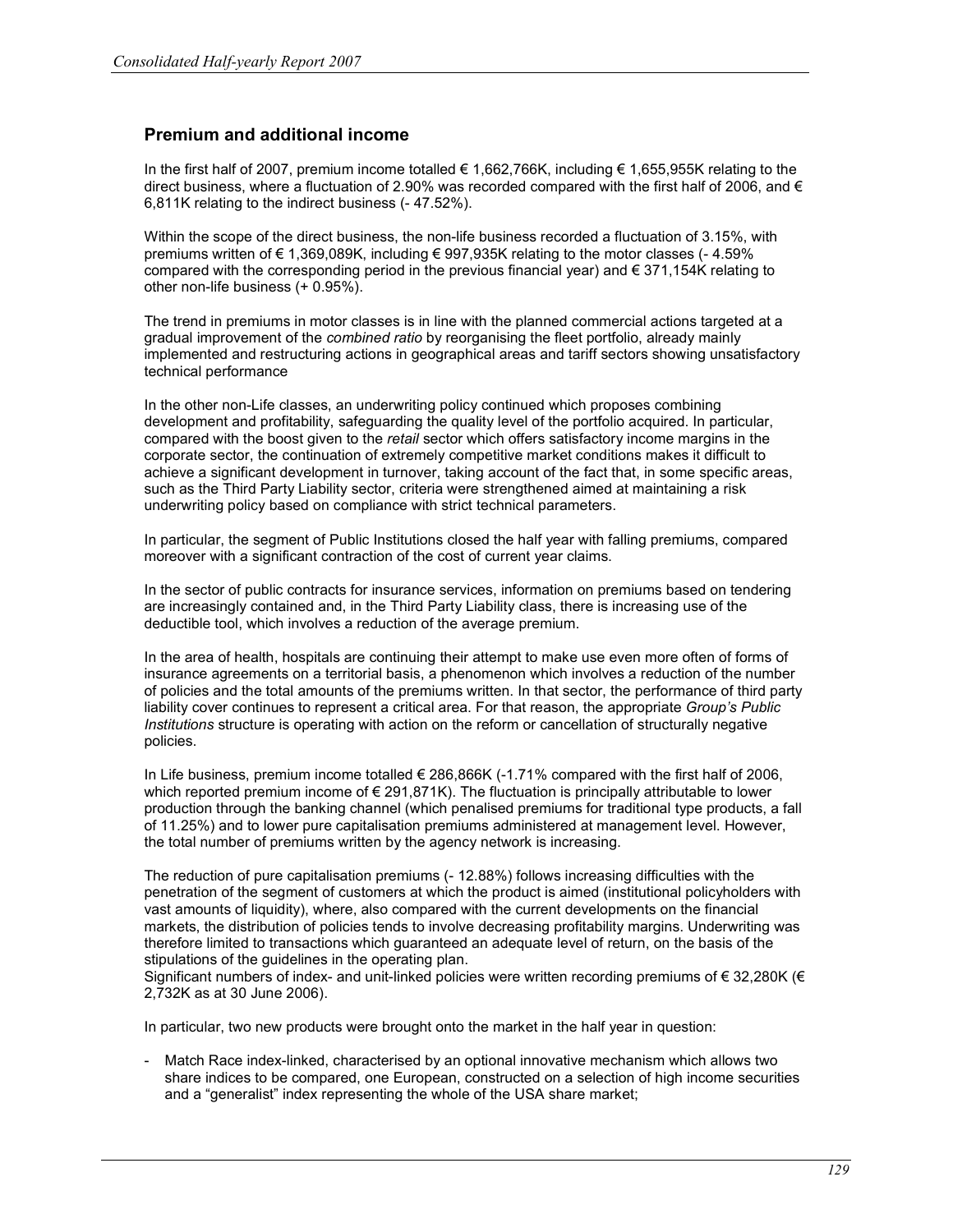## Premium and additional income

In the first half of 2007, premium income totalled € 1,662,766K, including € 1,655,955K relating to the direct business, where a fluctuation of 2.90% was recorded compared with the first half of 2006, and € 6,811K relating to the indirect business (- 47.52%).

Within the scope of the direct business, the non-life business recorded a fluctuation of 3.15%, with premiums written of € 1,369,089K, including € 997,935K relating to the motor classes (- 4.59% compared with the corresponding period in the previous financial year) and € 371,154K relating to other non-life business (+ 0.95%).

The trend in premiums in motor classes is in line with the planned commercial actions targeted at a gradual improvement of the *combined ratio* by reorganising the fleet portfolio, already mainly implemented and restructuring actions in geographical areas and tariff sectors showing unsatisfactory technical performance

In the other non-Life classes, an underwriting policy continued which proposes combining development and profitability, safeguarding the quality level of the portfolio acquired. In particular, compared with the boost given to the *retail* sector which offers satisfactory income margins in the corporate sector, the continuation of extremely competitive market conditions makes it difficult to achieve a significant development in turnover, taking account of the fact that, in some specific areas, such as the Third Party Liability sector, criteria were strengthened aimed at maintaining a risk underwriting policy based on compliance with strict technical parameters.

In particular, the segment of Public Institutions closed the half year with falling premiums, compared moreover with a significant contraction of the cost of current year claims.

In the sector of public contracts for insurance services, information on premiums based on tendering are increasingly contained and, in the Third Party Liability class, there is increasing use of the deductible tool, which involves a reduction of the average premium.

In the area of health, hospitals are continuing their attempt to make use even more often of forms of insurance agreements on a territorial basis, a phenomenon which involves a reduction of the number of policies and the total amounts of the premiums written. In that sector, the performance of third party liability cover continues to represent a critical area. For that reason, the appropriate *Group's Public Institutions* structure is operating with action on the reform or cancellation of structurally negative policies.

In Life business, premium income totalled € 286,866K (-1.71% compared with the first half of 2006, which reported premium income of € 291,871K). The fluctuation is principally attributable to lower production through the banking channel (which penalised premiums for traditional type products, a fall of 11.25%) and to lower pure capitalisation premiums administered at management level. However, the total number of premiums written by the agency network is increasing.

The reduction of pure capitalisation premiums (- 12.88%) follows increasing difficulties with the penetration of the segment of customers at which the product is aimed (institutional policyholders with vast amounts of liquidity), where, also compared with the current developments on the financial markets, the distribution of policies tends to involve decreasing profitability margins. Underwriting was therefore limited to transactions which guaranteed an adequate level of return, on the basis of the stipulations of the guidelines in the operating plan.
Significant numbers of index- and unit-linked policies were written recording premiums of € 32,280K (€ 2,732K as at 30 June 2006).

In particular, two new products were brought onto the market in the half year in question:

- Match Race index-linked, characterised by an optional innovative mechanism which allows two share indices to be compared, one European, constructed on a selection of high income securities and a "generalist" index representing the whole of the USA share market;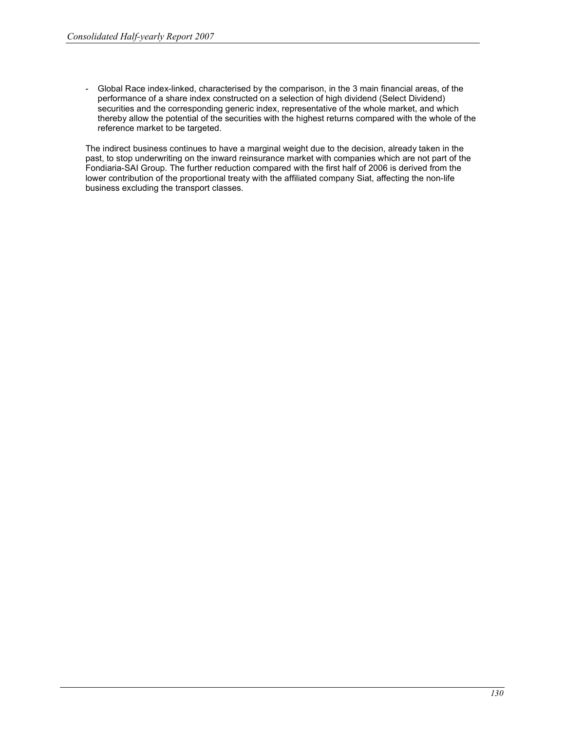- Global Race index-linked, characterised by the comparison, in the 3 main financial areas, of the performance of a share index constructed on a selection of high dividend (Select Dividend) securities and the corresponding generic index, representative of the whole market, and which thereby allow the potential of the securities with the highest returns compared with the whole of the reference market to be targeted.

The indirect business continues to have a marginal weight due to the decision, already taken in the past, to stop underwriting on the inward reinsurance market with companies which are not part of the Fondiaria-SAI Group. The further reduction compared with the first half of 2006 is derived from the lower contribution of the proportional treaty with the affiliated company Siat, affecting the non-life business excluding the transport classes.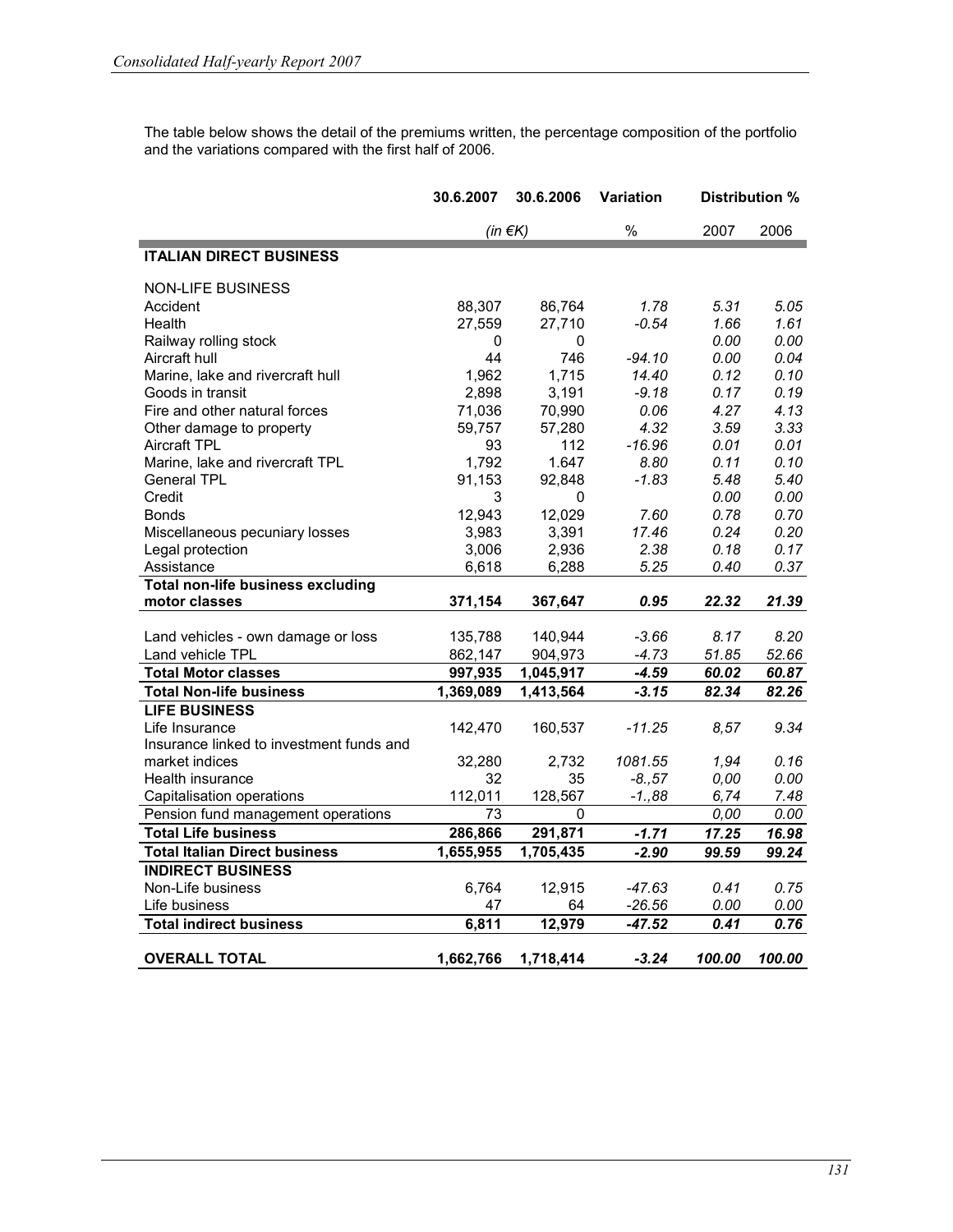The table below shows the detail of the premiums written, the percentage composition of the portfolio and the variations compared with the first half of 2006.

| | 30.6.2007 | 30.6.2006 | Variation | Distribution % | |
|---|---|---|---|---|---|
| | *(in €K)* | | % | 2007 | 2006 |
| **ITALIAN DIRECT BUSINESS** | | | | | |
| NON-LIFE BUSINESS | | | | | |
| Accident | 88,307 | 86,764 | *1.78* | *5.31* | *5.05* |
| Health | 27,559 | 27,710 | *-0.54* | *1.66* | *1.61* |
| Railway rolling stock | 0 | 0 | | *0.00* | *0.00* |
| Aircraft hull | 44 | 746 | *-94.10* | *0.00* | *0.04* |
| Marine, lake and rivercraft hull | 1,962 | 1,715 | *14.40* | *0.12* | *0.10* |
| Goods in transit | 2,898 | 3,191 | *-9.18* | *0.17* | *0.19* |
| Fire and other natural forces | 71,036 | 70,990 | *0.06* | *4.27* | *4.13* |
| Other damage to property | 59,757 | 57,280 | *4.32* | *3.59* | *3.33* |
| Aircraft TPL | 93 | 112 | *-16.96* | *0.01* | *0.01* |
| Marine, lake and rivercraft TPL | 1,792 | 1.647 | *8.80* | *0.11* | *0.10* |
| General TPL | 91,153 | 92,848 | *-1.83* | *5.48* | *5.40* |
| Credit | 3 | 0 | | *0.00* | *0.00* |
| Bonds | 12,943 | 12,029 | *7.60* | *0.78* | *0.70* |
| Miscellaneous pecuniary losses | 3,983 | 3,391 | *17.46* | *0.24* | *0.20* |
| Legal protection | 3,006 | 2,936 | *2.38* | *0.18* | *0.17* |
| Assistance | 6,618 | 6,288 | *5.25* | *0.40* | *0.37* |
| **Total non-life business excluding motor classes** | **371,154** | **367,647** | ***0.95*** | ***22.32*** | ***21.39*** |
| Land vehicles - own damage or loss | 135,788 | 140,944 | *-3.66* | *8.17* | *8.20* |
| Land vehicle TPL | 862,147 | 904,973 | *-4.73* | *51.85* | *52.66* |
| **Total Motor classes** | **997,935** | **1,045,917** | ***-4.59*** | ***60.02*** | ***60.87*** |
| **Total Non-life business** | **1,369,089** | **1,413,564** | ***-3.15*** | ***82.34*** | ***82.26*** |
| **LIFE BUSINESS** | | | | | |
| Life Insurance | 142,470 | 160,537 | *-11.25* | *8,57* | *9.34* |
| Insurance linked to investment funds and market indices | 32,280 | 2,732 | *1081.55* | *1,94* | *0.16* |
| Health insurance | 32 | 35 | *-8.,57* | *0,00* | *0.00* |
| Capitalisation operations | 112,011 | 128,567 | *-1.,88* | *6,74* | *7.48* |
| Pension fund management operations | 73 | 0 | | *0,00* | *0.00* |
| **Total Life business** | **286,866** | **291,871** | ***-1.71*** | ***17.25*** | ***16.98*** |
| **Total Italian Direct business** | **1,655,955** | **1,705,435** | ***-2.90*** | ***99.59*** | ***99.24*** |
| **INDIRECT BUSINESS** | | | | | |
| Non-Life business | 6,764 | 12,915 | *-47.63* | *0.41* | *0.75* |
| Life business | 47 | 64 | *-26.56* | *0.00* | *0.00* |
| **Total indirect business** | **6,811** | **12,979** | ***-47.52*** | ***0.41*** | ***0.76*** |
| **OVERALL TOTAL** | **1,662,766** | **1,718,414** | ***-3.24*** | ***100.00*** | ***100.00*** |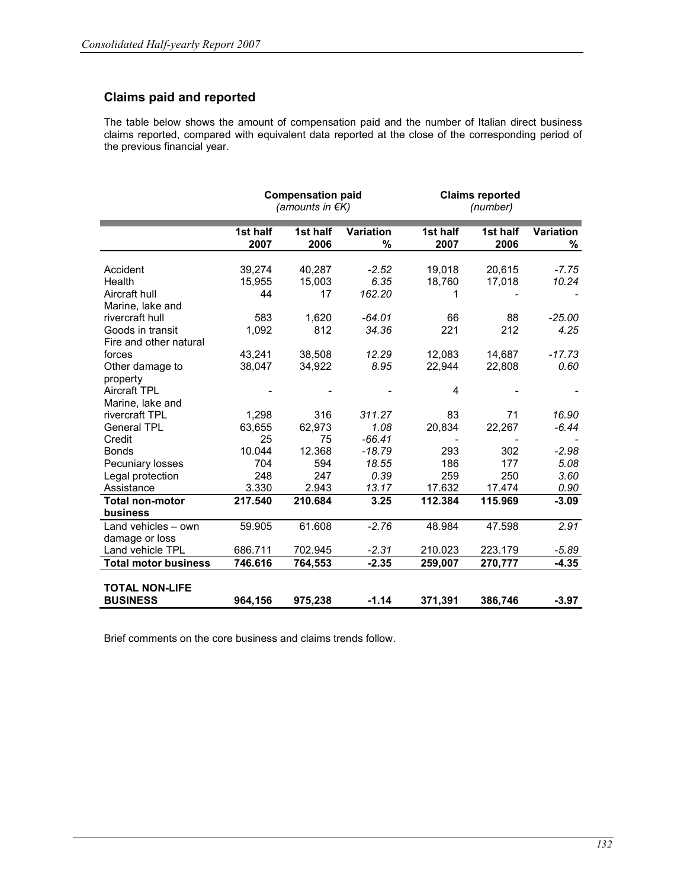## Claims paid and reported

The table below shows the amount of compensation paid and the number of Italian direct business claims reported, compared with equivalent data reported at the close of the corresponding period of the previous financial year.

| | Compensation paid *(amounts in €K)* | | | Claims reported *(number)* | | |
|---|---|---|---|---|---|---|
| | **1st half 2007** | **1st half 2006** | **Variation %** | **1st half 2007** | **1st half 2006** | **Variation %** |
| Accident | 39,274 | 40,287 | *-2.52* | 19,018 | 20,615 | *-7.75* |
| Health | 15,955 | 15,003 | *6.35* | 18,760 | 17,018 | *10.24* |
| Aircraft hull | 44 | 17 | *162.20* | 1 | - | - |
| Marine, lake and rivercraft hull | 583 | 1,620 | *-64.01* | 66 | 88 | *-25.00* |
| Goods in transit | 1,092 | 812 | *34.36* | 221 | 212 | *4.25* |
| Fire and other natural forces | 43,241 | 38,508 | *12.29* | 12,083 | 14,687 | *-17.73* |
| Other damage to property | 38,047 | 34,922 | *8.95* | 22,944 | 22,808 | *0.60* |
| Aircraft TPL | - | - | - | 4 | - | - |
| Marine, lake and rivercraft TPL | 1,298 | 316 | *311.27* | 83 | 71 | *16.90* |
| General TPL | 63,655 | 62,973 | *1.08* | 20,834 | 22,267 | *-6.44* |
| Credit | 25 | 75 | *-66.41* | - | - | - |
| Bonds | 10.044 | 12.368 | *-18.79* | 293 | 302 | *-2.98* |
| Pecuniary losses | 704 | 594 | *18.55* | 186 | 177 | *5.08* |
| Legal protection | 248 | 247 | *0.39* | 259 | 250 | *3.60* |
| Assistance | 3.330 | 2.943 | *13.17* | 17.632 | 17.474 | *0.90* |
| **Total non-motor business** | **217.540** | **210.684** | **3.25** | **112.384** | **115.969** | **-3.09** |
| Land vehicles – own damage or loss | 59.905 | 61.608 | *-2.76* | 48.984 | 47.598 | *2.91* |
| Land vehicle TPL | 686.711 | 702.945 | *-2.31* | 210.023 | 223.179 | *-5.89* |
| **Total motor business** | **746.616** | **764,553** | **-2.35** | **259,007** | **270,777** | **-4.35** |
| **TOTAL NON-LIFE BUSINESS** | **964,156** | **975,238** | **-1.14** | **371,391** | **386,746** | **-3.97** |

Brief comments on the core business and claims trends follow.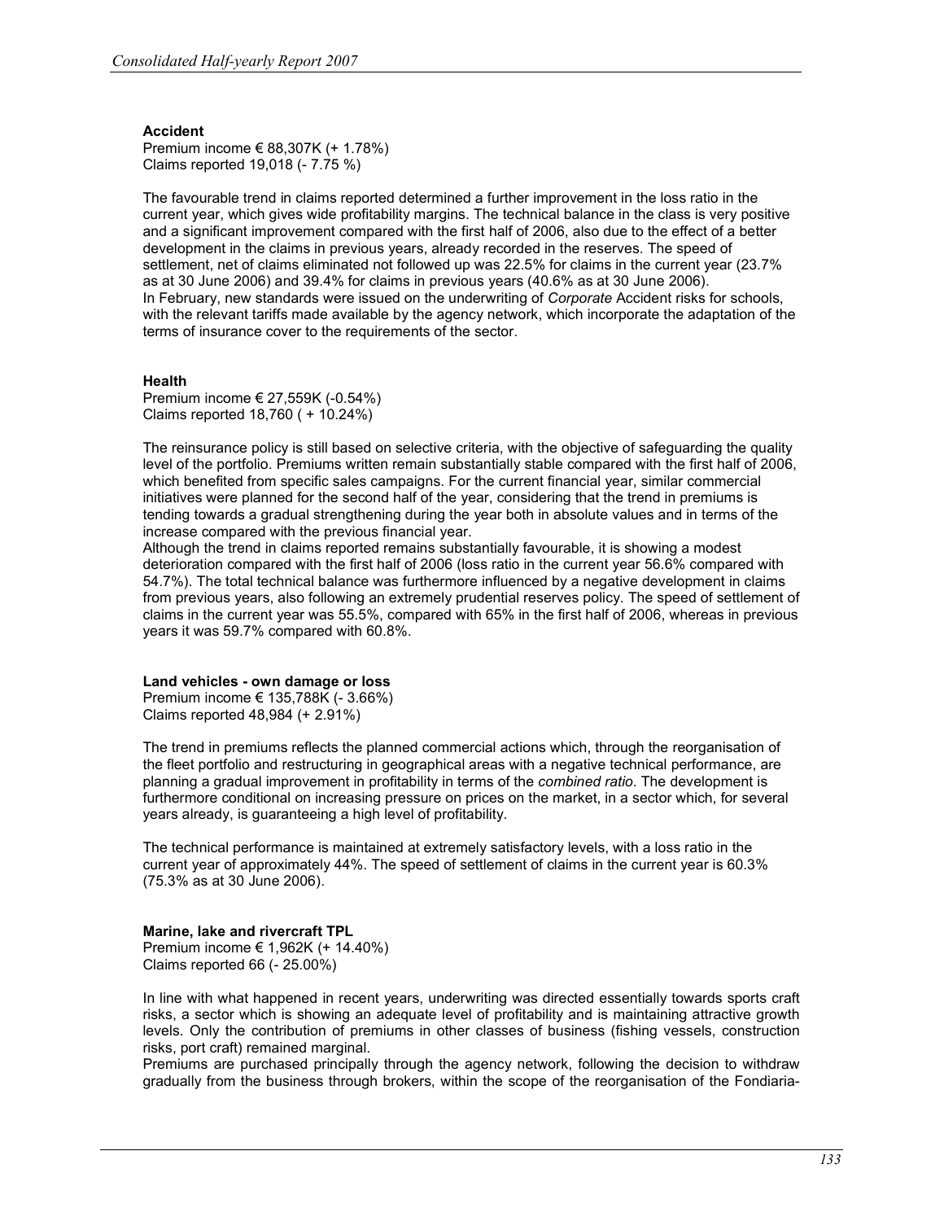**Accident**

Premium income € 88,307K (+ 1.78%)
Claims reported 19,018 (- 7.75 %)

The favourable trend in claims reported determined a further improvement in the loss ratio in the current year, which gives wide profitability margins. The technical balance in the class is very positive and a significant improvement compared with the first half of 2006, also due to the effect of a better development in the claims in previous years, already recorded in the reserves. The speed of settlement, net of claims eliminated not followed up was 22.5% for claims in the current year (23.7% as at 30 June 2006) and 39.4% for claims in previous years (40.6% as at 30 June 2006).
In February, new standards were issued on the underwriting of *Corporate* Accident risks for schools, with the relevant tariffs made available by the agency network, which incorporate the adaptation of the terms of insurance cover to the requirements of the sector.

**Health**

Premium income € 27,559K (-0.54%)
Claims reported 18,760 ( + 10.24%)

The reinsurance policy is still based on selective criteria, with the objective of safeguarding the quality level of the portfolio. Premiums written remain substantially stable compared with the first half of 2006, which benefited from specific sales campaigns. For the current financial year, similar commercial initiatives were planned for the second half of the year, considering that the trend in premiums is tending towards a gradual strengthening during the year both in absolute values and in terms of the increase compared with the previous financial year.
Although the trend in claims reported remains substantially favourable, it is showing a modest deterioration compared with the first half of 2006 (loss ratio in the current year 56.6% compared with 54.7%). The total technical balance was furthermore influenced by a negative development in claims from previous years, also following an extremely prudential reserves policy. The speed of settlement of claims in the current year was 55.5%, compared with 65% in the first half of 2006, whereas in previous years it was 59.7% compared with 60.8%.

**Land vehicles - own damage or loss**

Premium income € 135,788K (- 3.66%)
Claims reported 48,984 (+ 2.91%)

The trend in premiums reflects the planned commercial actions which, through the reorganisation of the fleet portfolio and restructuring in geographical areas with a negative technical performance, are planning a gradual improvement in profitability in terms of the *combined ratio*. The development is furthermore conditional on increasing pressure on prices on the market, in a sector which, for several years already, is guaranteeing a high level of profitability.

The technical performance is maintained at extremely satisfactory levels, with a loss ratio in the current year of approximately 44%. The speed of settlement of claims in the current year is 60.3% (75.3% as at 30 June 2006).

**Marine, lake and rivercraft TPL**

Premium income € 1,962K (+ 14.40%)
Claims reported 66 (- 25.00%)

In line with what happened in recent years, underwriting was directed essentially towards sports craft risks, a sector which is showing an adequate level of profitability and is maintaining attractive growth levels. Only the contribution of premiums in other classes of business (fishing vessels, construction risks, port craft) remained marginal.
Premiums are purchased principally through the agency network, following the decision to withdraw gradually from the business through brokers, within the scope of the reorganisation of the Fondiaria-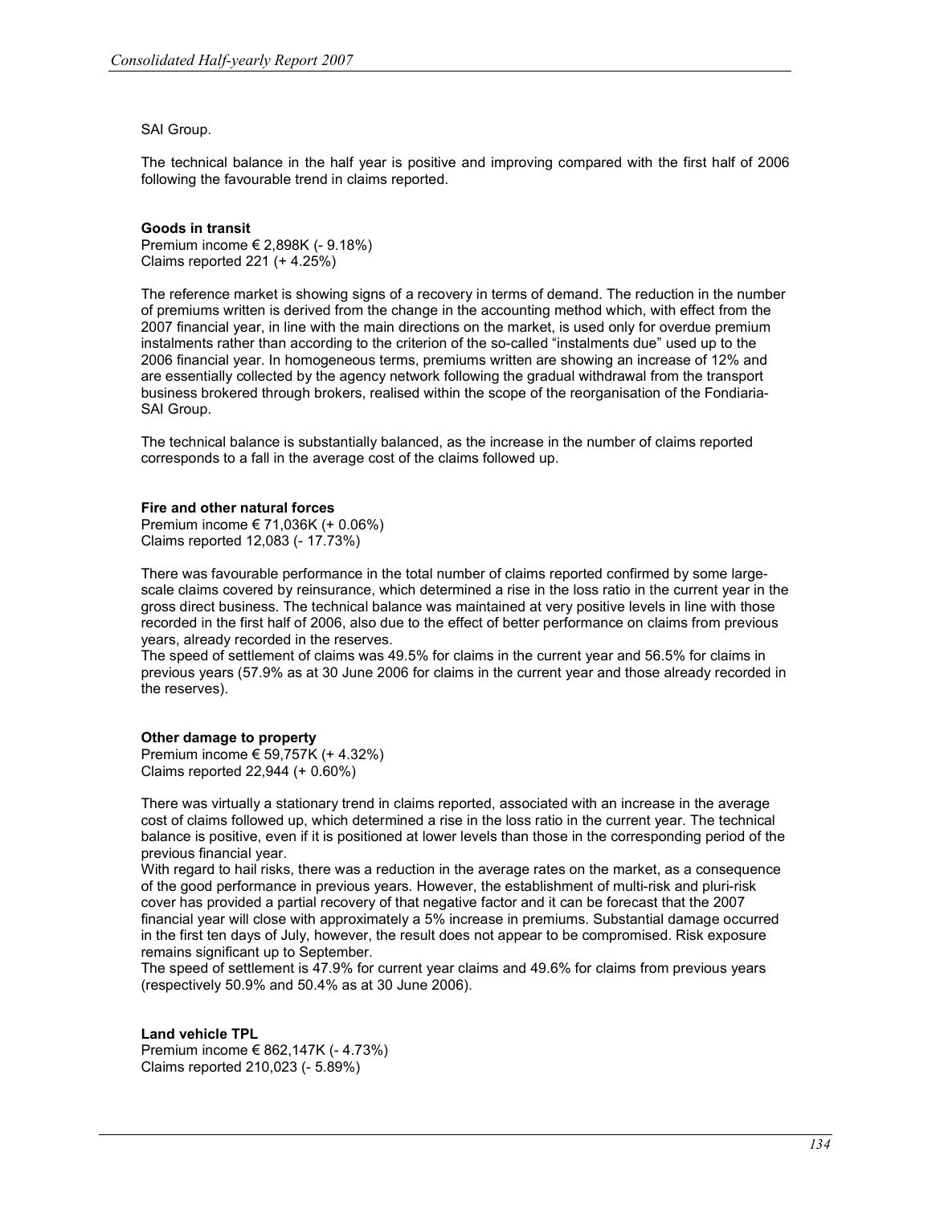SAI Group.

The technical balance in the half year is positive and improving compared with the first half of 2006 following the favourable trend in claims reported.

**Goods in transit**
Premium income € 2,898K (- 9.18%)
Claims reported 221 (+ 4.25%)

The reference market is showing signs of a recovery in terms of demand. The reduction in the number of premiums written is derived from the change in the accounting method which, with effect from the 2007 financial year, in line with the main directions on the market, is used only for overdue premium instalments rather than according to the criterion of the so-called "instalments due" used up to the 2006 financial year. In homogeneous terms, premiums written are showing an increase of 12% and are essentially collected by the agency network following the gradual withdrawal from the transport business brokered through brokers, realised within the scope of the reorganisation of the Fondiaria-SAI Group.

The technical balance is substantially balanced, as the increase in the number of claims reported corresponds to a fall in the average cost of the claims followed up.

**Fire and other natural forces**
Premium income € 71,036K (+ 0.06%)
Claims reported 12,083 (- 17.73%)

There was favourable performance in the total number of claims reported confirmed by some large-scale claims covered by reinsurance, which determined a rise in the loss ratio in the current year in the gross direct business. The technical balance was maintained at very positive levels in line with those recorded in the first half of 2006, also due to the effect of better performance on claims from previous years, already recorded in the reserves.
The speed of settlement of claims was 49.5% for claims in the current year and 56.5% for claims in previous years (57.9% as at 30 June 2006 for claims in the current year and those already recorded in the reserves).

**Other damage to property**
Premium income € 59,757K (+ 4.32%)
Claims reported 22,944 (+ 0.60%)

There was virtually a stationary trend in claims reported, associated with an increase in the average cost of claims followed up, which determined a rise in the loss ratio in the current year. The technical balance is positive, even if it is positioned at lower levels than those in the corresponding period of the previous financial year.
With regard to hail risks, there was a reduction in the average rates on the market, as a consequence of the good performance in previous years. However, the establishment of multi-risk and pluri-risk cover has provided a partial recovery of that negative factor and it can be forecast that the 2007 financial year will close with approximately a 5% increase in premiums. Substantial damage occurred in the first ten days of July, however, the result does not appear to be compromised. Risk exposure remains significant up to September.
The speed of settlement is 47.9% for current year claims and 49.6% for claims from previous years (respectively 50.9% and 50.4% as at 30 June 2006).

**Land vehicle TPL**
Premium income € 862,147K (- 4.73%)
Claims reported 210,023 (- 5.89%)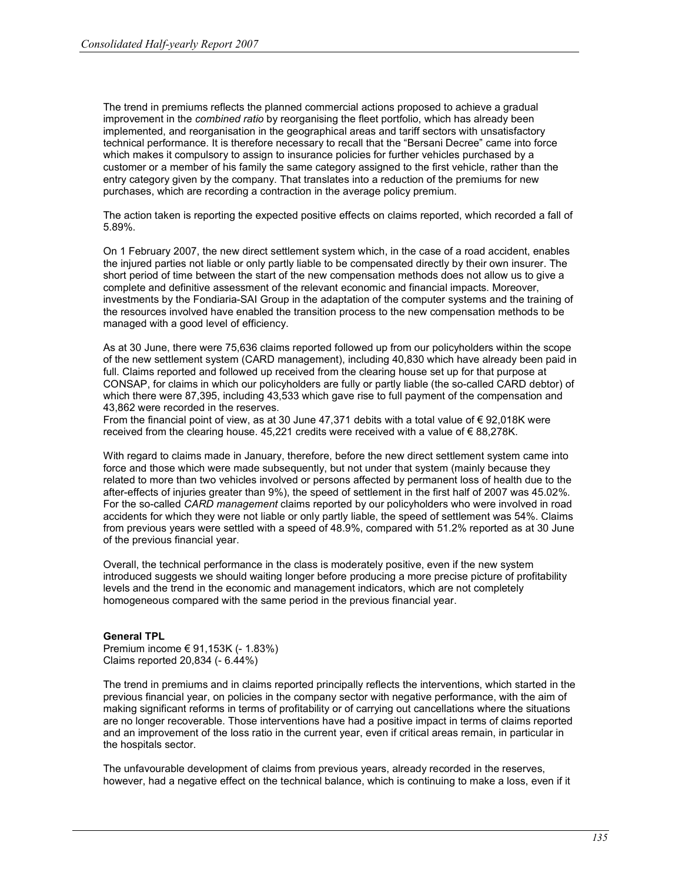The trend in premiums reflects the planned commercial actions proposed to achieve a gradual improvement in the *combined ratio* by reorganising the fleet portfolio, which has already been implemented, and reorganisation in the geographical areas and tariff sectors with unsatisfactory technical performance. It is therefore necessary to recall that the "Bersani Decree" came into force which makes it compulsory to assign to insurance policies for further vehicles purchased by a customer or a member of his family the same category assigned to the first vehicle, rather than the entry category given by the company. That translates into a reduction of the premiums for new purchases, which are recording a contraction in the average policy premium.

The action taken is reporting the expected positive effects on claims reported, which recorded a fall of 5.89%.

On 1 February 2007, the new direct settlement system which, in the case of a road accident, enables the injured parties not liable or only partly liable to be compensated directly by their own insurer. The short period of time between the start of the new compensation methods does not allow us to give a complete and definitive assessment of the relevant economic and financial impacts. Moreover, investments by the Fondiaria-SAI Group in the adaptation of the computer systems and the training of the resources involved have enabled the transition process to the new compensation methods to be managed with a good level of efficiency.

As at 30 June, there were 75,636 claims reported followed up from our policyholders within the scope of the new settlement system (CARD management), including 40,830 which have already been paid in full. Claims reported and followed up received from the clearing house set up for that purpose at CONSAP, for claims in which our policyholders are fully or partly liable (the so-called CARD debtor) of which there were 87,395, including 43,533 which gave rise to full payment of the compensation and 43,862 were recorded in the reserves.
From the financial point of view, as at 30 June 47,371 debits with a total value of € 92,018K were received from the clearing house. 45,221 credits were received with a value of € 88,278K.

With regard to claims made in January, therefore, before the new direct settlement system came into force and those which were made subsequently, but not under that system (mainly because they related to more than two vehicles involved or persons affected by permanent loss of health due to the after-effects of injuries greater than 9%), the speed of settlement in the first half of 2007 was 45.02%. For the so-called *CARD management* claims reported by our policyholders who were involved in road accidents for which they were not liable or only partly liable, the speed of settlement was 54%. Claims from previous years were settled with a speed of 48.9%, compared with 51.2% reported as at 30 June of the previous financial year.

Overall, the technical performance in the class is moderately positive, even if the new system introduced suggests we should waiting longer before producing a more precise picture of profitability levels and the trend in the economic and management indicators, which are not completely homogeneous compared with the same period in the previous financial year.

**General TPL**
Premium income € 91,153K (- 1.83%)
Claims reported 20,834 (- 6.44%)

The trend in premiums and in claims reported principally reflects the interventions, which started in the previous financial year, on policies in the company sector with negative performance, with the aim of making significant reforms in terms of profitability or of carrying out cancellations where the situations are no longer recoverable. Those interventions have had a positive impact in terms of claims reported and an improvement of the loss ratio in the current year, even if critical areas remain, in particular in the hospitals sector.

The unfavourable development of claims from previous years, already recorded in the reserves, however, had a negative effect on the technical balance, which is continuing to make a loss, even if it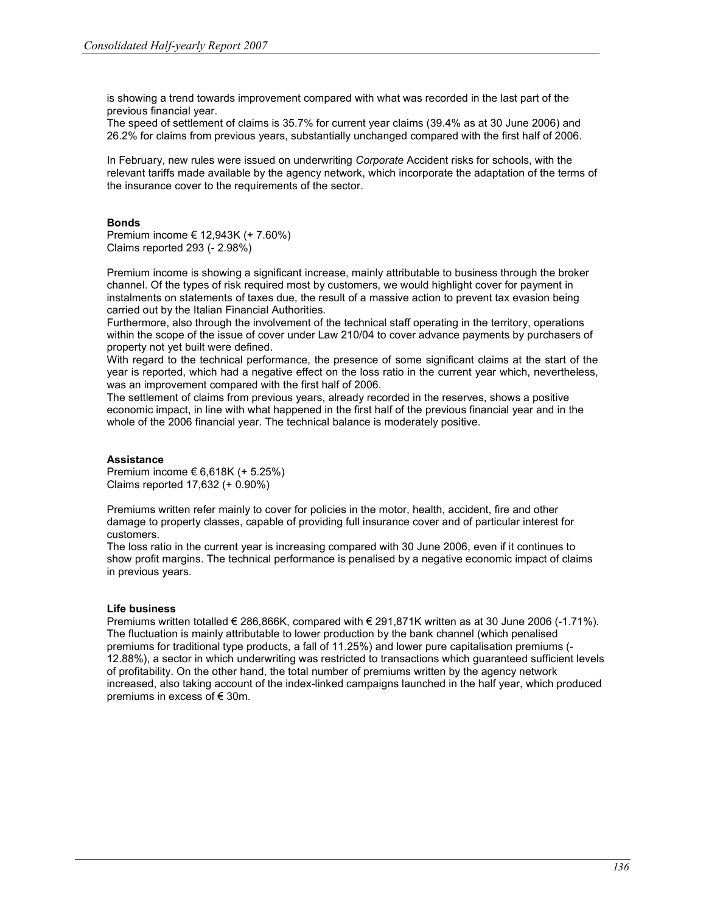is showing a trend towards improvement compared with what was recorded in the last part of the previous financial year.
The speed of settlement of claims is 35.7% for current year claims (39.4% as at 30 June 2006) and 26.2% for claims from previous years, substantially unchanged compared with the first half of 2006.

In February, new rules were issued on underwriting *Corporate* Accident risks for schools, with the relevant tariffs made available by the agency network, which incorporate the adaptation of the terms of the insurance cover to the requirements of the sector.

**Bonds**
Premium income € 12,943K (+ 7.60%)
Claims reported 293 (- 2.98%)

Premium income is showing a significant increase, mainly attributable to business through the broker channel. Of the types of risk required most by customers, we would highlight cover for payment in instalments on statements of taxes due, the result of a massive action to prevent tax evasion being carried out by the Italian Financial Authorities.
Furthermore, also through the involvement of the technical staff operating in the territory, operations within the scope of the issue of cover under Law 210/04 to cover advance payments by purchasers of property not yet built were defined.
With regard to the technical performance, the presence of some significant claims at the start of the year is reported, which had a negative effect on the loss ratio in the current year which, nevertheless, was an improvement compared with the first half of 2006.
The settlement of claims from previous years, already recorded in the reserves, shows a positive economic impact, in line with what happened in the first half of the previous financial year and in the whole of the 2006 financial year. The technical balance is moderately positive.

**Assistance**
Premium income € 6,618K (+ 5.25%)
Claims reported 17,632 (+ 0.90%)

Premiums written refer mainly to cover for policies in the motor, health, accident, fire and other damage to property classes, capable of providing full insurance cover and of particular interest for customers.
The loss ratio in the current year is increasing compared with 30 June 2006, even if it continues to show profit margins. The technical performance is penalised by a negative economic impact of claims in previous years.

**Life business**
Premiums written totalled € 286,866K, compared with € 291,871K written as at 30 June 2006 (-1.71%). The fluctuation is mainly attributable to lower production by the bank channel (which penalised premiums for traditional type products, a fall of 11.25%) and lower pure capitalisation premiums (-12.88%), a sector in which underwriting was restricted to transactions which guaranteed sufficient levels of profitability. On the other hand, the total number of premiums written by the agency network increased, also taking account of the index-linked campaigns launched in the half year, which produced premiums in excess of € 30m.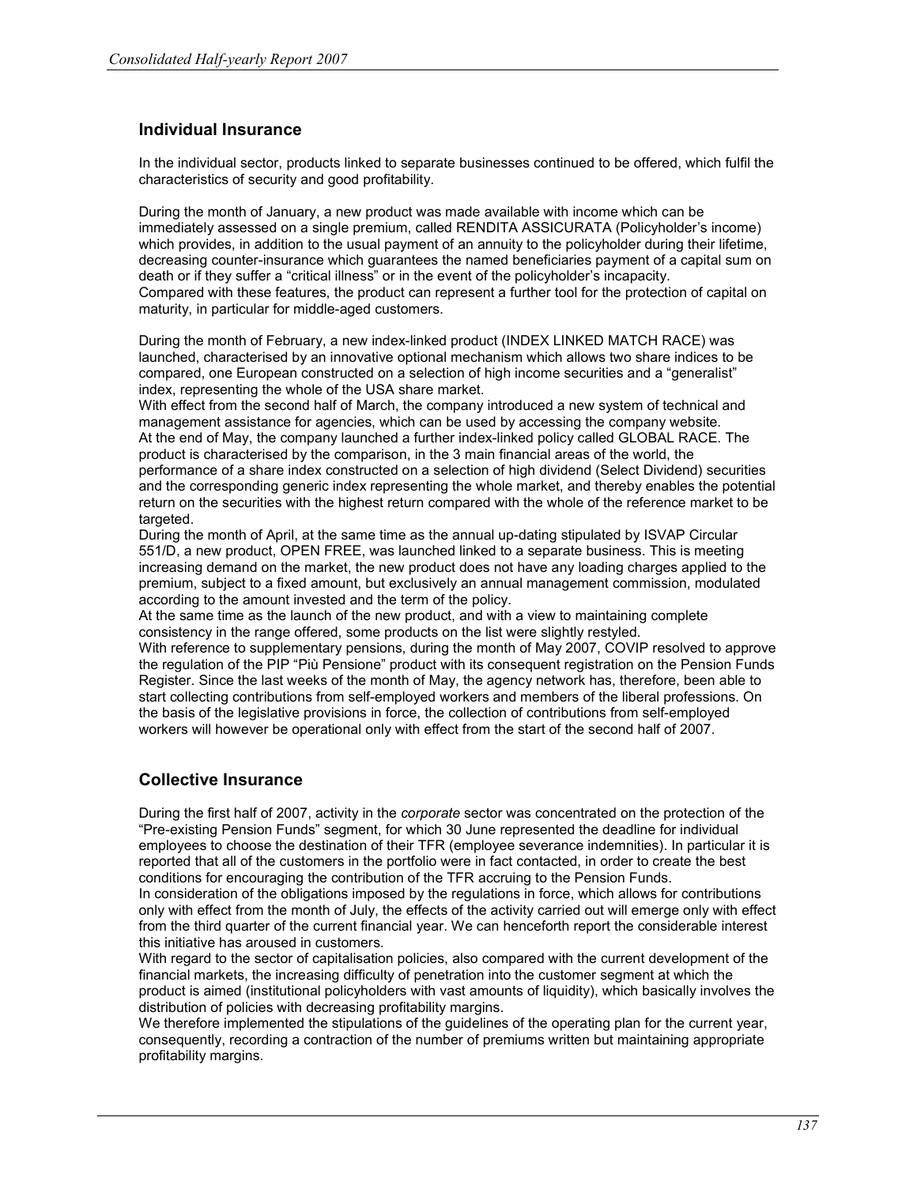## Individual Insurance

In the individual sector, products linked to separate businesses continued to be offered, which fulfil the characteristics of security and good profitability.

During the month of January, a new product was made available with income which can be immediately assessed on a single premium, called RENDITA ASSICURATA (Policyholder's income) which provides, in addition to the usual payment of an annuity to the policyholder during their lifetime, decreasing counter-insurance which guarantees the named beneficiaries payment of a capital sum on death or if they suffer a "critical illness" or in the event of the policyholder's incapacity.
Compared with these features, the product can represent a further tool for the protection of capital on maturity, in particular for middle-aged customers.

During the month of February, a new index-linked product (INDEX LINKED MATCH RACE) was launched, characterised by an innovative optional mechanism which allows two share indices to be compared, one European constructed on a selection of high income securities and a "generalist" index, representing the whole of the USA share market.
With effect from the second half of March, the company introduced a new system of technical and management assistance for agencies, which can be used by accessing the company website.
At the end of May, the company launched a further index-linked policy called GLOBAL RACE. The product is characterised by the comparison, in the 3 main financial areas of the world, the performance of a share index constructed on a selection of high dividend (Select Dividend) securities and the corresponding generic index representing the whole market, and thereby enables the potential return on the securities with the highest return compared with the whole of the reference market to be targeted.
During the month of April, at the same time as the annual up-dating stipulated by ISVAP Circular 551/D, a new product, OPEN FREE, was launched linked to a separate business. This is meeting increasing demand on the market, the new product does not have any loading charges applied to the premium, subject to a fixed amount, but exclusively an annual management commission, modulated according to the amount invested and the term of the policy.
At the same time as the launch of the new product, and with a view to maintaining complete consistency in the range offered, some products on the list were slightly restyled.
With reference to supplementary pensions, during the month of May 2007, COVIP resolved to approve the regulation of the PIP "Più Pensione" product with its consequent registration on the Pension Funds Register. Since the last weeks of the month of May, the agency network has, therefore, been able to start collecting contributions from self-employed workers and members of the liberal professions. On the basis of the legislative provisions in force, the collection of contributions from self-employed workers will however be operational only with effect from the start of the second half of 2007.

## Collective Insurance

During the first half of 2007, activity in the *corporate* sector was concentrated on the protection of the "Pre-existing Pension Funds" segment, for which 30 June represented the deadline for individual employees to choose the destination of their TFR (employee severance indemnities). In particular it is reported that all of the customers in the portfolio were in fact contacted, in order to create the best conditions for encouraging the contribution of the TFR accruing to the Pension Funds.
In consideration of the obligations imposed by the regulations in force, which allows for contributions only with effect from the month of July, the effects of the activity carried out will emerge only with effect from the third quarter of the current financial year. We can henceforth report the considerable interest this initiative has aroused in customers.
With regard to the sector of capitalisation policies, also compared with the current development of the financial markets, the increasing difficulty of penetration into the customer segment at which the product is aimed (institutional policyholders with vast amounts of liquidity), which basically involves the distribution of policies with decreasing profitability margins.
We therefore implemented the stipulations of the guidelines of the operating plan for the current year, consequently, recording a contraction of the number of premiums written but maintaining appropriate profitability margins.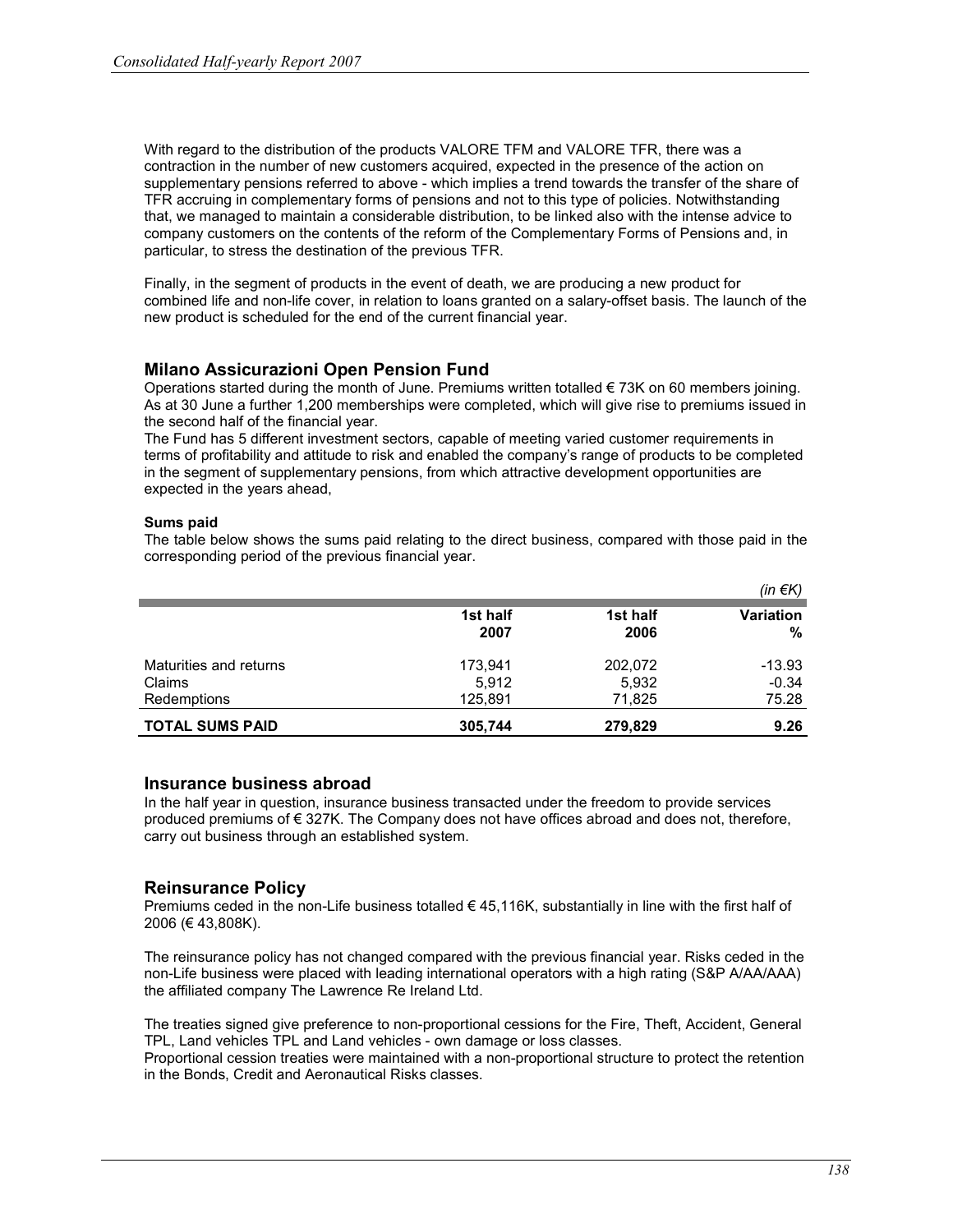With regard to the distribution of the products VALORE TFM and VALORE TFR, there was a contraction in the number of new customers acquired, expected in the presence of the action on supplementary pensions referred to above - which implies a trend towards the transfer of the share of TFR accruing in complementary forms of pensions and not to this type of policies. Notwithstanding that, we managed to maintain a considerable distribution, to be linked also with the intense advice to company customers on the contents of the reform of the Complementary Forms of Pensions and, in particular, to stress the destination of the previous TFR.

Finally, in the segment of products in the event of death, we are producing a new product for combined life and non-life cover, in relation to loans granted on a salary-offset basis. The launch of the new product is scheduled for the end of the current financial year.

## Milano Assicurazioni Open Pension Fund

Operations started during the month of June. Premiums written totalled € 73K on 60 members joining. As at 30 June a further 1,200 memberships were completed, which will give rise to premiums issued in the second half of the financial year.
The Fund has 5 different investment sectors, capable of meeting varied customer requirements in terms of profitability and attitude to risk and enabled the company's range of products to be completed in the segment of supplementary pensions, from which attractive development opportunities are expected in the years ahead,

#### Sums paid

The table below shows the sums paid relating to the direct business, compared with those paid in the corresponding period of the previous financial year.

*(in €K)*

| | 1st half 2007 | 1st half 2006 | Variation % |
|---|---|---|---|
| Maturities and returns | 173,941 | 202,072 | -13.93 |
| Claims | 5,912 | 5,932 | -0.34 |
| Redemptions | 125,891 | 71,825 | 75.28 |
| **TOTAL SUMS PAID** | **305,744** | **279,829** | **9.26** |

## Insurance business abroad

In the half year in question, insurance business transacted under the freedom to provide services produced premiums of € 327K. The Company does not have offices abroad and does not, therefore, carry out business through an established system.

## Reinsurance Policy

Premiums ceded in the non-Life business totalled € 45,116K, substantially in line with the first half of 2006 (€ 43,808K).

The reinsurance policy has not changed compared with the previous financial year. Risks ceded in the non-Life business were placed with leading international operators with a high rating (S&P A/AA/AAA) the affiliated company The Lawrence Re Ireland Ltd.

The treaties signed give preference to non-proportional cessions for the Fire, Theft, Accident, General TPL, Land vehicles TPL and Land vehicles - own damage or loss classes.
Proportional cession treaties were maintained with a non-proportional structure to protect the retention in the Bonds, Credit and Aeronautical Risks classes.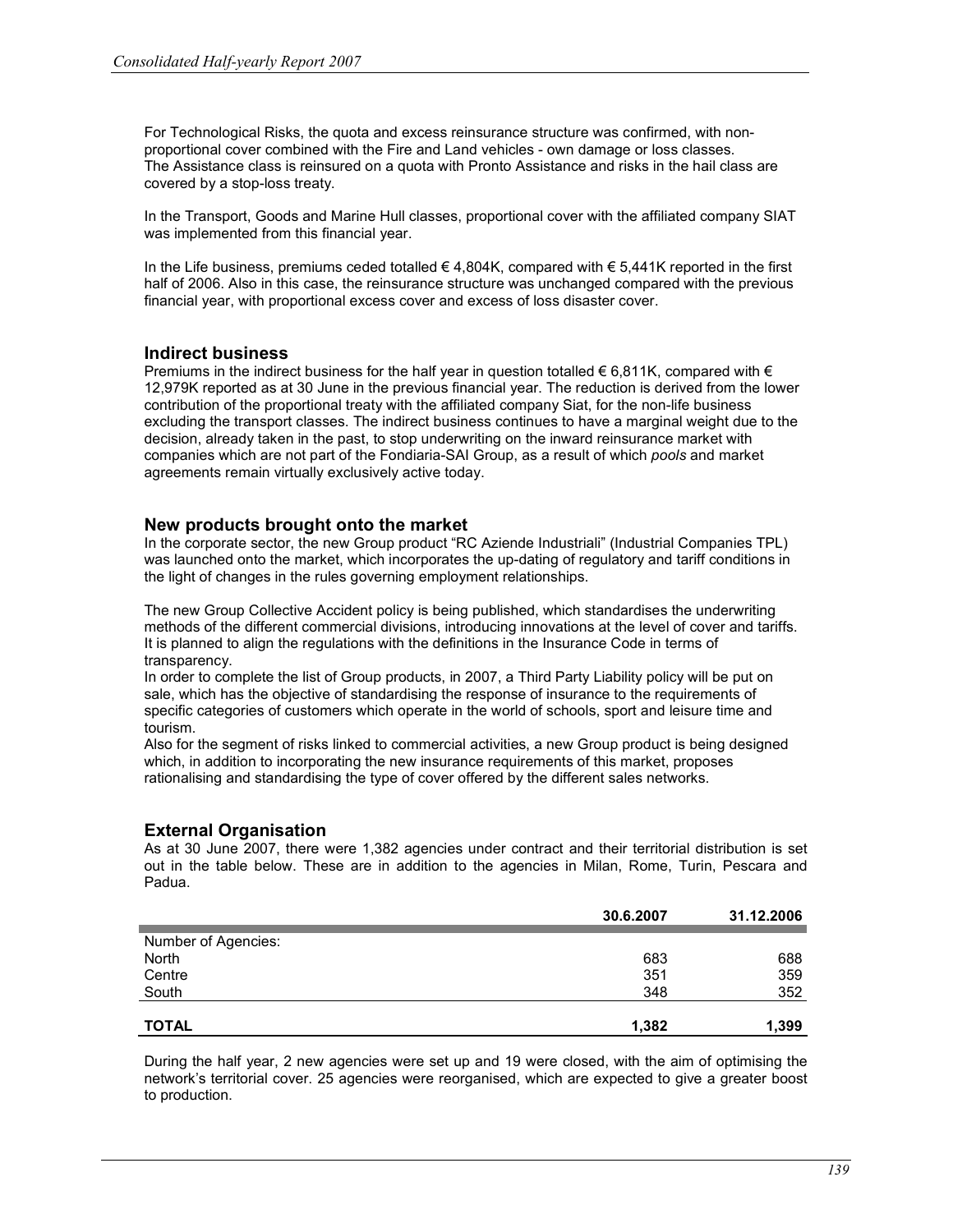For Technological Risks, the quota and excess reinsurance structure was confirmed, with non-proportional cover combined with the Fire and Land vehicles - own damage or loss classes. The Assistance class is reinsured on a quota with Pronto Assistance and risks in the hail class are covered by a stop-loss treaty.

In the Transport, Goods and Marine Hull classes, proportional cover with the affiliated company SIAT was implemented from this financial year.

In the Life business, premiums ceded totalled € 4,804K, compared with € 5,441K reported in the first half of 2006. Also in this case, the reinsurance structure was unchanged compared with the previous financial year, with proportional excess cover and excess of loss disaster cover.

## Indirect business

Premiums in the indirect business for the half year in question totalled € 6,811K, compared with € 12,979K reported as at 30 June in the previous financial year. The reduction is derived from the lower contribution of the proportional treaty with the affiliated company Siat, for the non-life business excluding the transport classes. The indirect business continues to have a marginal weight due to the decision, already taken in the past, to stop underwriting on the inward reinsurance market with companies which are not part of the Fondiaria-SAI Group, as a result of which *pools* and market agreements remain virtually exclusively active today.

## New products brought onto the market

In the corporate sector, the new Group product "RC Aziende Industriali" (Industrial Companies TPL) was launched onto the market, which incorporates the up-dating of regulatory and tariff conditions in the light of changes in the rules governing employment relationships.

The new Group Collective Accident policy is being published, which standardises the underwriting methods of the different commercial divisions, introducing innovations at the level of cover and tariffs. It is planned to align the regulations with the definitions in the Insurance Code in terms of transparency.

In order to complete the list of Group products, in 2007, a Third Party Liability policy will be put on sale, which has the objective of standardising the response of insurance to the requirements of specific categories of customers which operate in the world of schools, sport and leisure time and tourism.

Also for the segment of risks linked to commercial activities, a new Group product is being designed which, in addition to incorporating the new insurance requirements of this market, proposes rationalising and standardising the type of cover offered by the different sales networks.

## External Organisation

As at 30 June 2007, there were 1,382 agencies under contract and their territorial distribution is set out in the table below. These are in addition to the agencies in Milan, Rome, Turin, Pescara and Padua.

| | 30.6.2007 | 31.12.2006 |
|---|---|---|
| Number of Agencies: | | |
| North | 683 | 688 |
| Centre | 351 | 359 |
| South | 348 | 352 |
| **TOTAL** | **1,382** | **1,399** |

During the half year, 2 new agencies were set up and 19 were closed, with the aim of optimising the network's territorial cover. 25 agencies were reorganised, which are expected to give a greater boost to production.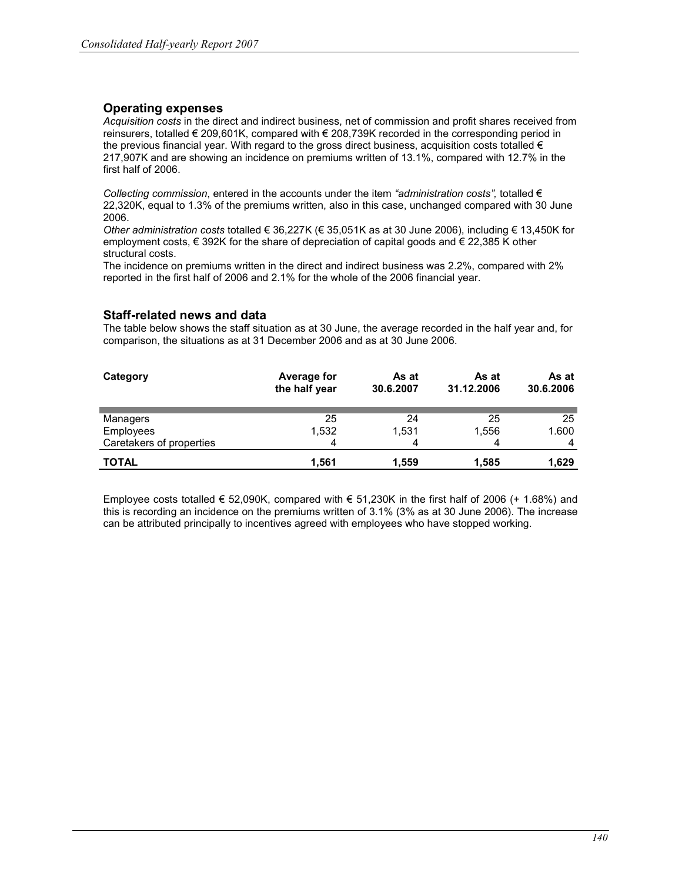## Operating expenses

*Acquisition costs* in the direct and indirect business, net of commission and profit shares received from reinsurers, totalled € 209,601K, compared with € 208,739K recorded in the corresponding period in the previous financial year. With regard to the gross direct business, acquisition costs totalled € 217,907K and are showing an incidence on premiums written of 13.1%, compared with 12.7% in the first half of 2006.

*Collecting commission*, entered in the accounts under the item *"administration costs"*, totalled € 22,320K, equal to 1.3% of the premiums written, also in this case, unchanged compared with 30 June 2006.

*Other administration costs* totalled € 36,227K (€ 35,051K as at 30 June 2006), including € 13,450K for employment costs, € 392K for the share of depreciation of capital goods and € 22,385 K other structural costs.

The incidence on premiums written in the direct and indirect business was 2.2%, compared with 2% reported in the first half of 2006 and 2.1% for the whole of the 2006 financial year.

## Staff-related news and data

The table below shows the staff situation as at 30 June, the average recorded in the half year and, for comparison, the situations as at 31 December 2006 and as at 30 June 2006.

| Category | Average for the half year | As at 30.6.2007 | As at 31.12.2006 | As at 30.6.2006 |
|---|---|---|---|---|
| Managers | 25 | 24 | 25 | 25 |
| Employees | 1,532 | 1,531 | 1,556 | 1.600 |
| Caretakers of properties | 4 | 4 | 4 | 4 |
| **TOTAL** | **1,561** | **1,559** | **1,585** | **1,629** |

Employee costs totalled € 52,090K, compared with € 51,230K in the first half of 2006 (+ 1.68%) and this is recording an incidence on the premiums written of 3.1% (3% as at 30 June 2006). The increase can be attributed principally to incentives agreed with employees who have stopped working.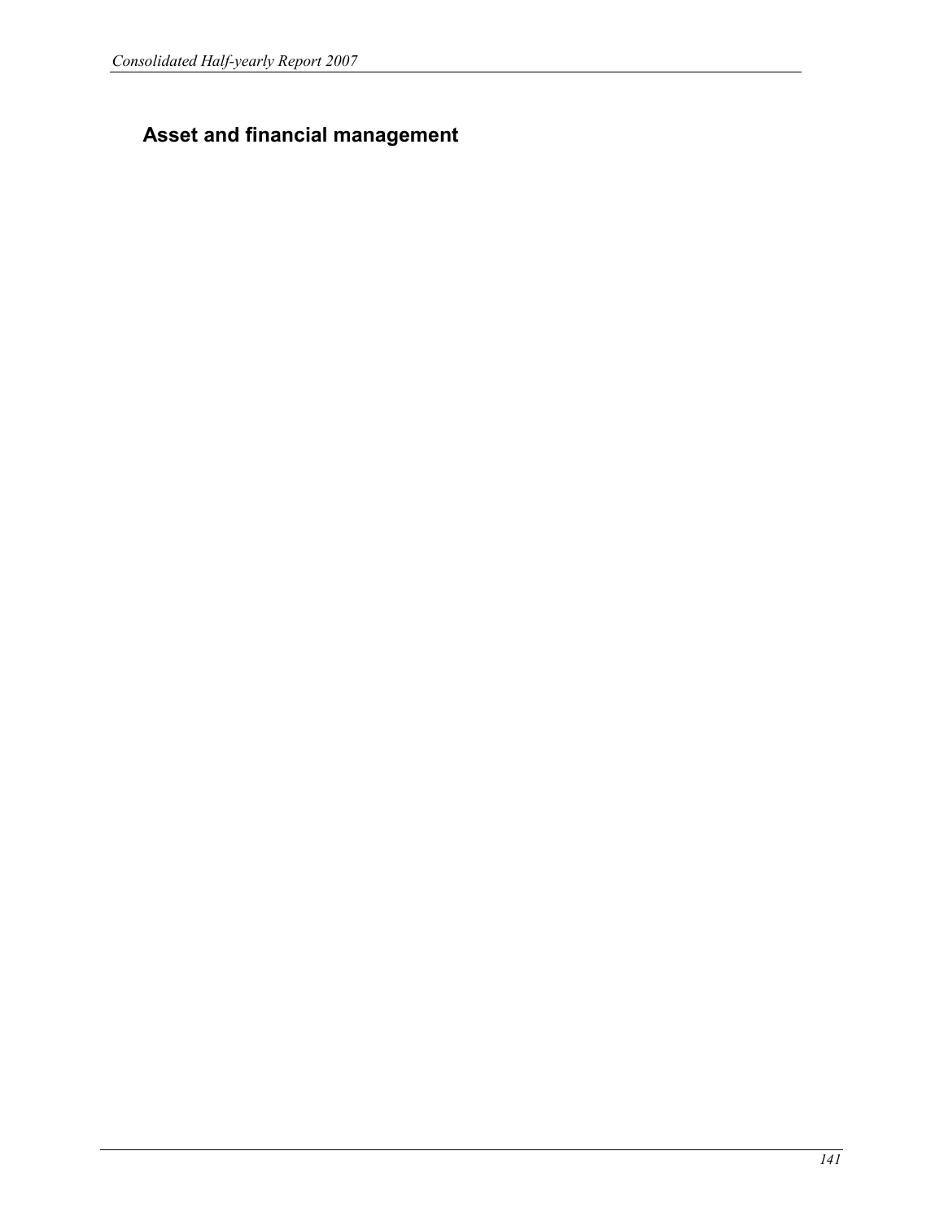# Asset and financial management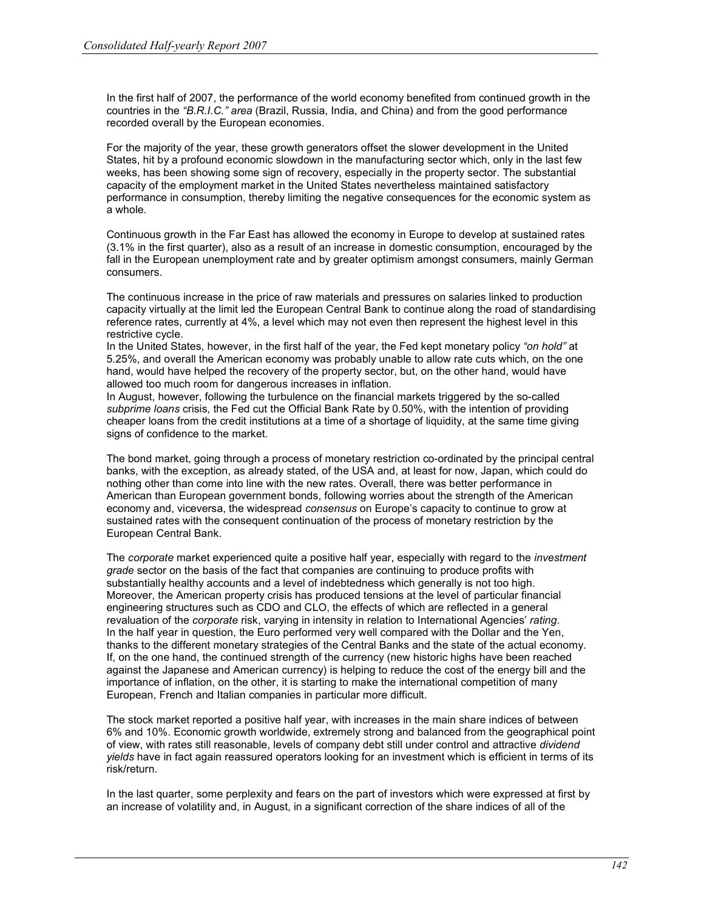In the first half of 2007, the performance of the world economy benefited from continued growth in the countries in the *"B.R.I.C." area* (Brazil, Russia, India, and China) and from the good performance recorded overall by the European economies.

For the majority of the year, these growth generators offset the slower development in the United States, hit by a profound economic slowdown in the manufacturing sector which, only in the last few weeks, has been showing some sign of recovery, especially in the property sector. The substantial capacity of the employment market in the United States nevertheless maintained satisfactory performance in consumption, thereby limiting the negative consequences for the economic system as a whole.

Continuous growth in the Far East has allowed the economy in Europe to develop at sustained rates (3.1% in the first quarter), also as a result of an increase in domestic consumption, encouraged by the fall in the European unemployment rate and by greater optimism amongst consumers, mainly German consumers.

The continuous increase in the price of raw materials and pressures on salaries linked to production capacity virtually at the limit led the European Central Bank to continue along the road of standardising reference rates, currently at 4%, a level which may not even then represent the highest level in this restrictive cycle.
In the United States, however, in the first half of the year, the Fed kept monetary policy *"on hold"* at 5.25%, and overall the American economy was probably unable to allow rate cuts which, on the one hand, would have helped the recovery of the property sector, but, on the other hand, would have allowed too much room for dangerous increases in inflation.
In August, however, following the turbulence on the financial markets triggered by the so-called *subprime loans* crisis, the Fed cut the Official Bank Rate by 0.50%, with the intention of providing cheaper loans from the credit institutions at a time of a shortage of liquidity, at the same time giving signs of confidence to the market.

The bond market, going through a process of monetary restriction co-ordinated by the principal central banks, with the exception, as already stated, of the USA and, at least for now, Japan, which could do nothing other than come into line with the new rates. Overall, there was better performance in American than European government bonds, following worries about the strength of the American economy and, viceversa, the widespread *consensus* on Europe's capacity to continue to grow at sustained rates with the consequent continuation of the process of monetary restriction by the European Central Bank.

The *corporate* market experienced quite a positive half year, especially with regard to the *investment grade* sector on the basis of the fact that companies are continuing to produce profits with substantially healthy accounts and a level of indebtedness which generally is not too high. Moreover, the American property crisis has produced tensions at the level of particular financial engineering structures such as CDO and CLO, the effects of which are reflected in a general revaluation of the *corporate* risk, varying in intensity in relation to International Agencies' *rating*.
In the half year in question, the Euro performed very well compared with the Dollar and the Yen, thanks to the different monetary strategies of the Central Banks and the state of the actual economy. If, on the one hand, the continued strength of the currency (new historic highs have been reached against the Japanese and American currency) is helping to reduce the cost of the energy bill and the importance of inflation, on the other, it is starting to make the international competition of many European, French and Italian companies in particular more difficult.

The stock market reported a positive half year, with increases in the main share indices of between 6% and 10%. Economic growth worldwide, extremely strong and balanced from the geographical point of view, with rates still reasonable, levels of company debt still under control and attractive *dividend yields* have in fact again reassured operators looking for an investment which is efficient in terms of its risk/return.

In the last quarter, some perplexity and fears on the part of investors which were expressed at first by an increase of volatility and, in August, in a significant correction of the share indices of all of the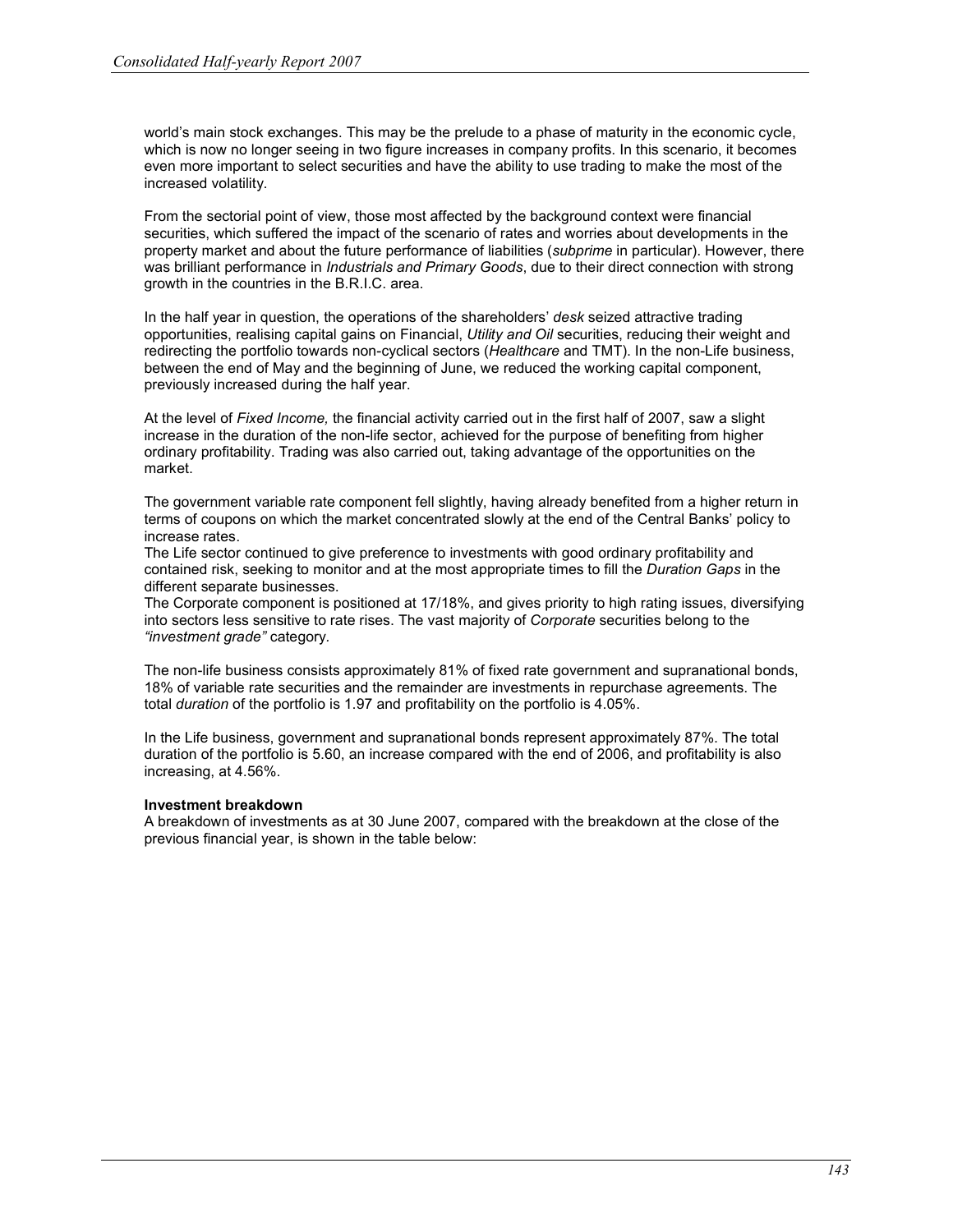world's main stock exchanges. This may be the prelude to a phase of maturity in the economic cycle, which is now no longer seeing in two figure increases in company profits. In this scenario, it becomes even more important to select securities and have the ability to use trading to make the most of the increased volatility.

From the sectorial point of view, those most affected by the background context were financial securities, which suffered the impact of the scenario of rates and worries about developments in the property market and about the future performance of liabilities (*subprime* in particular). However, there was brilliant performance in *Industrials and Primary Goods*, due to their direct connection with strong growth in the countries in the B.R.I.C. area.

In the half year in question, the operations of the shareholders' *desk* seized attractive trading opportunities, realising capital gains on Financial, *Utility and Oil* securities, reducing their weight and redirecting the portfolio towards non-cyclical sectors (*Healthcare* and TMT). In the non-Life business, between the end of May and the beginning of June, we reduced the working capital component, previously increased during the half year.

At the level of *Fixed Income,* the financial activity carried out in the first half of 2007, saw a slight increase in the duration of the non-life sector, achieved for the purpose of benefiting from higher ordinary profitability. Trading was also carried out, taking advantage of the opportunities on the market.

The government variable rate component fell slightly, having already benefited from a higher return in terms of coupons on which the market concentrated slowly at the end of the Central Banks' policy to increase rates.
The Life sector continued to give preference to investments with good ordinary profitability and contained risk, seeking to monitor and at the most appropriate times to fill the *Duration Gaps* in the different separate businesses.
The Corporate component is positioned at 17/18%, and gives priority to high rating issues, diversifying into sectors less sensitive to rate rises. The vast majority of *Corporate* securities belong to the *"investment grade"* category.

The non-life business consists approximately 81% of fixed rate government and supranational bonds, 18% of variable rate securities and the remainder are investments in repurchase agreements. The total *duration* of the portfolio is 1.97 and profitability on the portfolio is 4.05%.

In the Life business, government and supranational bonds represent approximately 87%. The total duration of the portfolio is 5.60, an increase compared with the end of 2006, and profitability is also increasing, at 4.56%.

**Investment breakdown**
A breakdown of investments as at 30 June 2007, compared with the breakdown at the close of the previous financial year, is shown in the table below: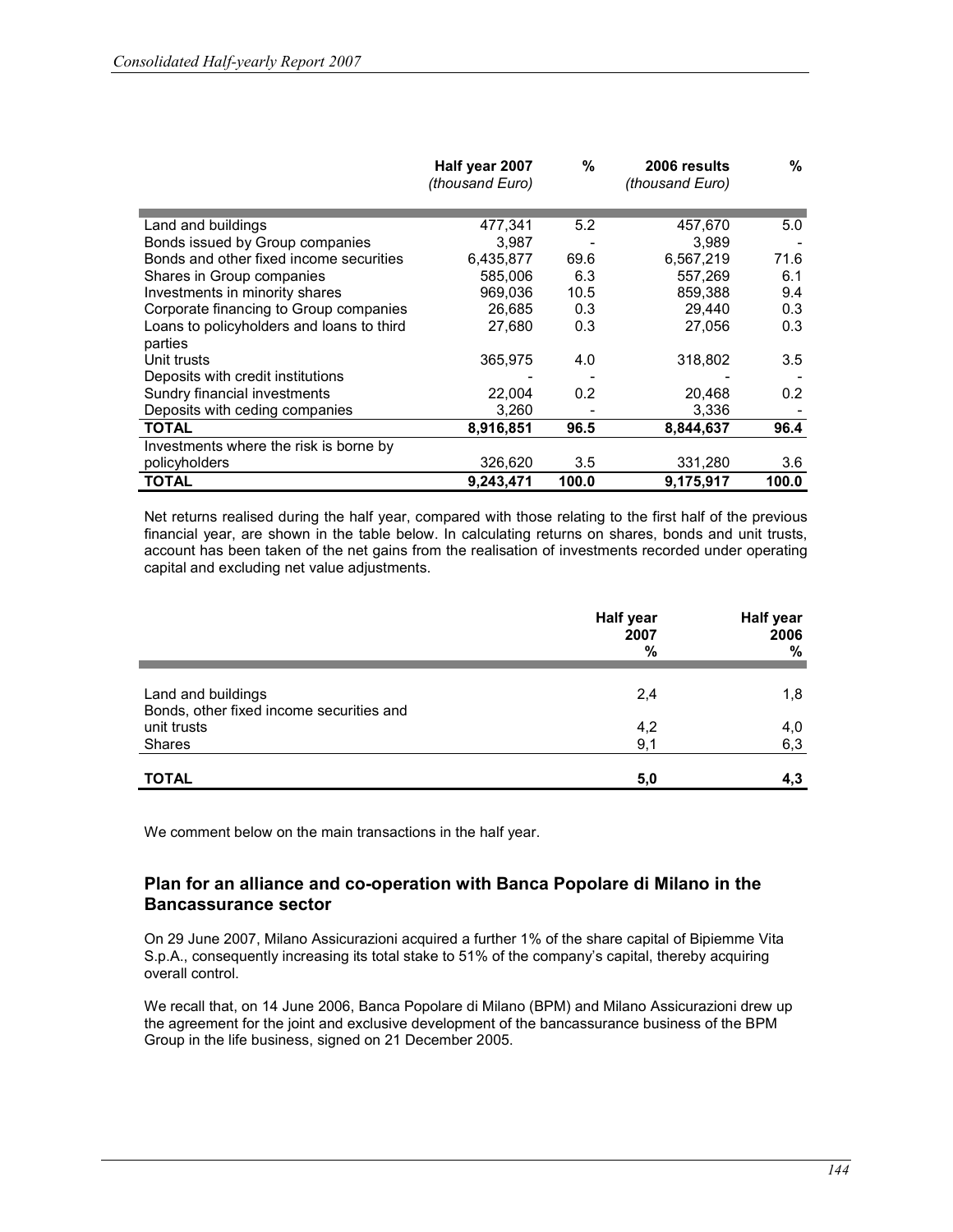| | Half year 2007 *(thousand Euro)* | % | 2006 results *(thousand Euro)* | % |
|---|---|---|---|---|
| Land and buildings | 477,341 | 5.2 | 457,670 | 5.0 |
| Bonds issued by Group companies | 3,987 | - | 3,989 | - |
| Bonds and other fixed income securities | 6,435,877 | 69.6 | 6,567,219 | 71.6 |
| Shares in Group companies | 585,006 | 6.3 | 557,269 | 6.1 |
| Investments in minority shares | 969,036 | 10.5 | 859,388 | 9.4 |
| Corporate financing to Group companies | 26,685 | 0.3 | 29,440 | 0.3 |
| Loans to policyholders and loans to third parties | 27,680 | 0.3 | 27,056 | 0.3 |
| Unit trusts | 365,975 | 4.0 | 318,802 | 3.5 |
| Deposits with credit institutions | - | - | - | - |
| Sundry financial investments | 22,004 | 0.2 | 20,468 | 0.2 |
| Deposits with ceding companies | 3,260 | - | 3,336 | - |
| **TOTAL** | **8,916,851** | **96.5** | **8,844,637** | **96.4** |
| Investments where the risk is borne by policyholders | 326,620 | 3.5 | 331,280 | 3.6 |
| **TOTAL** | **9,243,471** | **100.0** | **9,175,917** | **100.0** |

Net returns realised during the half year, compared with those relating to the first half of the previous financial year, are shown in the table below. In calculating returns on shares, bonds and unit trusts, account has been taken of the net gains from the realisation of investments recorded under operating capital and excluding net value adjustments.

| | Half year 2007 % | Half year 2006 % |
|---|---|---|
| Land and buildings | 2,4 | 1,8 |
| Bonds, other fixed income securities and unit trusts | 4,2 | 4,0 |
| Shares | 9,1 | 6,3 |
| **TOTAL** | **5,0** | **4,3** |

We comment below on the main transactions in the half year.

## Plan for an alliance and co-operation with Banca Popolare di Milano in the Bancassurance sector

On 29 June 2007, Milano Assicurazioni acquired a further 1% of the share capital of Bipiemme Vita S.p.A., consequently increasing its total stake to 51% of the company's capital, thereby acquiring overall control.

We recall that, on 14 June 2006, Banca Popolare di Milano (BPM) and Milano Assicurazioni drew up the agreement for the joint and exclusive development of the bancassurance business of the BPM Group in the life business, signed on 21 December 2005.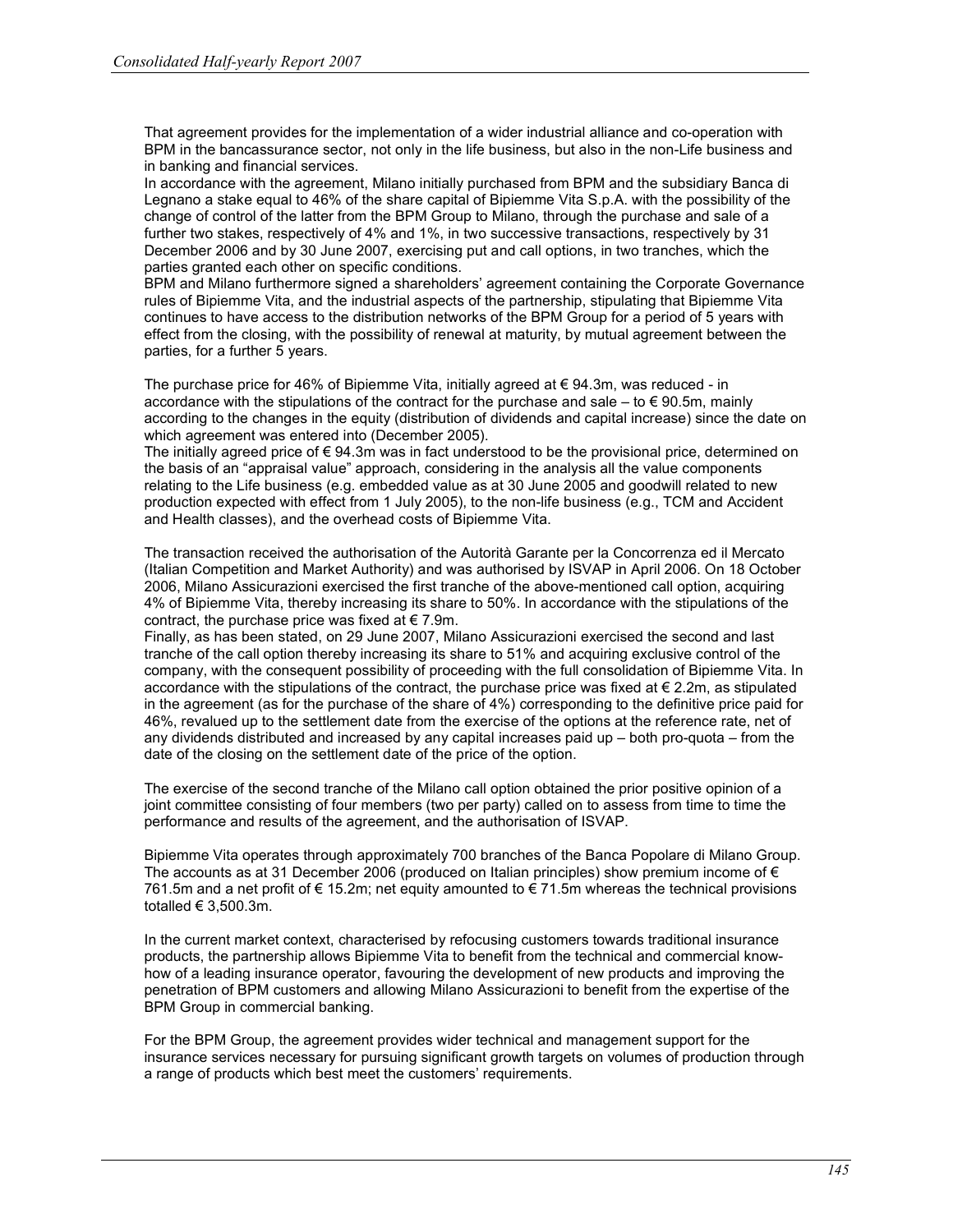That agreement provides for the implementation of a wider industrial alliance and co-operation with BPM in the bancassurance sector, not only in the life business, but also in the non-Life business and in banking and financial services.
In accordance with the agreement, Milano initially purchased from BPM and the subsidiary Banca di Legnano a stake equal to 46% of the share capital of Bipiemme Vita S.p.A. with the possibility of the change of control of the latter from the BPM Group to Milano, through the purchase and sale of a further two stakes, respectively of 4% and 1%, in two successive transactions, respectively by 31 December 2006 and by 30 June 2007, exercising put and call options, in two tranches, which the parties granted each other on specific conditions.
BPM and Milano furthermore signed a shareholders' agreement containing the Corporate Governance rules of Bipiemme Vita, and the industrial aspects of the partnership, stipulating that Bipiemme Vita continues to have access to the distribution networks of the BPM Group for a period of 5 years with effect from the closing, with the possibility of renewal at maturity, by mutual agreement between the parties, for a further 5 years.

The purchase price for 46% of Bipiemme Vita, initially agreed at € 94.3m, was reduced - in accordance with the stipulations of the contract for the purchase and sale – to € 90.5m, mainly according to the changes in the equity (distribution of dividends and capital increase) since the date on which agreement was entered into (December 2005).
The initially agreed price of € 94.3m was in fact understood to be the provisional price, determined on the basis of an "appraisal value" approach, considering in the analysis all the value components relating to the Life business (e.g. embedded value as at 30 June 2005 and goodwill related to new production expected with effect from 1 July 2005), to the non-life business (e.g., TCM and Accident and Health classes), and the overhead costs of Bipiemme Vita.

The transaction received the authorisation of the Autorità Garante per la Concorrenza ed il Mercato (Italian Competition and Market Authority) and was authorised by ISVAP in April 2006. On 18 October 2006, Milano Assicurazioni exercised the first tranche of the above-mentioned call option, acquiring 4% of Bipiemme Vita, thereby increasing its share to 50%. In accordance with the stipulations of the contract, the purchase price was fixed at € 7.9m.
Finally, as has been stated, on 29 June 2007, Milano Assicurazioni exercised the second and last tranche of the call option thereby increasing its share to 51% and acquiring exclusive control of the company, with the consequent possibility of proceeding with the full consolidation of Bipiemme Vita. In accordance with the stipulations of the contract, the purchase price was fixed at € 2.2m, as stipulated in the agreement (as for the purchase of the share of 4%) corresponding to the definitive price paid for 46%, revalued up to the settlement date from the exercise of the options at the reference rate, net of any dividends distributed and increased by any capital increases paid up – both pro-quota – from the date of the closing on the settlement date of the price of the option.

The exercise of the second tranche of the Milano call option obtained the prior positive opinion of a joint committee consisting of four members (two per party) called on to assess from time to time the performance and results of the agreement, and the authorisation of ISVAP.

Bipiemme Vita operates through approximately 700 branches of the Banca Popolare di Milano Group. The accounts as at 31 December 2006 (produced on Italian principles) show premium income of € 761.5m and a net profit of € 15.2m; net equity amounted to € 71.5m whereas the technical provisions totalled € 3,500.3m.

In the current market context, characterised by refocusing customers towards traditional insurance products, the partnership allows Bipiemme Vita to benefit from the technical and commercial know-how of a leading insurance operator, favouring the development of new products and improving the penetration of BPM customers and allowing Milano Assicurazioni to benefit from the expertise of the BPM Group in commercial banking.

For the BPM Group, the agreement provides wider technical and management support for the insurance services necessary for pursuing significant growth targets on volumes of production through a range of products which best meet the customers' requirements.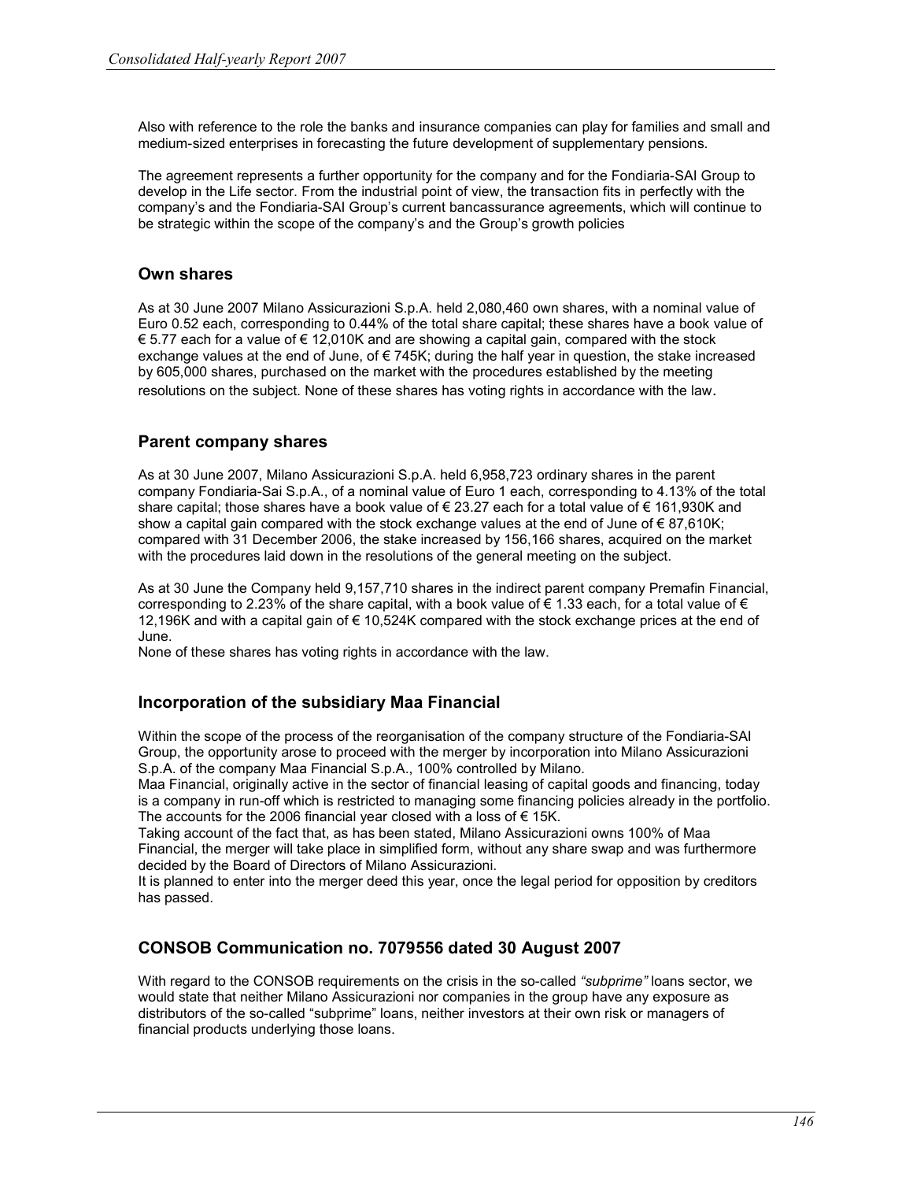Also with reference to the role the banks and insurance companies can play for families and small and medium-sized enterprises in forecasting the future development of supplementary pensions.

The agreement represents a further opportunity for the company and for the Fondiaria-SAI Group to develop in the Life sector. From the industrial point of view, the transaction fits in perfectly with the company's and the Fondiaria-SAI Group's current bancassurance agreements, which will continue to be strategic within the scope of the company's and the Group's growth policies

## Own shares

As at 30 June 2007 Milano Assicurazioni S.p.A. held 2,080,460 own shares, with a nominal value of Euro 0.52 each, corresponding to 0.44% of the total share capital; these shares have a book value of € 5.77 each for a value of € 12,010K and are showing a capital gain, compared with the stock exchange values at the end of June, of € 745K; during the half year in question, the stake increased by 605,000 shares, purchased on the market with the procedures established by the meeting resolutions on the subject. None of these shares has voting rights in accordance with the law.

## Parent company shares

As at 30 June 2007, Milano Assicurazioni S.p.A. held 6,958,723 ordinary shares in the parent company Fondiaria-Sai S.p.A., of a nominal value of Euro 1 each, corresponding to 4.13% of the total share capital; those shares have a book value of € 23.27 each for a total value of € 161,930K and show a capital gain compared with the stock exchange values at the end of June of € 87,610K; compared with 31 December 2006, the stake increased by 156,166 shares, acquired on the market with the procedures laid down in the resolutions of the general meeting on the subject.

As at 30 June the Company held 9,157,710 shares in the indirect parent company Premafin Financial, corresponding to 2.23% of the share capital, with a book value of € 1.33 each, for a total value of € 12,196K and with a capital gain of € 10,524K compared with the stock exchange prices at the end of June.
None of these shares has voting rights in accordance with the law.

## Incorporation of the subsidiary Maa Financial

Within the scope of the process of the reorganisation of the company structure of the Fondiaria-SAI Group, the opportunity arose to proceed with the merger by incorporation into Milano Assicurazioni S.p.A. of the company Maa Financial S.p.A., 100% controlled by Milano.
Maa Financial, originally active in the sector of financial leasing of capital goods and financing, today is a company in run-off which is restricted to managing some financing policies already in the portfolio. The accounts for the 2006 financial year closed with a loss of € 15K.
Taking account of the fact that, as has been stated, Milano Assicurazioni owns 100% of Maa Financial, the merger will take place in simplified form, without any share swap and was furthermore decided by the Board of Directors of Milano Assicurazioni.
It is planned to enter into the merger deed this year, once the legal period for opposition by creditors has passed.

## CONSOB Communication no. 7079556 dated 30 August 2007

With regard to the CONSOB requirements on the crisis in the so-called *"subprime"* loans sector, we would state that neither Milano Assicurazioni nor companies in the group have any exposure as distributors of the so-called "subprime" loans, neither investors at their own risk or managers of financial products underlying those loans.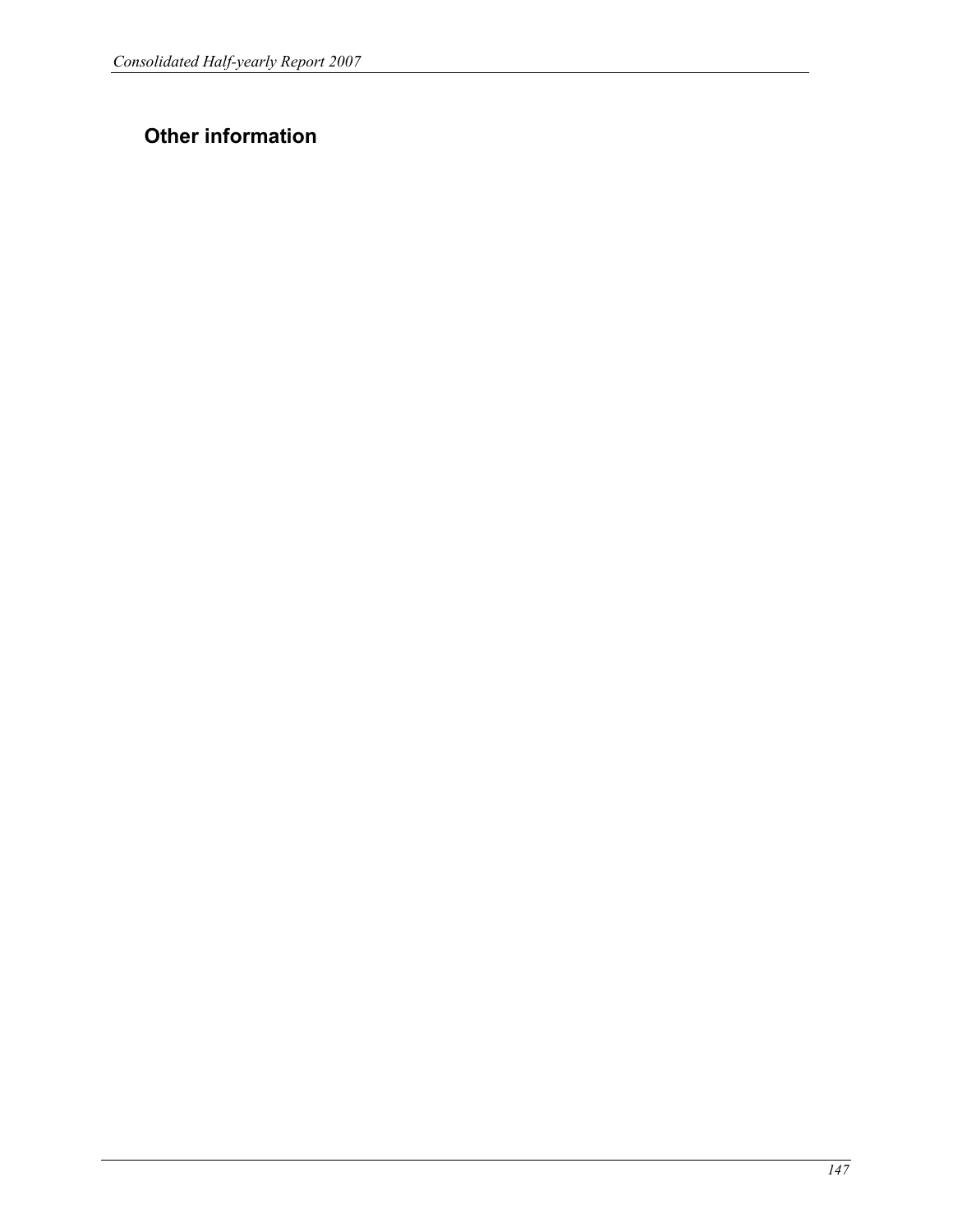## Other information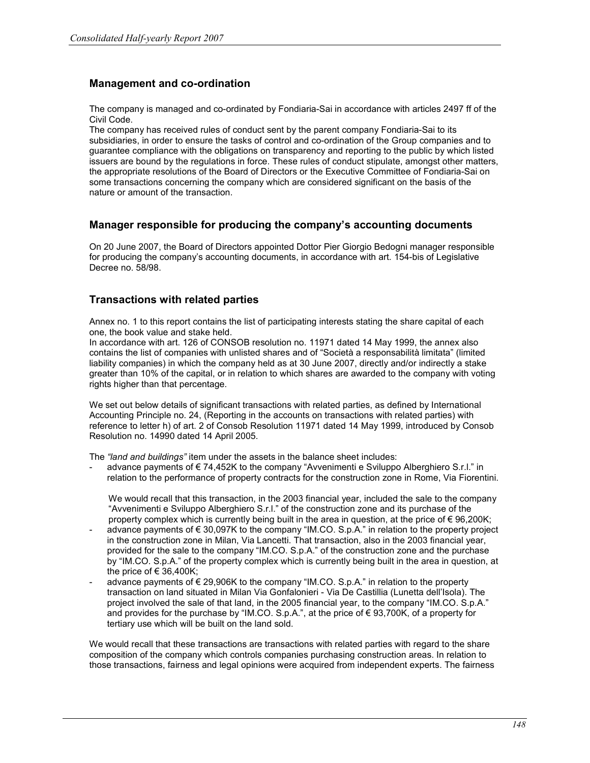## Management and co-ordination

The company is managed and co-ordinated by Fondiaria-Sai in accordance with articles 2497 ff of the Civil Code.

The company has received rules of conduct sent by the parent company Fondiaria-Sai to its subsidiaries, in order to ensure the tasks of control and co-ordination of the Group companies and to guarantee compliance with the obligations on transparency and reporting to the public by which listed issuers are bound by the regulations in force. These rules of conduct stipulate, amongst other matters, the appropriate resolutions of the Board of Directors or the Executive Committee of Fondiaria-Sai on some transactions concerning the company which are considered significant on the basis of the nature or amount of the transaction.

## Manager responsible for producing the company's accounting documents

On 20 June 2007, the Board of Directors appointed Dottor Pier Giorgio Bedogni manager responsible for producing the company's accounting documents, in accordance with art. 154-bis of Legislative Decree no. 58/98.

## Transactions with related parties

Annex no. 1 to this report contains the list of participating interests stating the share capital of each one, the book value and stake held.

In accordance with art. 126 of CONSOB resolution no. 11971 dated 14 May 1999, the annex also contains the list of companies with unlisted shares and of "Società a responsabilità limitata" (limited liability companies) in which the company held as at 30 June 2007, directly and/or indirectly a stake greater than 10% of the capital, or in relation to which shares are awarded to the company with voting rights higher than that percentage.

We set out below details of significant transactions with related parties, as defined by International Accounting Principle no. 24, (Reporting in the accounts on transactions with related parties) with reference to letter h) of art. 2 of Consob Resolution 11971 dated 14 May 1999, introduced by Consob Resolution no. 14990 dated 14 April 2005.

The *"land and buildings"* item under the assets in the balance sheet includes:

- advance payments of € 74,452K to the company "Avvenimenti e Sviluppo Alberghiero S.r.l." in relation to the performance of property contracts for the construction zone in Rome, Via Fiorentini.

  We would recall that this transaction, in the 2003 financial year, included the sale to the company "Avvenimenti e Sviluppo Alberghiero S.r.l." of the construction zone and its purchase of the property complex which is currently being built in the area in question, at the price of € 96,200K;
- advance payments of € 30,097K to the company "IM.CO. S.p.A." in relation to the property project in the construction zone in Milan, Via Lancetti. That transaction, also in the 2003 financial year, provided for the sale to the company "IM.CO. S.p.A." of the construction zone and the purchase by "IM.CO. S.p.A." of the property complex which is currently being built in the area in question, at the price of € 36,400K;
- advance payments of € 29,906K to the company "IM.CO. S.p.A." in relation to the property transaction on land situated in Milan Via Gonfalonieri - Via De Castillia (Lunetta dell'Isola). The project involved the sale of that land, in the 2005 financial year, to the company "IM.CO. S.p.A." and provides for the purchase by "IM.CO. S.p.A.", at the price of € 93,700K, of a property for tertiary use which will be built on the land sold.

We would recall that these transactions are transactions with related parties with regard to the share composition of the company which controls companies purchasing construction areas. In relation to those transactions, fairness and legal opinions were acquired from independent experts. The fairness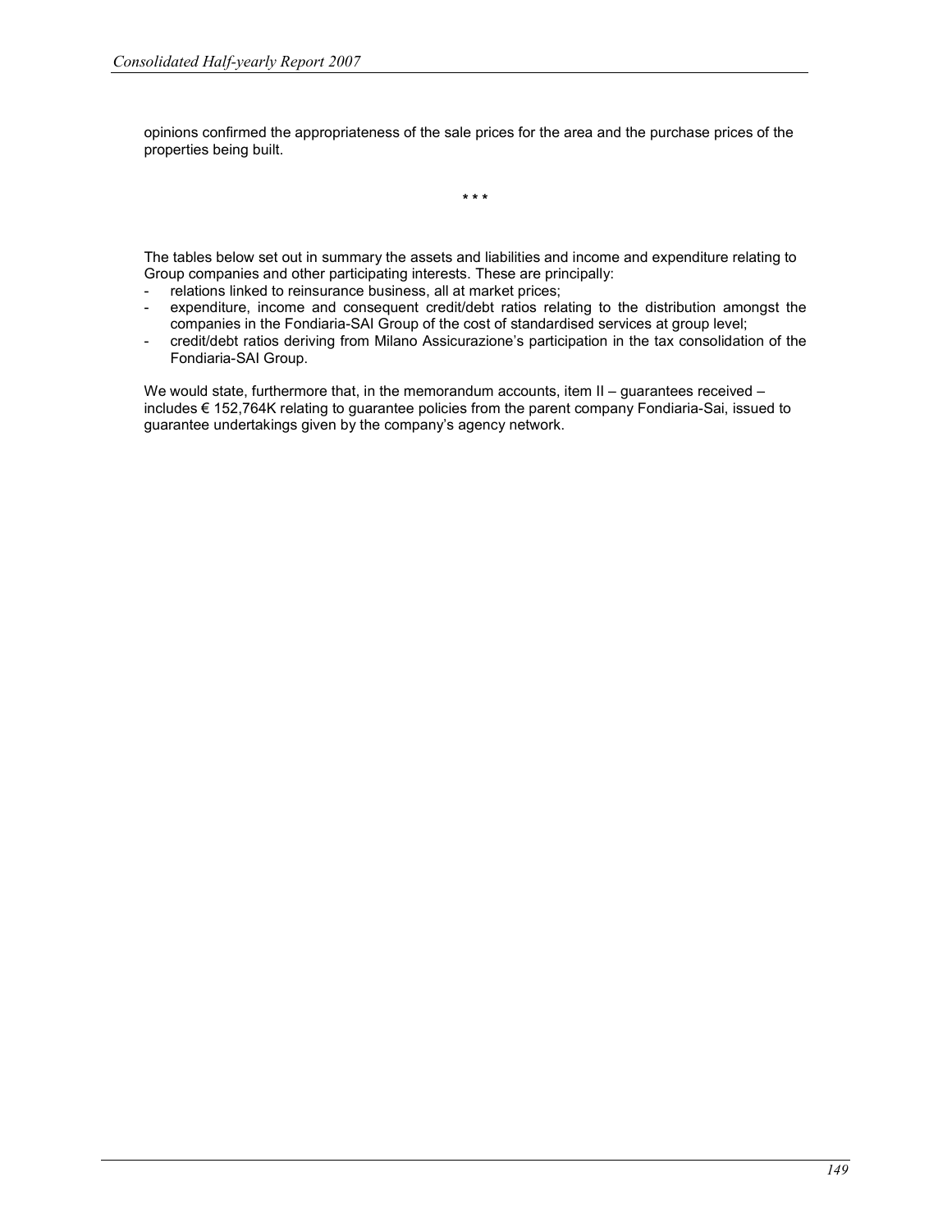opinions confirmed the appropriateness of the sale prices for the area and the purchase prices of the properties being built.

\* \* \*

The tables below set out in summary the assets and liabilities and income and expenditure relating to Group companies and other participating interests. These are principally:

- relations linked to reinsurance business, all at market prices;
- expenditure, income and consequent credit/debt ratios relating to the distribution amongst the companies in the Fondiaria-SAI Group of the cost of standardised services at group level;
- credit/debt ratios deriving from Milano Assicurazione's participation in the tax consolidation of the Fondiaria-SAI Group.

We would state, furthermore that, in the memorandum accounts, item II – guarantees received – includes € 152,764K relating to guarantee policies from the parent company Fondiaria-Sai, issued to guarantee undertakings given by the company's agency network.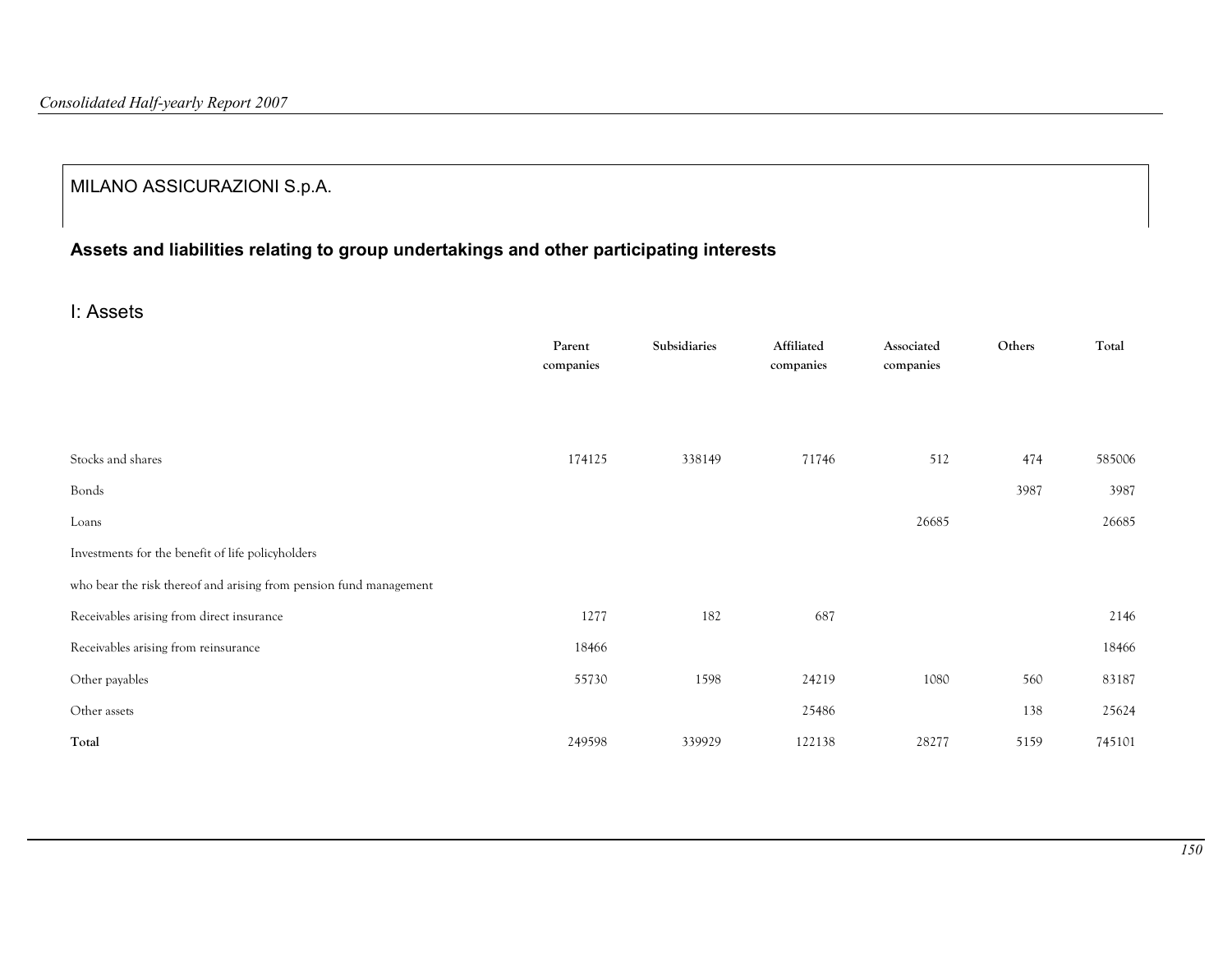MILANO ASSICURAZIONI S.p.A.

## Assets and liabilities relating to group undertakings and other participating interests

## I: Assets

| | Parent companies | Subsidiaries | Affiliated companies | Associated companies | Others | Total |
|---|---|---|---|---|---|---|
| Stocks and shares | 174125 | 338149 | 71746 | 512 | 474 | 585006 |
| Bonds | | | | | 3987 | 3987 |
| Loans | | | | 26685 | | 26685 |
| Investments for the benefit of life policyholders | | | | | | |
| who bear the risk thereof and arising from pension fund management | | | | | | |
| Receivables arising from direct insurance | 1277 | 182 | 687 | | | 2146 |
| Receivables arising from reinsurance | 18466 | | | | | 18466 |
| Other payables | 55730 | 1598 | 24219 | 1080 | 560 | 83187 |
| Other assets | | | 25486 | | 138 | 25624 |
| **Total** | 249598 | 339929 | 122138 | 28277 | 5159 | 745101 |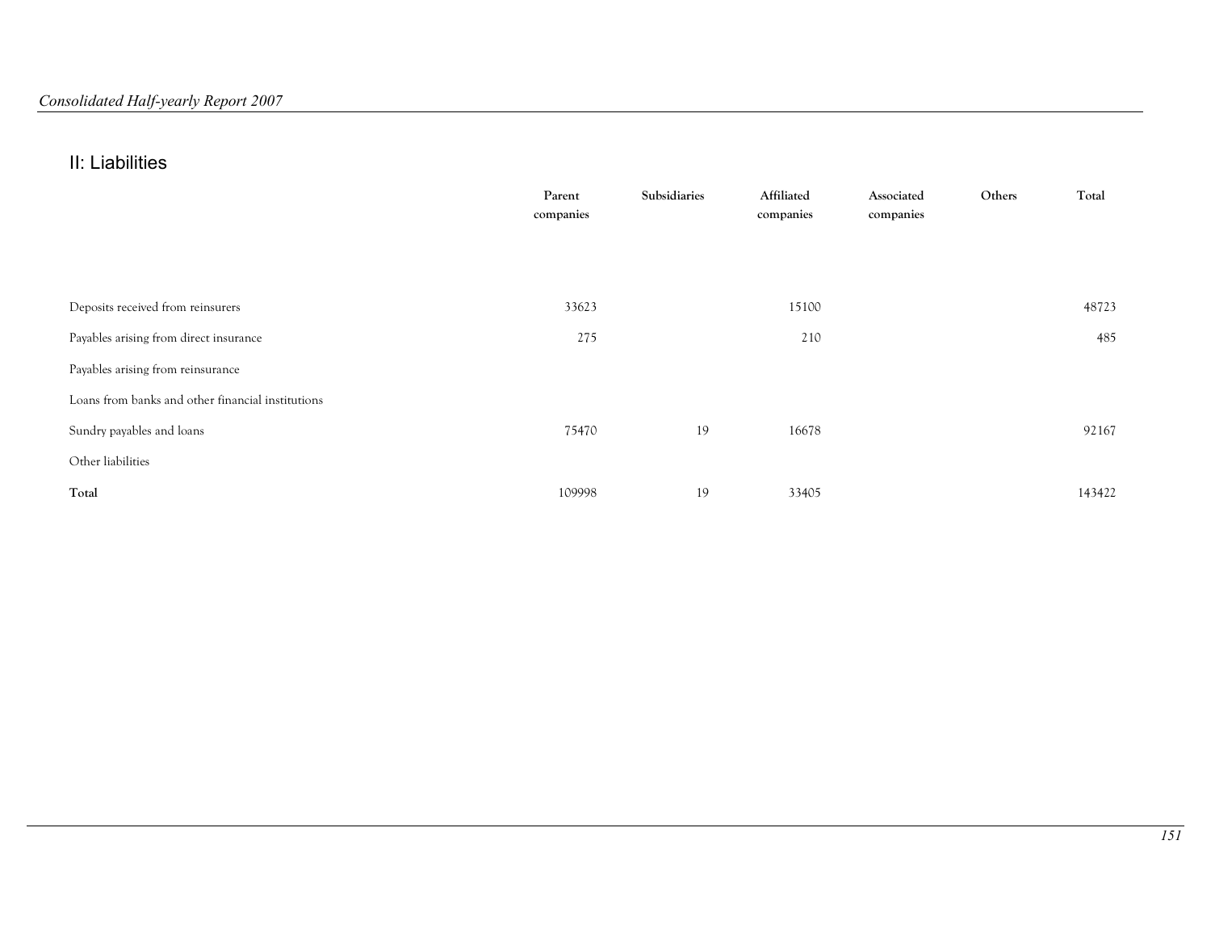## II: Liabilities

| | Parent companies | Subsidiaries | Affiliated companies | Associated companies | Others | Total |
|---|---|---|---|---|---|---|
| Deposits received from reinsurers | 33623 | | 15100 | | | 48723 |
| Payables arising from direct insurance | 275 | | 210 | | | 485 |
| Payables arising from reinsurance | | | | | | |
| Loans from banks and other financial institutions | | | | | | |
| Sundry payables and loans | 75470 | 19 | 16678 | | | 92167 |
| Other liabilities | | | | | | |
| **Total** | 109998 | 19 | 33405 | | | 143422 |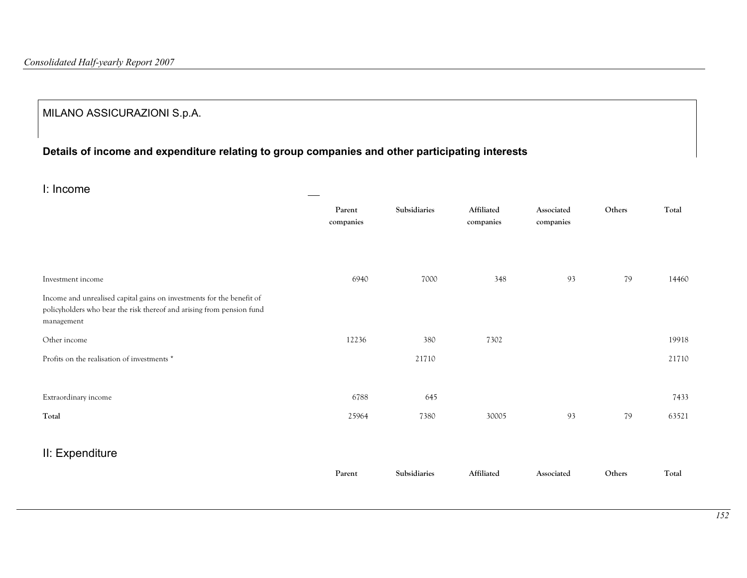MILANO ASSICURAZIONI S.p.A.

**Details of income and expenditure relating to group companies and other participating interests**

## I: Income

| | Parent companies | Subsidiaries | Affiliated companies | Associated companies | Others | Total |
|---|---|---|---|---|---|---|
| Investment income | 6940 | 7000 | 348 | 93 | 79 | 14460 |
| Income and unrealised capital gains on investments for the benefit of policyholders who bear the risk thereof and arising from pension fund management | | | | | | |
| Other income | 12236 | 380 | 7302 | | | 19918 |
| Profits on the realisation of investments * | | 21710 | | | | 21710 |
| Extraordinary income | 6788 | 645 | | | | 7433 |
| **Total** | 25964 | 7380 | 30005 | 93 | 79 | 63521 |

## II: Expenditure

| | Parent | Subsidiaries | Affiliated | Associated | Others | Total |
|---|---|---|---|---|---|---|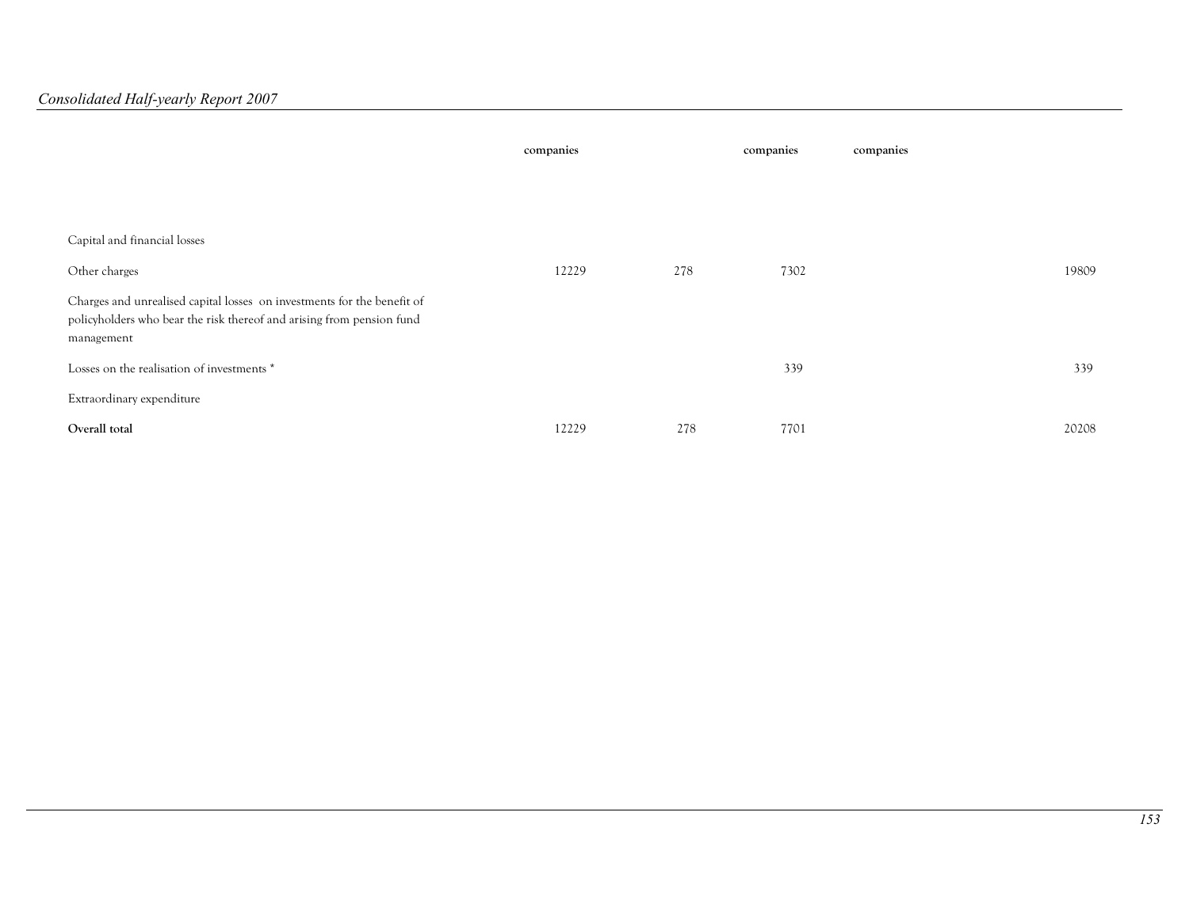| | companies | | companies | companies | |
|---|---|---|---|---|---|
| Capital and financial losses | | | | | |
| Other charges | 12229 | 278 | 7302 | | 19809 |
| Charges and unrealised capital losses on investments for the benefit of policyholders who bear the risk thereof and arising from pension fund management | | | | | |
| Losses on the realisation of investments * | | | 339 | | 339 |
| Extraordinary expenditure | | | | | |
| **Overall total** | 12229 | 278 | 7701 | | 20208 |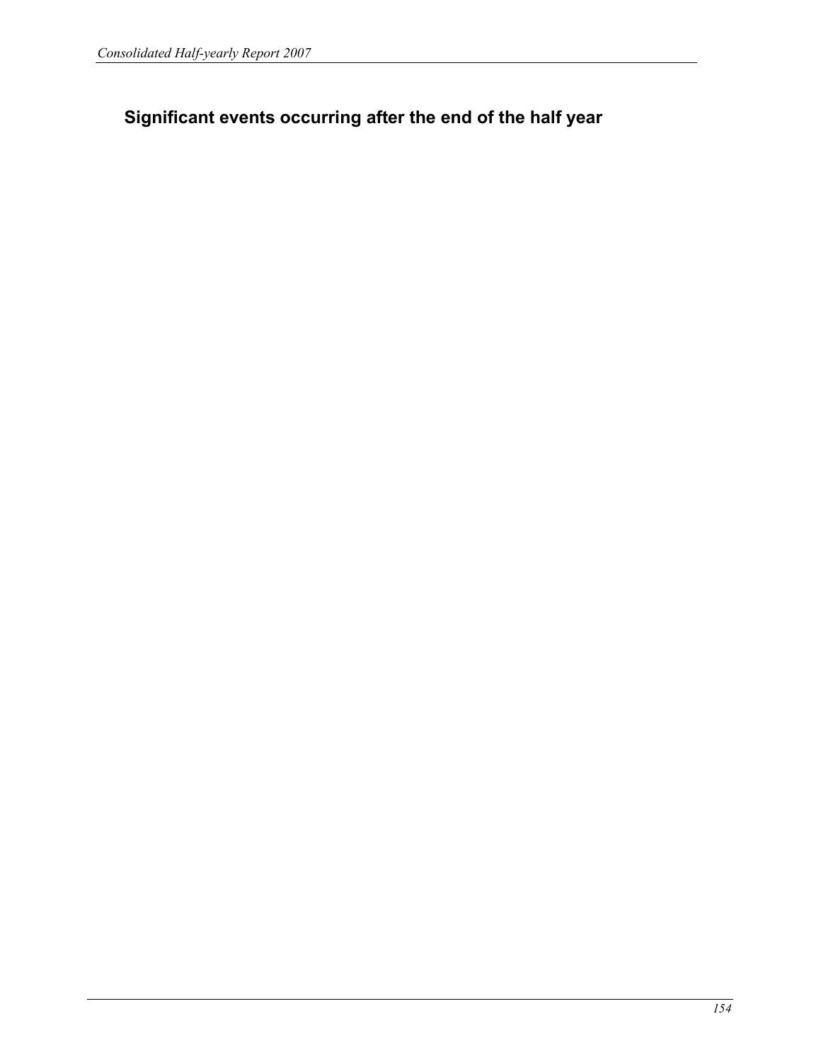## Significant events occurring after the end of the half year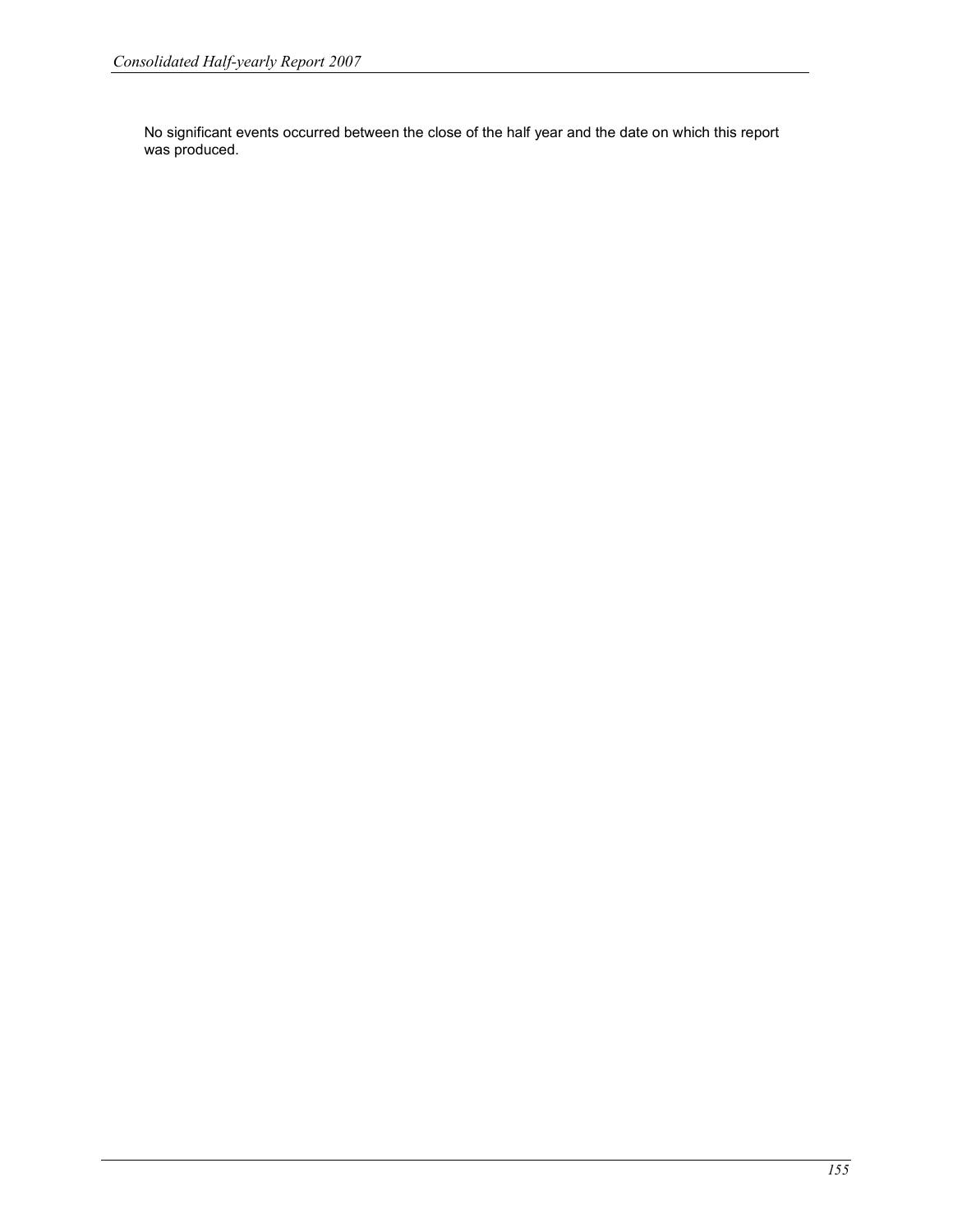No significant events occurred between the close of the half year and the date on which this report was produced.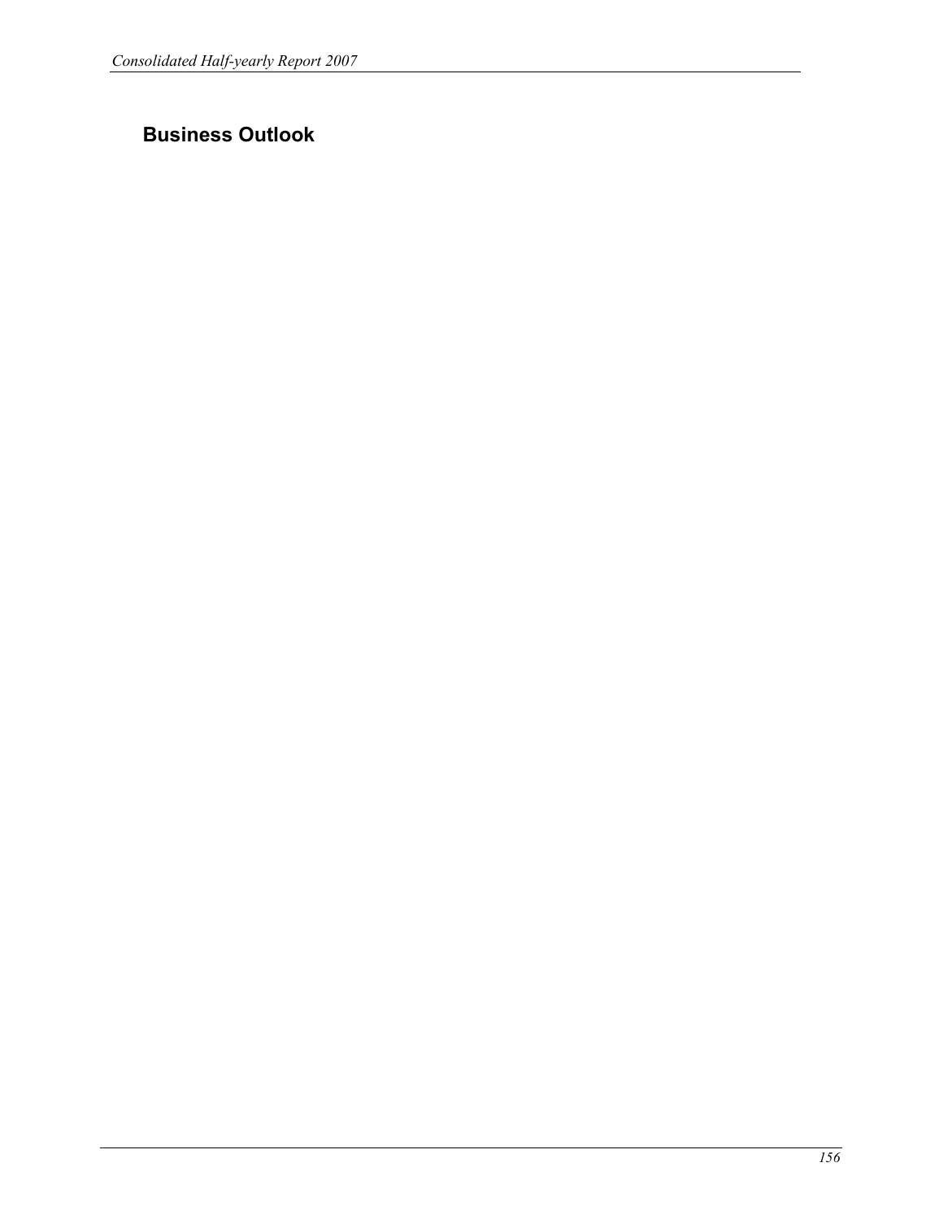## Business Outlook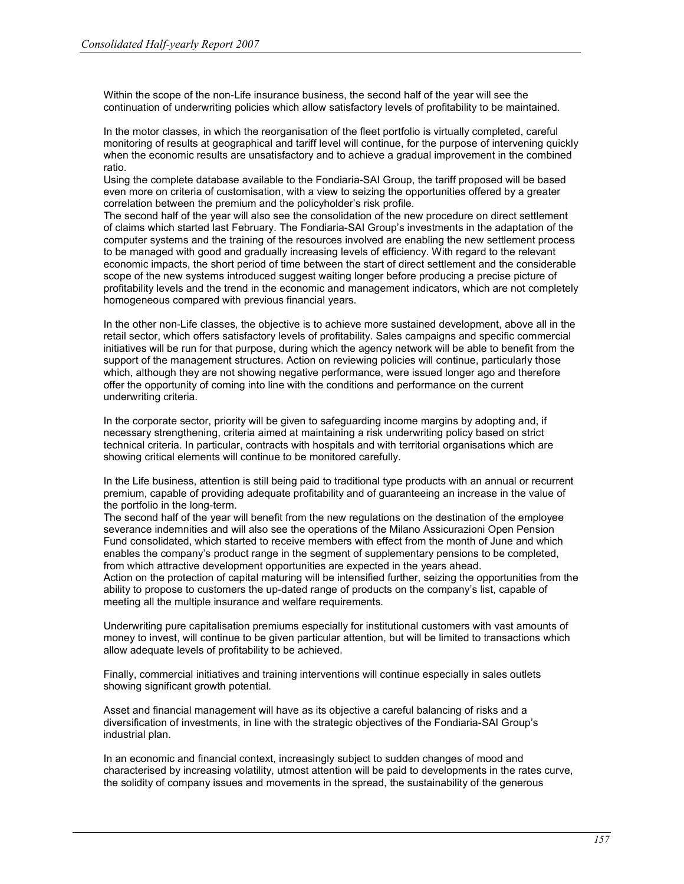Within the scope of the non-Life insurance business, the second half of the year will see the continuation of underwriting policies which allow satisfactory levels of profitability to be maintained.

In the motor classes, in which the reorganisation of the fleet portfolio is virtually completed, careful monitoring of results at geographical and tariff level will continue, for the purpose of intervening quickly when the economic results are unsatisfactory and to achieve a gradual improvement in the combined ratio.
Using the complete database available to the Fondiaria-SAI Group, the tariff proposed will be based even more on criteria of customisation, with a view to seizing the opportunities offered by a greater correlation between the premium and the policyholder's risk profile.
The second half of the year will also see the consolidation of the new procedure on direct settlement of claims which started last February. The Fondiaria-SAI Group's investments in the adaptation of the computer systems and the training of the resources involved are enabling the new settlement process to be managed with good and gradually increasing levels of efficiency. With regard to the relevant economic impacts, the short period of time between the start of direct settlement and the considerable scope of the new systems introduced suggest waiting longer before producing a precise picture of profitability levels and the trend in the economic and management indicators, which are not completely homogeneous compared with previous financial years.

In the other non-Life classes, the objective is to achieve more sustained development, above all in the retail sector, which offers satisfactory levels of profitability. Sales campaigns and specific commercial initiatives will be run for that purpose, during which the agency network will be able to benefit from the support of the management structures. Action on reviewing policies will continue, particularly those which, although they are not showing negative performance, were issued longer ago and therefore offer the opportunity of coming into line with the conditions and performance on the current underwriting criteria.

In the corporate sector, priority will be given to safeguarding income margins by adopting and, if necessary strengthening, criteria aimed at maintaining a risk underwriting policy based on strict technical criteria. In particular, contracts with hospitals and with territorial organisations which are showing critical elements will continue to be monitored carefully.

In the Life business, attention is still being paid to traditional type products with an annual or recurrent premium, capable of providing adequate profitability and of guaranteeing an increase in the value of the portfolio in the long-term.
The second half of the year will benefit from the new regulations on the destination of the employee severance indemnities and will also see the operations of the Milano Assicurazioni Open Pension Fund consolidated, which started to receive members with effect from the month of June and which enables the company's product range in the segment of supplementary pensions to be completed, from which attractive development opportunities are expected in the years ahead.
Action on the protection of capital maturing will be intensified further, seizing the opportunities from the ability to propose to customers the up-dated range of products on the company's list, capable of meeting all the multiple insurance and welfare requirements.

Underwriting pure capitalisation premiums especially for institutional customers with vast amounts of money to invest, will continue to be given particular attention, but will be limited to transactions which allow adequate levels of profitability to be achieved.

Finally, commercial initiatives and training interventions will continue especially in sales outlets showing significant growth potential.

Asset and financial management will have as its objective a careful balancing of risks and a diversification of investments, in line with the strategic objectives of the Fondiaria-SAI Group's industrial plan.

In an economic and financial context, increasingly subject to sudden changes of mood and characterised by increasing volatility, utmost attention will be paid to developments in the rates curve, the solidity of company issues and movements in the spread, the sustainability of the generous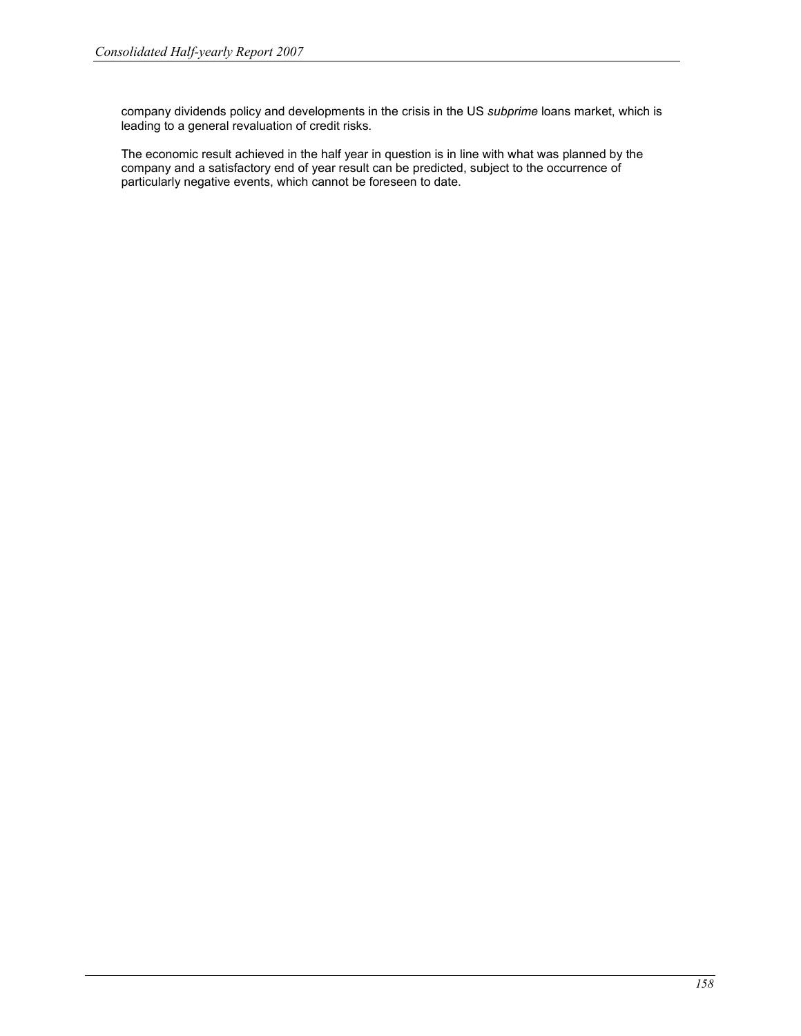company dividends policy and developments in the crisis in the US *subprime* loans market, which is leading to a general revaluation of credit risks.

The economic result achieved in the half year in question is in line with what was planned by the company and a satisfactory end of year result can be predicted, subject to the occurrence of particularly negative events, which cannot be foreseen to date.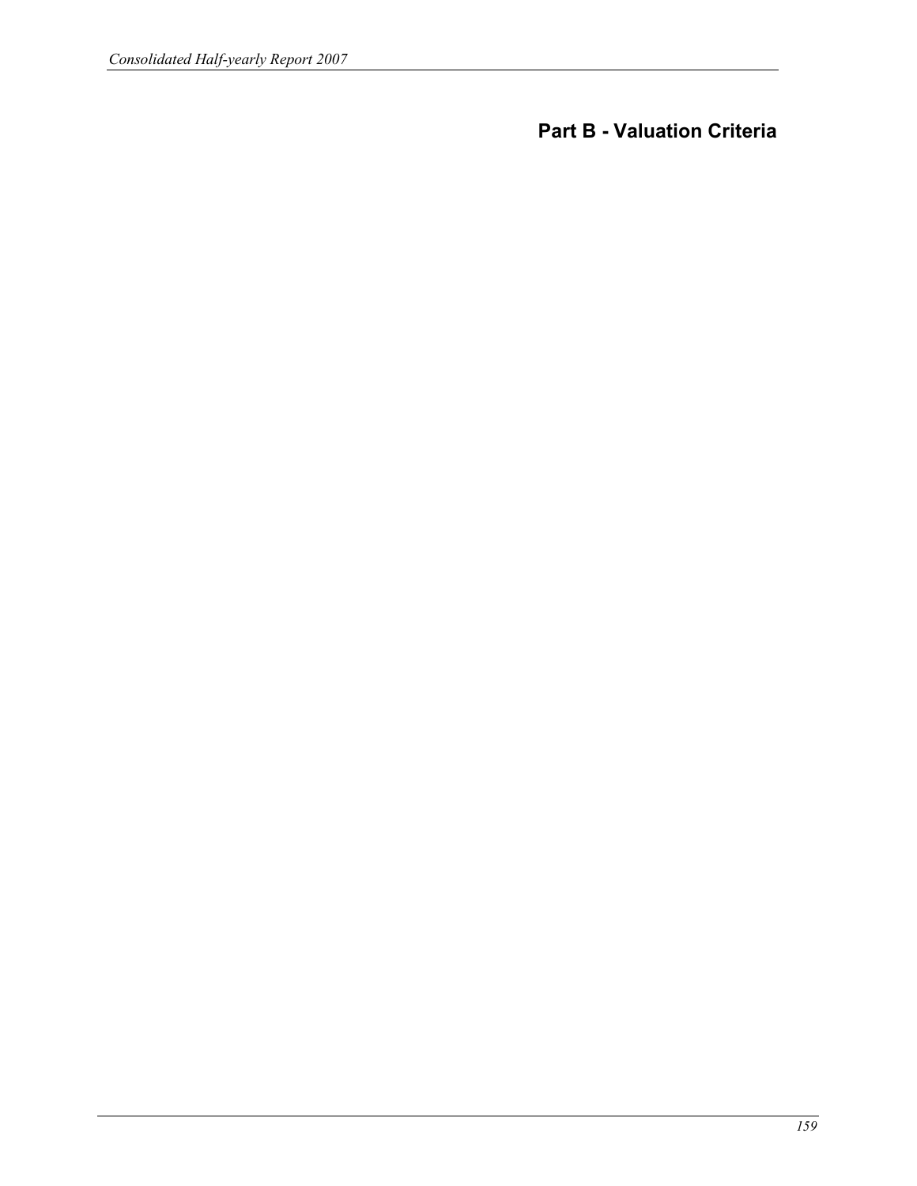# Part B - Valuation Criteria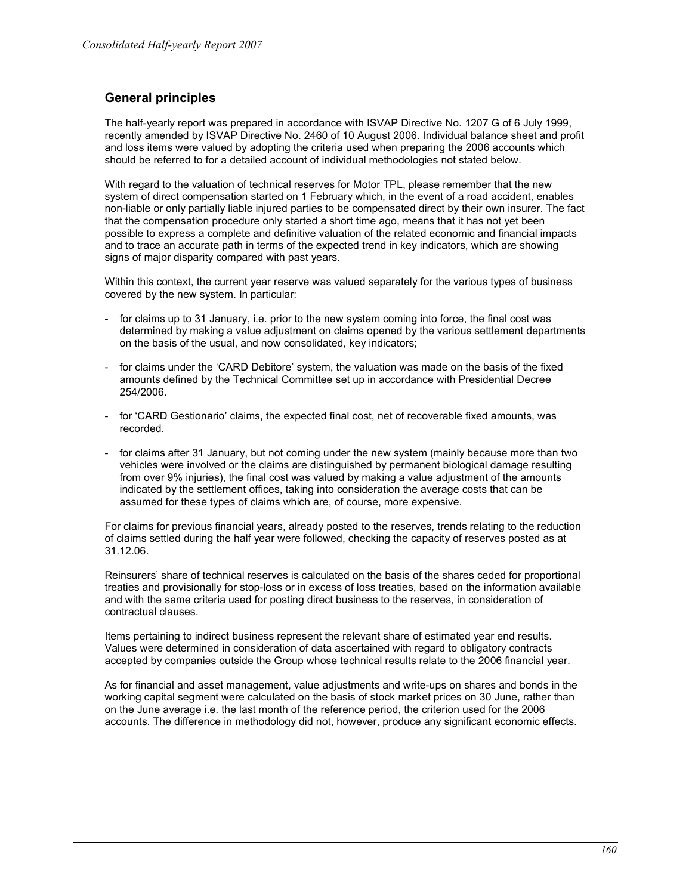## General principles

The half-yearly report was prepared in accordance with ISVAP Directive No. 1207 G of 6 July 1999, recently amended by ISVAP Directive No. 2460 of 10 August 2006. Individual balance sheet and profit and loss items were valued by adopting the criteria used when preparing the 2006 accounts which should be referred to for a detailed account of individual methodologies not stated below.

With regard to the valuation of technical reserves for Motor TPL, please remember that the new system of direct compensation started on 1 February which, in the event of a road accident, enables non-liable or only partially liable injured parties to be compensated direct by their own insurer. The fact that the compensation procedure only started a short time ago, means that it has not yet been possible to express a complete and definitive valuation of the related economic and financial impacts and to trace an accurate path in terms of the expected trend in key indicators, which are showing signs of major disparity compared with past years.

Within this context, the current year reserve was valued separately for the various types of business covered by the new system. In particular:

- for claims up to 31 January, i.e. prior to the new system coming into force, the final cost was determined by making a value adjustment on claims opened by the various settlement departments on the basis of the usual, and now consolidated, key indicators;
- for claims under the 'CARD Debitore' system, the valuation was made on the basis of the fixed amounts defined by the Technical Committee set up in accordance with Presidential Decree 254/2006.
- for 'CARD Gestionario' claims, the expected final cost, net of recoverable fixed amounts, was recorded.
- for claims after 31 January, but not coming under the new system (mainly because more than two vehicles were involved or the claims are distinguished by permanent biological damage resulting from over 9% injuries), the final cost was valued by making a value adjustment of the amounts indicated by the settlement offices, taking into consideration the average costs that can be assumed for these types of claims which are, of course, more expensive.

For claims for previous financial years, already posted to the reserves, trends relating to the reduction of claims settled during the half year were followed, checking the capacity of reserves posted as at 31.12.06.

Reinsurers' share of technical reserves is calculated on the basis of the shares ceded for proportional treaties and provisionally for stop-loss or in excess of loss treaties, based on the information available and with the same criteria used for posting direct business to the reserves, in consideration of contractual clauses.

Items pertaining to indirect business represent the relevant share of estimated year end results. Values were determined in consideration of data ascertained with regard to obligatory contracts accepted by companies outside the Group whose technical results relate to the 2006 financial year.

As for financial and asset management, value adjustments and write-ups on shares and bonds in the working capital segment were calculated on the basis of stock market prices on 30 June, rather than on the June average i.e. the last month of the reference period, the criterion used for the 2006 accounts. The difference in methodology did not, however, produce any significant economic effects.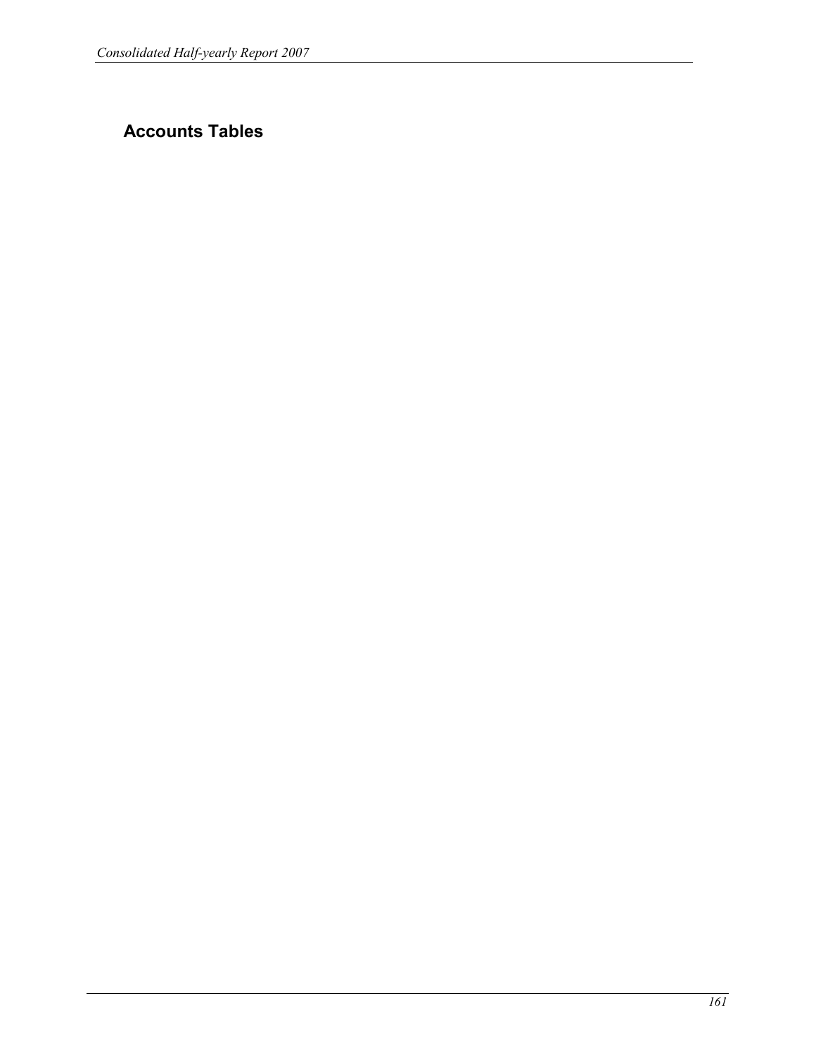## Accounts Tables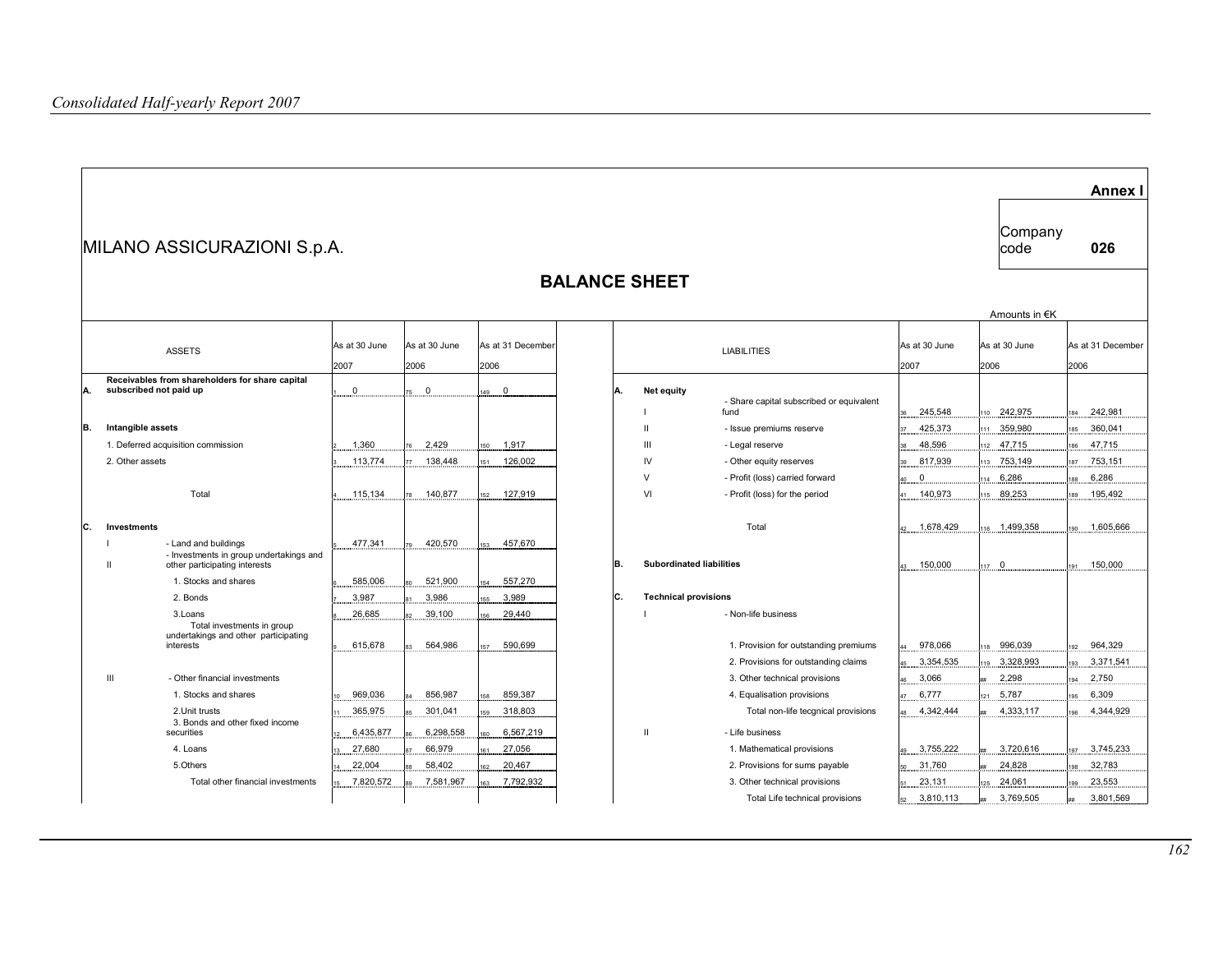**Annex I**

MILANO ASSICURAZIONI S.p.A.

Company code **026**

## BALANCE SHEET

Amounts in €K

| | | ASSETS | | As at 30 June 2007 | | As at 30 June 2006 | | As at 31 December 2006 |
|---|---|---|---|---|---|---|---|---|
| **A.** | | **Receivables from shareholders for share capital subscribed not paid up** | 1 | 0 | 75 | 0 | 149 | 0 |
| **B.** | | **Intangible assets** | | | | | | |
| | | 1. Deferred acquisition commission | 2 | 1,360 | 76 | 2,429 | 150 | 1,917 |
| | | 2. Other assets | 3 | 113,774 | 77 | 138,448 | 151 | 126,002 |
| | | Total | 4 | 115,134 | 78 | 140,877 | 152 | 127,919 |
| **C.** | | **Investments** | | | | | | |
| | I | - Land and buildings | 5 | 477,341 | 79 | 420,570 | 153 | 457,670 |
| | II | - Investments in group undertakings and other participating interests | | | | | | |
| | | 1. Stocks and shares | 6 | 585,006 | 80 | 521,900 | 154 | 557,270 |
| | | 2. Bonds | 7 | 3,987 | 81 | 3,986 | 155 | 3,989 |
| | | 3.Loans | 8 | 26,685 | 82 | 39,100 | 156 | 29,440 |
| | | Total investments in group undertakings and other participating interests | 9 | 615,678 | 83 | 564,986 | 157 | 590,699 |
| | III | - Other financial investments | | | | | | |
| | | 1. Stocks and shares | 10 | 969,036 | 84 | 856,987 | 158 | 859,387 |
| | | 2.Unit trusts | 11 | 365,975 | 85 | 301,041 | 159 | 318,803 |
| | | 3. Bonds and other fixed income securities | 12 | 6,435,877 | 86 | 6,298,558 | 160 | 6,567,219 |
| | | 4. Loans | 13 | 27,680 | 87 | 66,979 | 161 | 27,056 |
| | | 5.Others | 14 | 22,004 | 88 | 58,402 | 162 | 20,467 |
| | | Total other financial investments | 15 | 7,820,572 | 89 | 7,581,967 | 163 | 7,792,932 |

| | | LIABILITIES | | As at 30 June 2007 | | As at 30 June 2006 | | As at 31 December 2006 |
|---|---|---|---|---|---|---|---|---|
| **A.** | | **Net equity** | | | | | | |
| | I | - Share capital subscribed or equivalent fund | 36 | 245,548 | 110 | 242,975 | 184 | 242,981 |
| | II | - Issue premiums reserve | 37 | 425,373 | 111 | 359,980 | 185 | 360,041 |
| | III | - Legal reserve | 38 | 48,596 | 112 | 47,715 | 186 | 47,715 |
| | IV | - Other equity reserves | 39 | 817,939 | 113 | 753,149 | 187 | 753,151 |
| | V | - Profit (loss) carried forward | 40 | 0 | 114 | 6,286 | 188 | 6,286 |
| | VI | - Profit (loss) for the period | 41 | 140,973 | 115 | 89,253 | 189 | 195,492 |
| | | Total | 42 | 1,678,429 | 116 | 1,499,358 | 190 | 1,605,666 |
| **B.** | | **Subordinated liabilities** | 43 | 150,000 | 117 | 0 | 191 | 150,000 |
| **C.** | | **Technical provisions** | | | | | | |
| | I | - Non-life business | | | | | | |
| | | 1. Provision for outstanding premiums | 44 | 978,066 | 118 | 996,039 | 192 | 964,329 |
| | | 2. Provisions for outstanding claims | 45 | 3,354,535 | 119 | 3,328,993 | 193 | 3,371,541 |
| | | 3. Other technical provisions | 46 | 3,066 | ## | 2,298 | 194 | 2,750 |
| | | 4. Equalisation provisions | 47 | 6,777 | 121 | 5,787 | 195 | 6,309 |
| | | Total non-life tecgnical provisions | 48 | 4,342,444 | ## | 4,333,117 | 196 | 4,344,929 |
| | II | - Life business | | | | | | |
| | | 1. Mathematical provisions | 49 | 3,755,222 | ## | 3,720,616 | 197 | 3,745,233 |
| | | 2. Provisions for sums payable | 50 | 31,760 | ## | 24,828 | 198 | 32,783 |
| | | 3. Other technical provisions | 51 | 23,131 | 125 | 24,061 | 199 | 23,553 |
| | | Total Life technical provisions | 52 | 3,810,113 | ## | 3,769,505 | ## | 3,801,569 |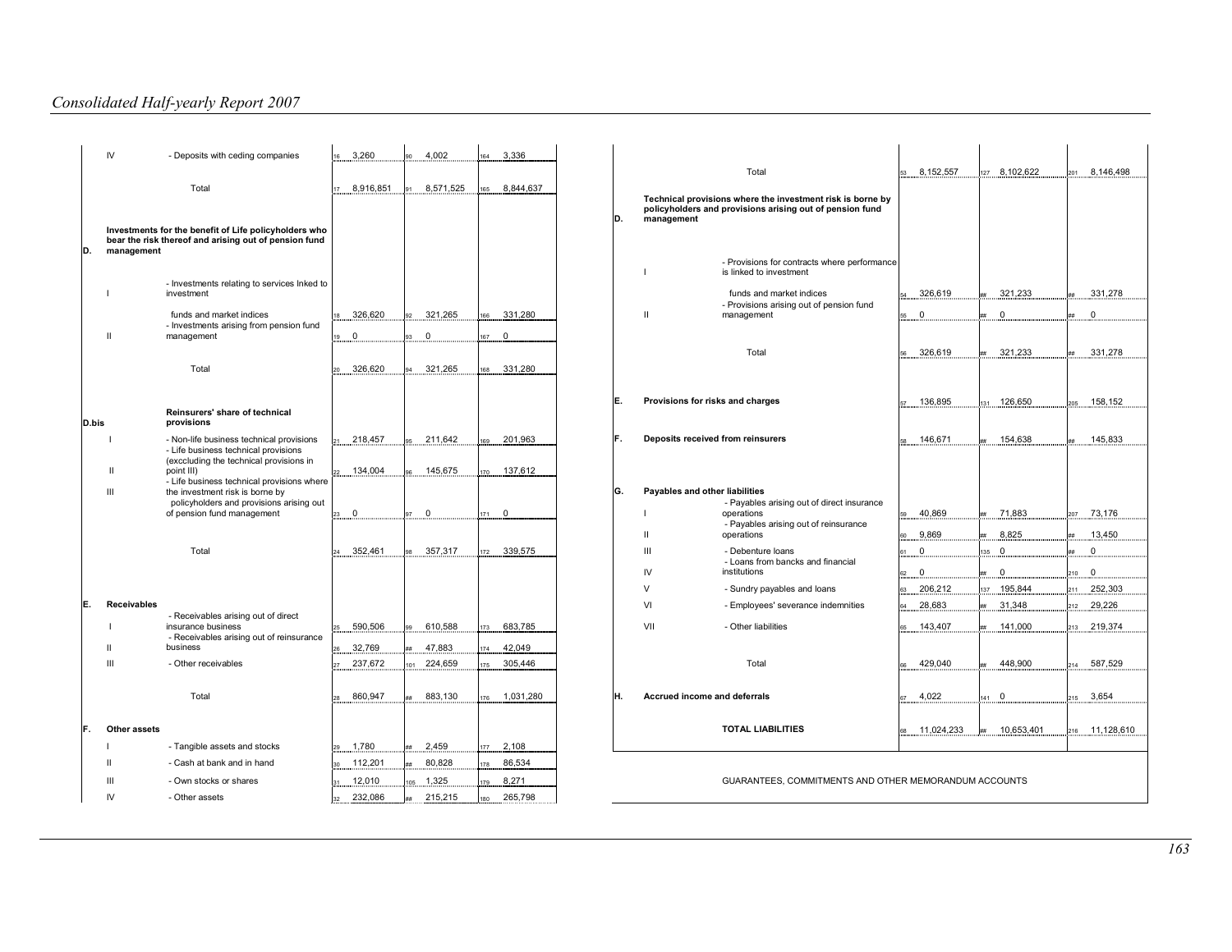| | | | | | | | | |
|---|---|---|---|---|---|---|---|---|
| IV | - Deposits with ceding companies | 16 | 3,260 | 90 | 4,002 | 164 | 3,336 |
| | Total | 17 | 8,916,851 | 91 | 8,571,525 | 165 | 8,844,637 |
| **D.** | **Investments for the benefit of Life policyholders who bear the risk thereof and arising out of pension fund management** | | | | | | |
| I | - Investments relating to services lnked to investment funds and market indices | 18 | 326,620 | 92 | 321,265 | 166 | 331,280 |
| II | - Investments arising from pension fund management | 19 | 0 | 93 | 0 | 167 | 0 |
| | Total | 20 | 326,620 | 94 | 321,265 | 168 | 331,280 |
| **D.bis** | **Reinsurers' share of technical provisions** | | | | | | |
| I | - Non-life business technical provisions | 21 | 218,457 | 95 | 211,642 | 169 | 201,963 |
| II | - Life business technical provisions (exccluding the technical provisions in point III) | 22 | 134,004 | 96 | 145,675 | 170 | 137,612 |
| III | - Life business technical provisions where the investment risk is borne by policyholders and provisions arising out of pension fund management | 23 | 0 | 97 | 0 | 171 | 0 |
| | Total | 24 | 352,461 | 98 | 357,317 | 172 | 339,575 |
| **E.** | **Receivables** | | | | | | |
| I | - Receivables arising out of direct insurance business | 25 | 590,506 | 99 | 610,588 | 173 | 683,785 |
| II | - Receivables arising out of reinsurance business | 26 | 32,769 | ## | 47,883 | 174 | 42,049 |
| III | - Other receivables | 27 | 237,672 | 101 | 224,659 | 175 | 305,446 |
| | Total | 28 | 860,947 | ## | 883,130 | 176 | 1,031,280 |
| **F.** | **Other assets** | | | | | | |
| I | - Tangible assets and stocks | 29 | 1,780 | ## | 2,459 | 177 | 2,108 |
| II | - Cash at bank and in hand | 30 | 112,201 | ## | 80,828 | 178 | 86,534 |
| III | - Own stocks or shares | 31 | 12,010 | 105 | 1,325 | 179 | 8,271 |
| IV | - Other assets | 32 | 232,086 | ## | 215,215 | 180 | 265,798 |

| | | | | | | | | |
|---|---|---|---|---|---|---|---|---|
| | Total | 53 | 8,152,557 | 127 | 8,102,622 | 201 | 8,146,498 |
| **D.** | **Technical provisions where the investment risk is borne by policyholders and provisions arising out of pension fund management** | | | | | | |
| I | - Provisions for contracts where performance is linked to investment funds and market indices | 54 | 326,619 | ## | 321,233 | ## | 331,278 |
| II | - Provisions arising out of pension fund management | 55 | 0 | ## | 0 | ## | 0 |
| | Total | 56 | 326,619 | ## | 321,233 | ## | 331,278 |
| **E.** | **Provisions for risks and charges** | 57 | 136,895 | 131 | 126,650 | 205 | 158,152 |
| **F.** | **Deposits received from reinsurers** | 58 | 146,671 | ## | 154,638 | ## | 145,833 |
| **G.** | **Payables and other liabilities** | | | | | | |
| I | - Payables arising out of direct insurance operations | 59 | 40,869 | ## | 71,883 | 207 | 73,176 |
| II | - Payables arising out of reinsurance operations | 60 | 9,869 | ## | 8,825 | ## | 13,450 |
| III | - Debenture loans | 61 | 0 | 135 | 0 | ## | 0 |
| IV | - Loans from bancks and financial institutions | 62 | 0 | ## | 0 | 210 | 0 |
| V | - Sundry payables and loans | 63 | 206,212 | 137 | 195,844 | 211 | 252,303 |
| VI | - Employees' severance indemnities | 64 | 28,683 | ## | 31,348 | 212 | 29,226 |
| VII | - Other liabilities | 65 | 143,407 | ## | 141,000 | 213 | 219,374 |
| | Total | 66 | 429,040 | ## | 448,900 | 214 | 587,529 |
| **H.** | **Accrued income and deferrals** | 67 | 4,022 | 141 | 0 | 215 | 3,654 |
| | **TOTAL LIABILITIES** | 68 | 11,024,233 | ## | 10,653,401 | 216 | 11,128,610 |

GUARANTEES, COMMITMENTS AND OTHER MEMORANDUM ACCOUNTS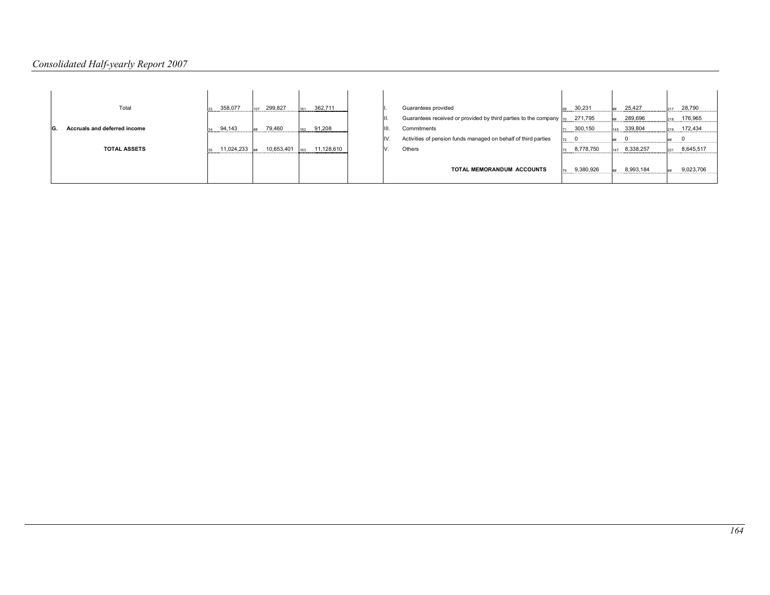| | | | | |
|---|---|---|---|---|
| | Total | 33 358,077 | 107 299,827 | 181 362,711 |
| G. | Accruals and deferred income | 34 94,143 | ## 79,460 | 182 91,208 |
| | TOTAL ASSETS | 35 11,024,233 | ## 10,653,401 | 183 11,128,610 |

| | | | | |
|---|---|---|---|---|
| I. | Guarantees provided | 69 30,231 | ## 25,427 | 217 28,790 |
| II. | Guarantees received or provided by third parties to the company | 70 271,795 | ## 289,696 | 218 176,965 |
| III. | Commitments | 71 300,150 | 145 339,804 | 219 172,434 |
| IV. | Activities of pension funds managed on behalf of third parties | 72 0 | ## 0 | ## 0 |
| V. | Others | 73 8,778,750 | 147 8,338,257 | 221 8,645,517 |
| | TOTAL MEMORANDUM ACCOUNTS | 74 9,380,926 | ## 8,993,184 | ## 9,023,706 |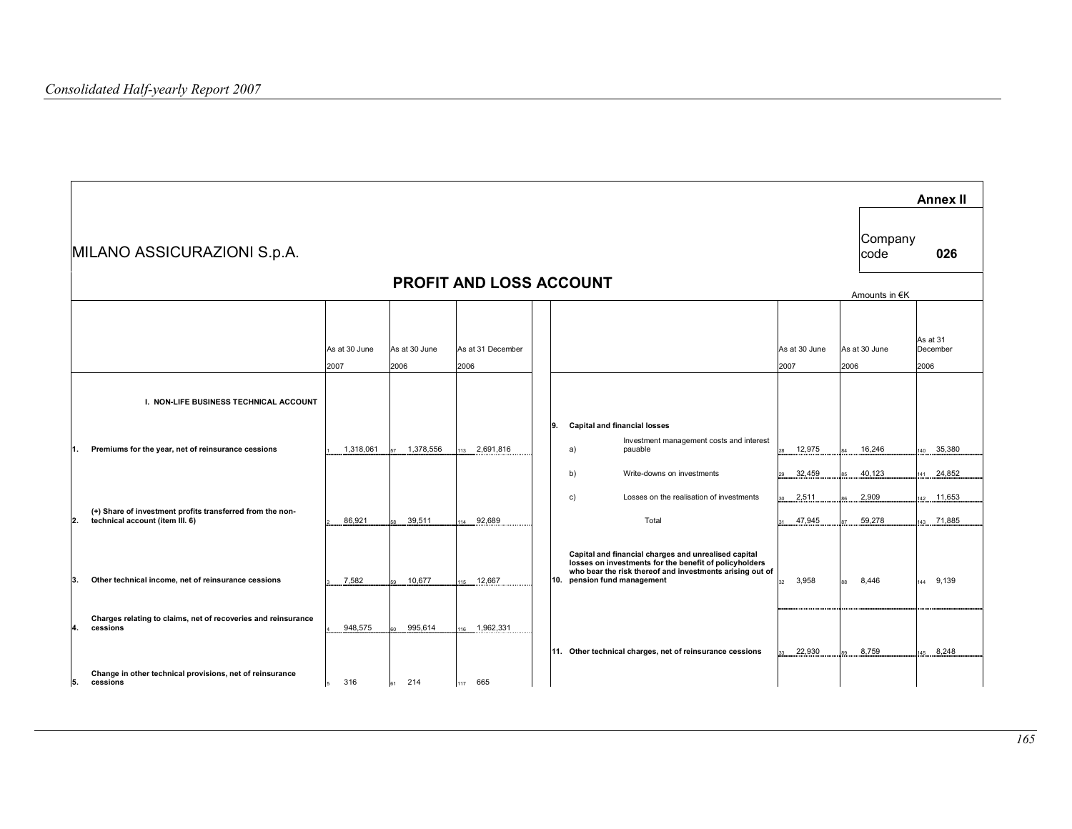**Annex II**

MILANO ASSICURAZIONI S.p.A.

Company code **026**

## PROFIT AND LOSS ACCOUNT

Amounts in €K

| | | As at 30 June 2007 | As at 30 June 2006 | As at 31 December 2006 |
|---|---|---|---|---|
| | **I. NON-LIFE BUSINESS TECHNICAL ACCOUNT** | | | |
| **1.** | **Premiums for the year, net of reinsurance cessions** | 1 1,318,061 | 57 1,378,556 | 113 2,691,816 |
| **2.** | **(+) Share of investment profits transferred from the non-technical account (item III. 6)** | 2 86,921 | 58 39,511 | 114 92,689 |
| **3.** | **Other technical income, net of reinsurance cessions** | 3 7,582 | 59 10,677 | 115 12,667 |
| **4.** | **Charges relating to claims, net of recoveries and reinsurance cessions** | 4 948,575 | 60 995,614 | 116 1,962,331 |
| **5.** | **Change in other technical provisions, net of reinsurance cessions** | 5 316 | 61 214 | 117 665 |

| | | | As at 30 June 2007 | As at 30 June 2006 | As at 31 December 2006 |
|---|---|---|---|---|---|
| **9.** | **Capital and financial losses** | | | | |
| | a) | Investment management costs and interest pauable | 28 12,975 | 84 16,246 | 140 35,380 |
| | b) | Write-downs on investments | 29 32,459 | 85 40,123 | 141 24,852 |
| | c) | Losses on the realisation of investments | 30 2,511 | 86 2,909 | 142 11,653 |
| | | Total | 31 47,945 | 87 59,278 | 143 71,885 |
| **10.** | **Capital and financial charges and unrealised capital losses on investments for the benefit of policyholders who bear the risk thereof and investments arising out of pension fund management** | | 32 3,958 | 88 8,446 | 144 9,139 |
| **11.** | **Other technical charges, net of reinsurance cessions** | | 33 22,930 | 89 8,759 | 145 8,248 |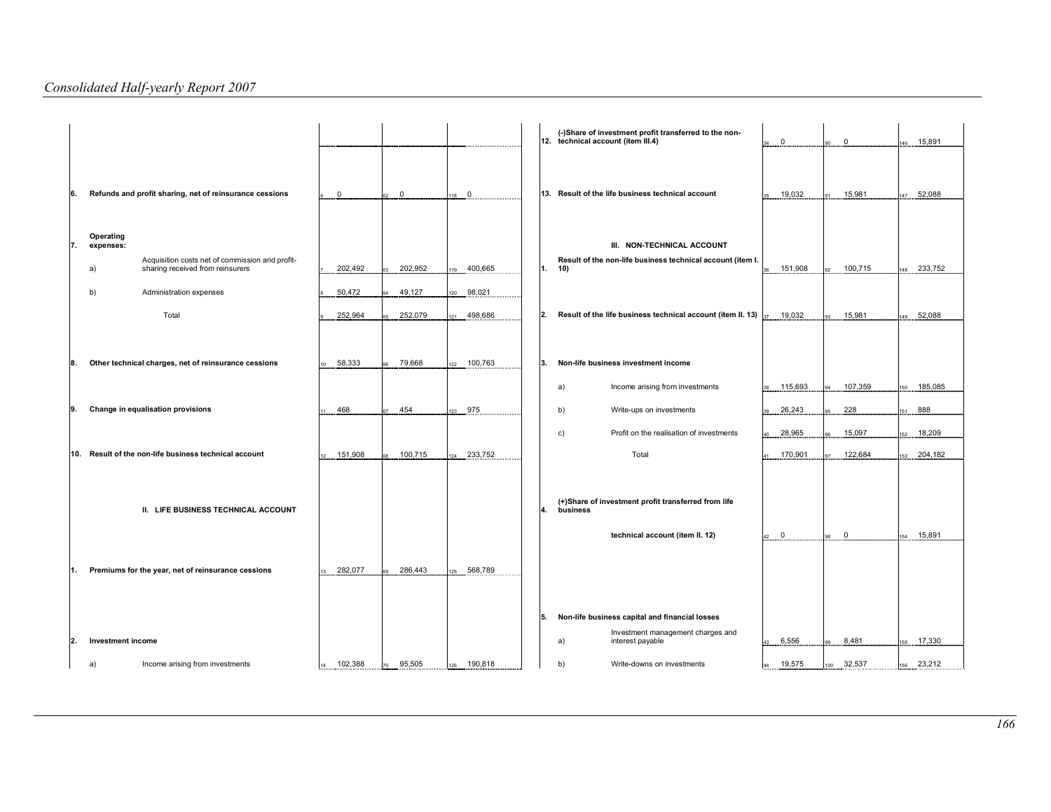| | | | | |
|---|---|---|---|---|
| 6. | Refunds and profit sharing, net of reinsurance cessions | 6 0 | 62 0 | 118 0 |
| 7. | Operating expenses: | | | |
| a) | Acquisition costs net of commission and profit-sharing received from reinsurers | 7 202,492 | 63 202,952 | 119 400,665 |
| b) | Administration expenses | 8 50,472 | 64 49,127 | 120 98,021 |
| | Total | 9 252,964 | 65 252,079 | 121 498,686 |
| 8. | Other technical charges, net of reinsurance cessions | 10 58,333 | 66 79,668 | 122 100,763 |
| 9. | Change in equalisation provisions | 11 468 | 67 454 | 123 975 |
| 10. | Result of the non-life business technical account | 12 151,908 | 68 100,715 | 124 233,752 |
| | **II. LIFE BUSINESS TECHNICAL ACCOUNT** | | | |
| 1. | Premiums for the year, net of reinsurance cessions | 13 282,077 | 69 286,443 | 125 568,789 |
| 2. | Investment income | | | |
| a) | Income arising from investments | 14 102,388 | 70 95,505 | 126 190,818 |

| | | | | |
|---|---|---|---|---|
| 12. | (-)Share of investment profit transferred to the non-technical account (item III.4) | 34 0 | 90 0 | 146 15,891 |
| 13. | Result of the life business technical account | 35 19,032 | 91 15,981 | 147 52,088 |
| | **III. NON-TECHNICAL ACCOUNT** | | | |
| 1. | Result of the non-life business technical account (item I. 10) | 36 151,908 | 92 100,715 | 148 233,752 |
| 2. | Result of the life business technical account (item II. 13) | 37 19,032 | 93 15,981 | 149 52,088 |
| 3. | Non-life business investment income | | | |
| a) | Income arising from investments | 38 115,693 | 94 107,359 | 150 185,085 |
| b) | Write-ups on investments | 39 26,243 | 95 228 | 151 888 |
| c) | Profit on the realisation of investments | 40 28,965 | 96 15,097 | 152 18,209 |
| | Total | 41 170,901 | 97 122,684 | 153 204,182 |
| 4. | (+)Share of investment profit transferred from life business technical account (item II. 12) | 42 0 | 98 0 | 154 15,891 |
| 5. | Non-life business capital and financial losses | | | |
| a) | Investment management charges and interest payable | 43 6,556 | 99 8,481 | 155 17,330 |
| b) | Write-downs on investments | 44 19,575 | 100 32,537 | 156 23,212 |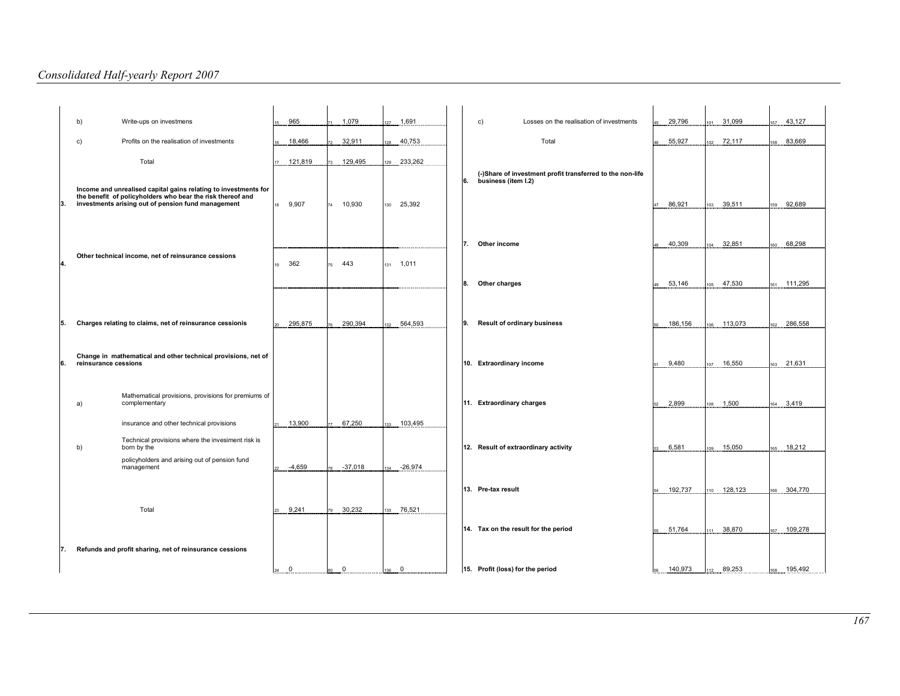| | | | | | |
|---|---|---|---|---|---|
| | b) | Write-ups on investmens | 15 965 | 71 1,079 | 127 1,691 |
| | c) | Profits on the realisation of investments | 16 18,466 | 72 32,911 | 128 40,753 |
| | | Total | 17 121,819 | 73 129,495 | 129 233,262 |
| 3. | | Income and unrealised capital gains relating to investments for the benefit of policyholders who bear the risk thereof and investments arising out of pension fund management | 18 9,907 | 74 10,930 | 130 25,392 |
| 4. | | Other technical income, net of reinsurance cessions | 19 362 | 75 443 | 131 1,011 |
| 5. | | Charges relating to claims, net of reinsurance cessionis | 20 295,875 | 76 290,394 | 132 564,593 |
| 6. | | Change in mathematical and other technical provisions, net of reinsurance cessions | | | |
| | a) | Mathematical provisions, provisions for premiums of complementary insurance and other technical provisions | 21 13,900 | 77 67,250 | 133 103,495 |
| | b) | Technical provisions where the invesiment risk is born by the policyholders and arising out of pension fund management | 22 -4,659 | 78 -37,018 | 134 -26,974 |
| | | Total | 23 9,241 | 79 30,232 | 135 76,521 |
| 7. | | Refunds and profit sharing, net of reinsurance cessions | 24 0 | 80 0 | 136 0 |

| | | | | | |
|---|---|---|---|---|---|
| | c) | Losses on the realisation of investments | 45 29,796 | 101 31,099 | 157 43,127 |
| | | Total | 46 55,927 | 102 72,117 | 158 83,669 |
| 6. | | (-)Share of investment profit transferred to the non-life business (item I.2) | 47 86,921 | 103 39,511 | 159 92,689 |
| 7. | | Other income | 48 40,309 | 104 32,851 | 160 68,298 |
| 8. | | Other charges | 49 53,146 | 105 47,530 | 161 111,295 |
| 9. | | Result of ordinary business | 50 186,156 | 106 113,073 | 162 286,558 |
| 10. | | Extraordinary income | 51 9,480 | 107 16,550 | 163 21,631 |
| 11. | | Extraordinary charges | 52 2,899 | 108 1,500 | 164 3,419 |
| 12. | | Result of extraordinary activity | 53 6,581 | 109 15,050 | 165 18,212 |
| 13. | | Pre-tax result | 54 192,737 | 110 128,123 | 166 304,770 |
| 14. | | Tax on the result for the period | 55 51,764 | 111 38,870 | 167 109,278 |
| 15. | | Profit (loss) for the period | 56 140,973 | 112 89,253 | 168 195,492 |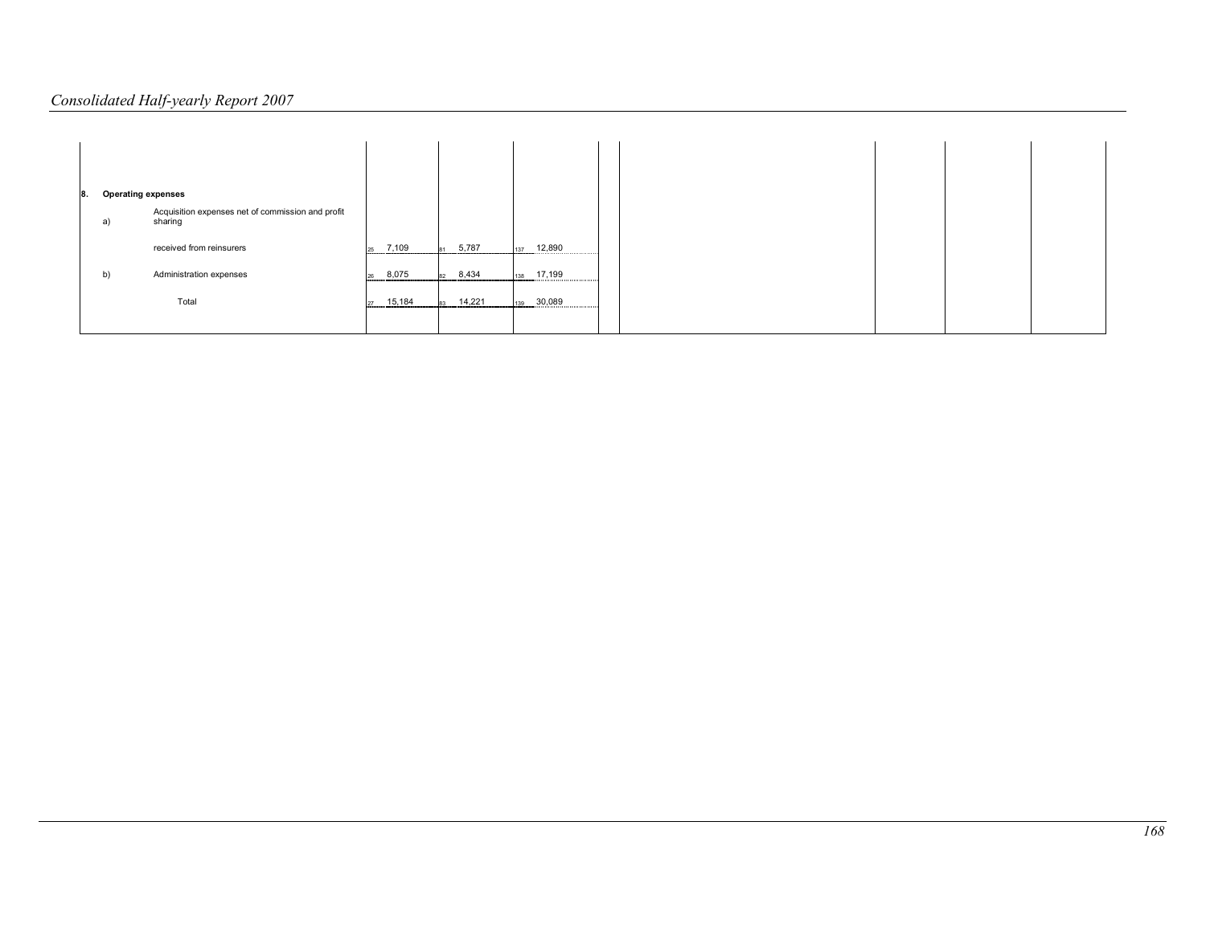| | | | | | | | | | |
|---|---|---|---|---|---|---|---|---|---|
| **8.** | **Operating expenses** | | | | | | | | |
| a) | Acquisition expenses net of commission and profit sharing received from reinsurers | 25 7,109 | 81 5,787 | 137 12,890 | | | | | |
| b) | Administration expenses | 26 8,075 | 82 8,434 | 138 17,199 | | | | | |
| | Total | 27 15,184 | 83 14,221 | 139 30,089 | | | | | |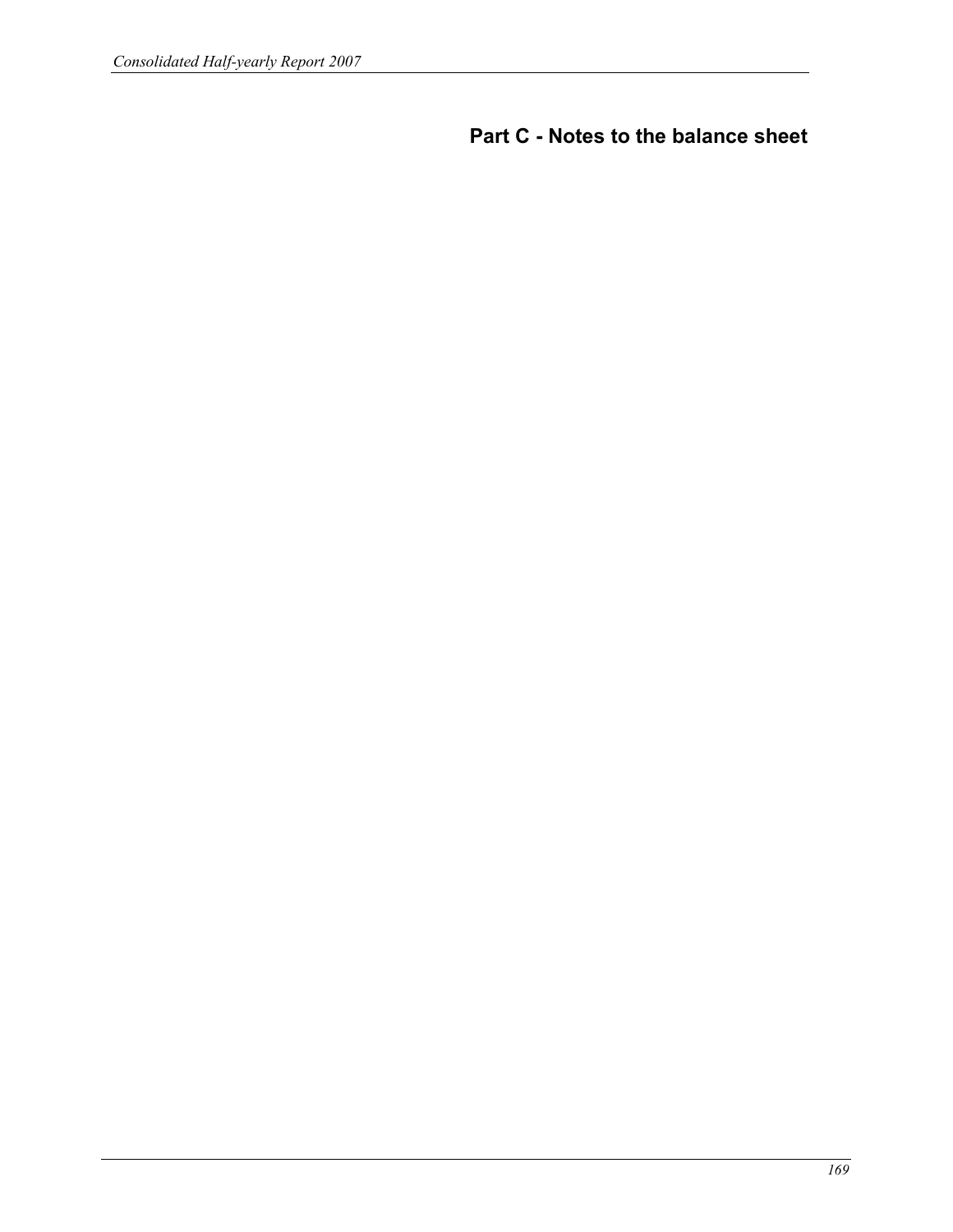# Part C - Notes to the balance sheet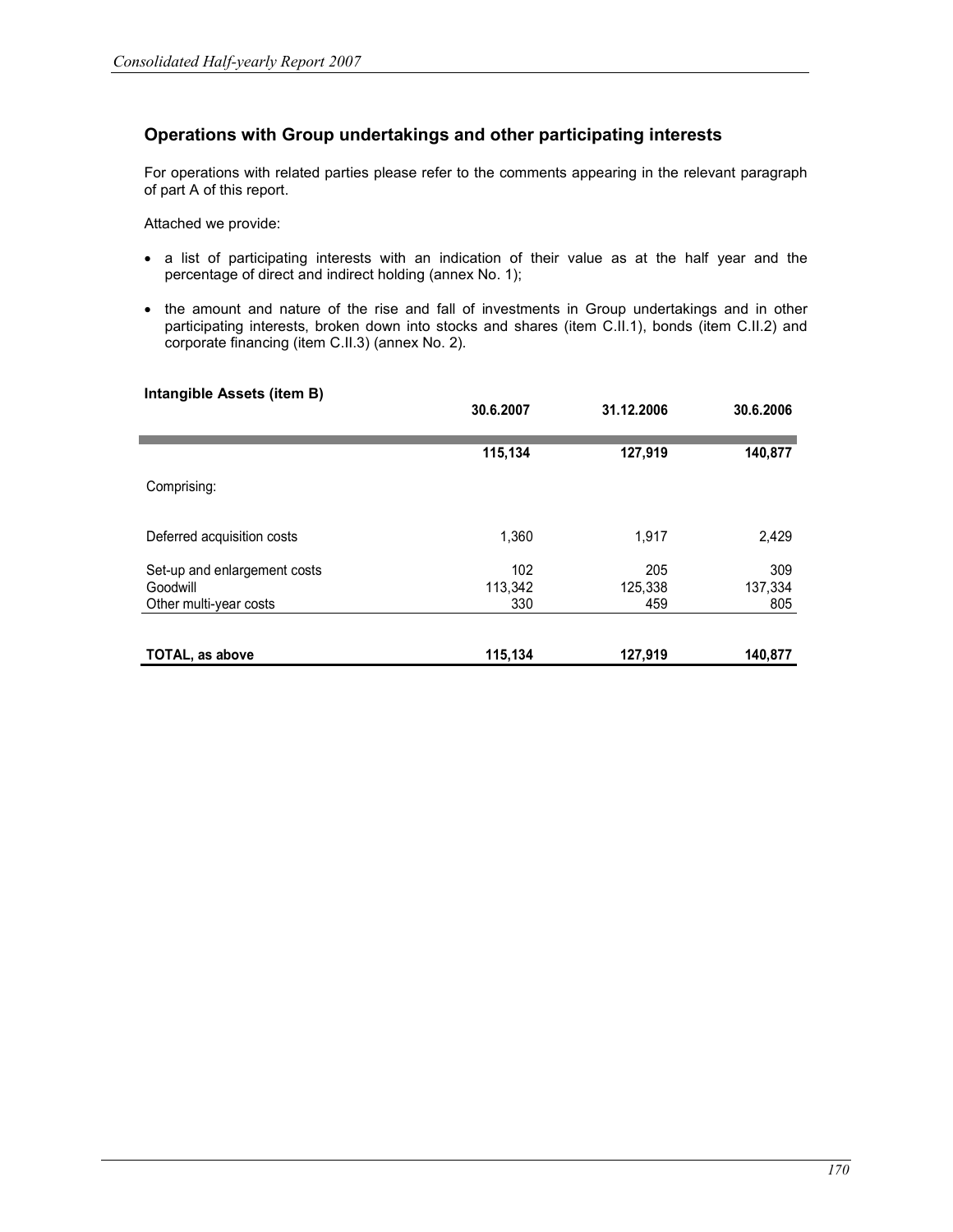## Operations with Group undertakings and other participating interests

For operations with related parties please refer to the comments appearing in the relevant paragraph of part A of this report.

Attached we provide:

- a list of participating interests with an indication of their value as at the half year and the percentage of direct and indirect holding (annex No. 1);
- the amount and nature of the rise and fall of investments in Group undertakings and in other participating interests, broken down into stocks and shares (item C.II.1), bonds (item C.II.2) and corporate financing (item C.II.3) (annex No. 2).

### Intangible Assets (item B)

| | 30.6.2007 | 31.12.2006 | 30.6.2006 |
|---|---|---|---|
| | **115,134** | **127,919** | **140,877** |
| Comprising: | | | |
| Deferred acquisition costs | 1,360 | 1,917 | 2,429 |
| Set-up and enlargement costs | 102 | 205 | 309 |
| Goodwill | 113,342 | 125,338 | 137,334 |
| Other multi-year costs | 330 | 459 | 805 |
| **TOTAL, as above** | **115,134** | **127,919** | **140,877** |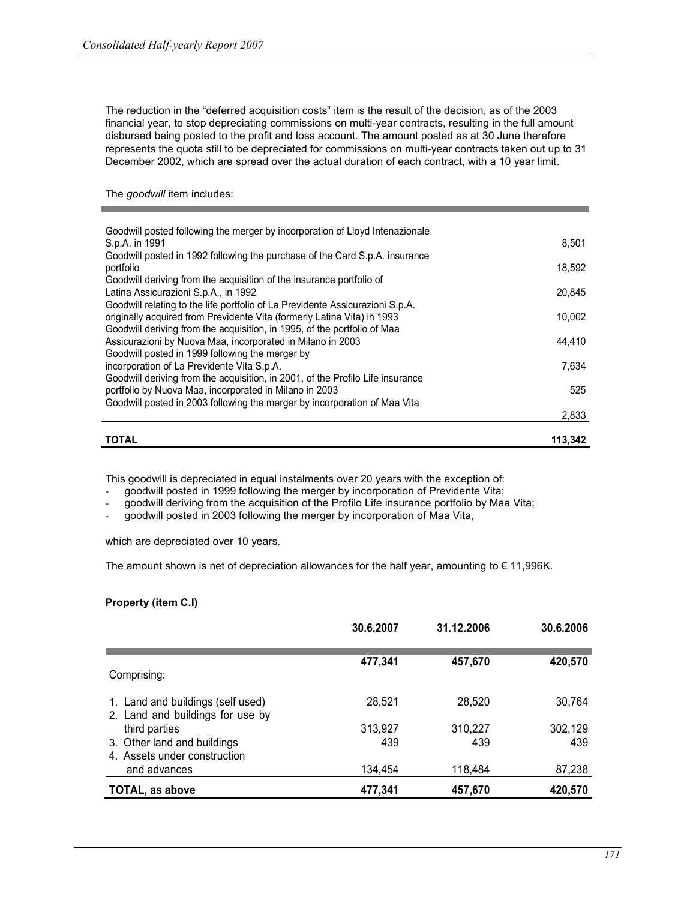The reduction in the "deferred acquisition costs" item is the result of the decision, as of the 2003 financial year, to stop depreciating commissions on multi-year contracts, resulting in the full amount disbursed being posted to the profit and loss account. The amount posted as at 30 June therefore represents the quota still to be depreciated for commissions on multi-year contracts taken out up to 31 December 2002, which are spread over the actual duration of each contract, with a 10 year limit.

The *goodwill* item includes:

| | |
|---|---|
| Goodwill posted following the merger by incorporation of Lloyd Intenazionale S.p.A. in 1991 | 8,501 |
| Goodwill posted in 1992 following the purchase of the Card S.p.A. insurance portfolio | 18,592 |
| Goodwill deriving from the acquisition of the insurance portfolio of Latina Assicurazioni S.p.A., in 1992 | 20,845 |
| Goodwill relating to the life portfolio of La Previdente Assicurazioni S.p.A. originally acquired from Previdente Vita (formerly Latina Vita) in 1993 | 10,002 |
| Goodwill deriving from the acquisition, in 1995, of the portfolio of Maa Assicurazioni by Nuova Maa, incorporated in Milano in 2003 | 44,410 |
| Goodwill posted in 1999 following the merger by incorporation of La Previdente Vita S.p.A. | 7,634 |
| Goodwill deriving from the acquisition, in 2001, of the Profilo Life insurance portfolio by Nuova Maa, incorporated in Milano in 2003 | 525 |
| Goodwill posted in 2003 following the merger by incorporation of Maa Vita | 2,833 |
| **TOTAL** | **113,342** |

This goodwill is depreciated in equal instalments over 20 years with the exception of:

- goodwill posted in 1999 following the merger by incorporation of Previdente Vita;
- goodwill deriving from the acquisition of the Profilo Life insurance portfolio by Maa Vita;
- goodwill posted in 2003 following the merger by incorporation of Maa Vita,

which are depreciated over 10 years.

The amount shown is net of depreciation allowances for the half year, amounting to € 11,996K.

**Property (item C.I)**

| | 30.6.2007 | 31.12.2006 | 30.6.2006 |
|---|---|---|---|
| | 477,341 | 457,670 | 420,570 |
| Comprising: | | | |
| 1. Land and buildings (self used) | 28,521 | 28,520 | 30,764 |
| 2. Land and buildings for use by third parties | 313,927 | 310,227 | 302,129 |
| 3. Other land and buildings | 439 | 439 | 439 |
| 4. Assets under construction and advances | 134,454 | 118,484 | 87,238 |
| **TOTAL, as above** | **477,341** | **457,670** | **420,570** |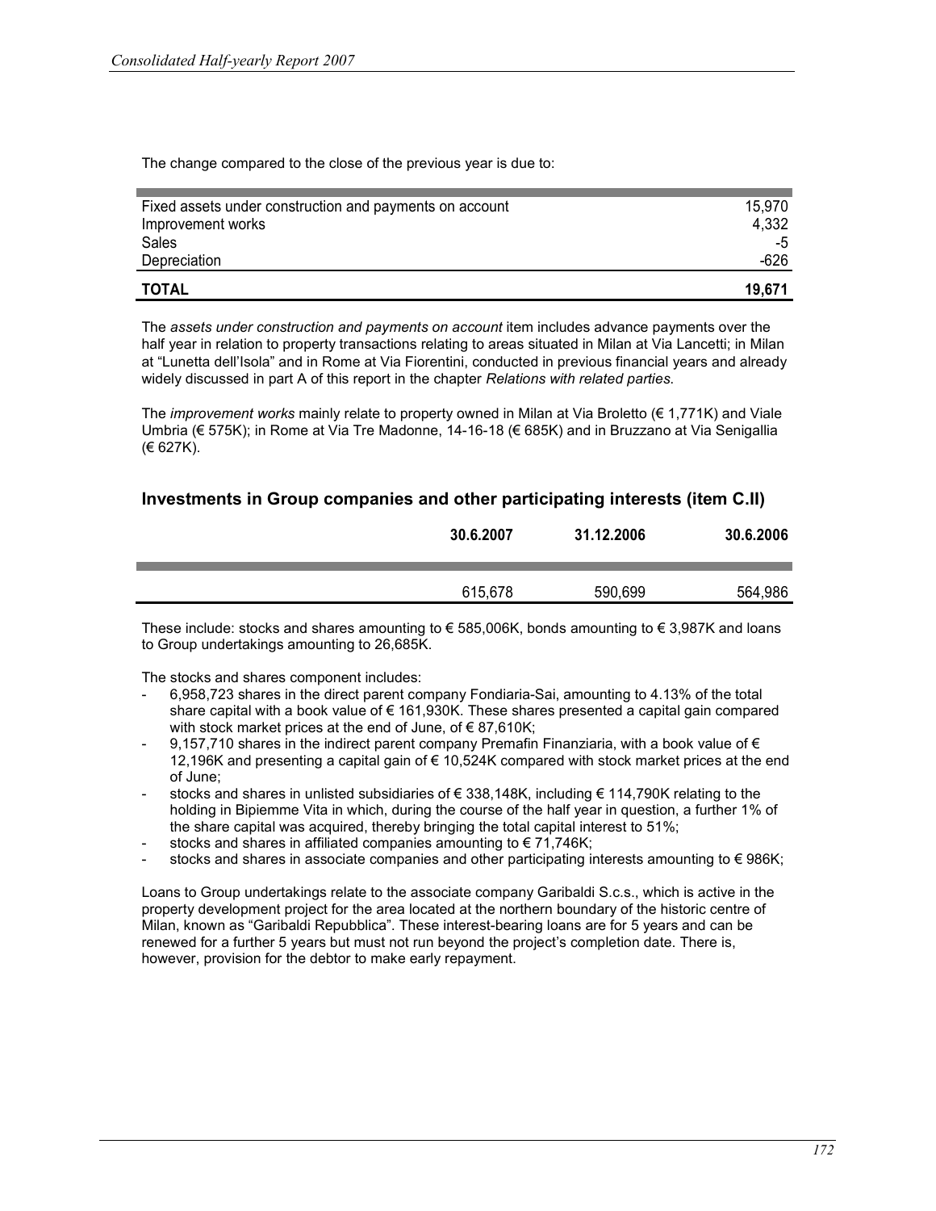The change compared to the close of the previous year is due to:

| | |
|---|---:|
| Fixed assets under construction and payments on account | 15,970 |
| Improvement works | 4,332 |
| Sales | -5 |
| Depreciation | -626 |
| **TOTAL** | **19,671** |

The *assets under construction and payments on account* item includes advance payments over the half year in relation to property transactions relating to areas situated in Milan at Via Lancetti; in Milan at "Lunetta dell'Isola" and in Rome at Via Fiorentini, conducted in previous financial years and already widely discussed in part A of this report in the chapter *Relations with related parties*.

The *improvement works* mainly relate to property owned in Milan at Via Broletto (€ 1,771K) and Viale Umbria (€ 575K); in Rome at Via Tre Madonne, 14-16-18 (€ 685K) and in Bruzzano at Via Senigallia (€ 627K).

## Investments in Group companies and other participating interests (item C.II)

| 30.6.2007 | 31.12.2006 | 30.6.2006 |
|---:|---:|---:|
| 615,678 | 590,699 | 564,986 |

These include: stocks and shares amounting to € 585,006K, bonds amounting to € 3,987K and loans to Group undertakings amounting to 26,685K.

The stocks and shares component includes:

- 6,958,723 shares in the direct parent company Fondiaria-Sai, amounting to 4.13% of the total share capital with a book value of € 161,930K. These shares presented a capital gain compared with stock market prices at the end of June, of € 87,610K;
- 9,157,710 shares in the indirect parent company Premafin Finanziaria, with a book value of € 12,196K and presenting a capital gain of € 10,524K compared with stock market prices at the end of June;
- stocks and shares in unlisted subsidiaries of € 338,148K, including € 114,790K relating to the holding in Bipiemme Vita in which, during the course of the half year in question, a further 1% of the share capital was acquired, thereby bringing the total capital interest to 51%;
- stocks and shares in affiliated companies amounting to € 71,746K;
- stocks and shares in associate companies and other participating interests amounting to € 986K;

Loans to Group undertakings relate to the associate company Garibaldi S.c.s., which is active in the property development project for the area located at the northern boundary of the historic centre of Milan, known as "Garibaldi Repubblica". These interest-bearing loans are for 5 years and can be renewed for a further 5 years but must not run beyond the project's completion date. There is, however, provision for the debtor to make early repayment.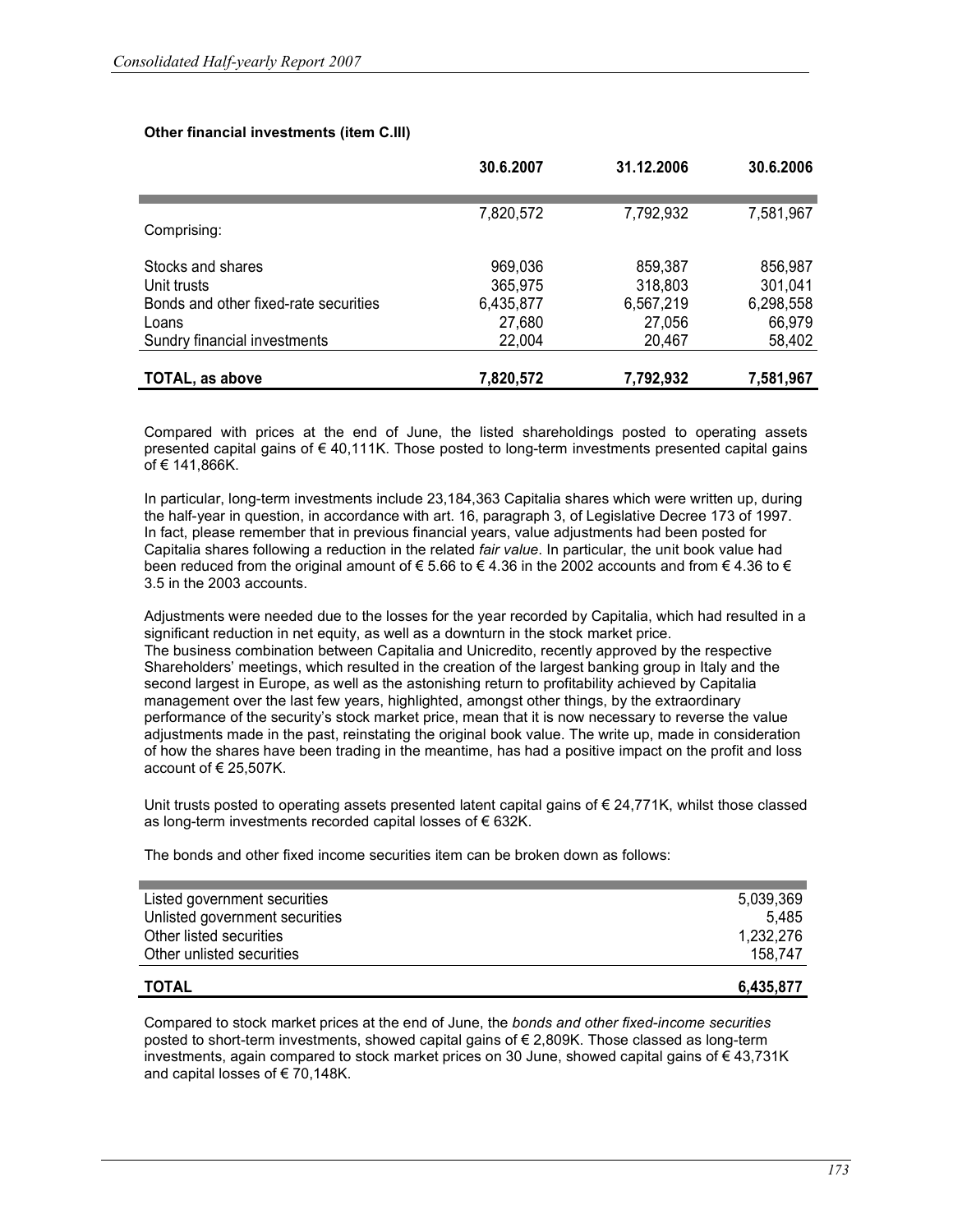**Other financial investments (item C.III)**

| | 30.6.2007 | 31.12.2006 | 30.6.2006 |
|---|---|---|---|
| | 7,820,572 | 7,792,932 | 7,581,967 |
| Comprising: | | | |
| Stocks and shares | 969,036 | 859,387 | 856,987 |
| Unit trusts | 365,975 | 318,803 | 301,041 |
| Bonds and other fixed-rate securities | 6,435,877 | 6,567,219 | 6,298,558 |
| Loans | 27,680 | 27,056 | 66,979 |
| Sundry financial investments | 22,004 | 20,467 | 58,402 |
| **TOTAL, as above** | **7,820,572** | **7,792,932** | **7,581,967** |

Compared with prices at the end of June, the listed shareholdings posted to operating assets presented capital gains of € 40,111K. Those posted to long-term investments presented capital gains of € 141,866K.

In particular, long-term investments include 23,184,363 Capitalia shares which were written up, during the half-year in question, in accordance with art. 16, paragraph 3, of Legislative Decree 173 of 1997. In fact, please remember that in previous financial years, value adjustments had been posted for Capitalia shares following a reduction in the related *fair value*. In particular, the unit book value had been reduced from the original amount of € 5.66 to € 4.36 in the 2002 accounts and from € 4.36 to € 3.5 in the 2003 accounts.

Adjustments were needed due to the losses for the year recorded by Capitalia, which had resulted in a significant reduction in net equity, as well as a downturn in the stock market price.
The business combination between Capitalia and Unicredito, recently approved by the respective Shareholders' meetings, which resulted in the creation of the largest banking group in Italy and the second largest in Europe, as well as the astonishing return to profitability achieved by Capitalia management over the last few years, highlighted, amongst other things, by the extraordinary performance of the security's stock market price, mean that it is now necessary to reverse the value adjustments made in the past, reinstating the original book value. The write up, made in consideration of how the shares have been trading in the meantime, has had a positive impact on the profit and loss account of € 25,507K.

Unit trusts posted to operating assets presented latent capital gains of € 24,771K, whilst those classed as long-term investments recorded capital losses of € 632K.

The bonds and other fixed income securities item can be broken down as follows:

| | |
|---|---|
| Listed government securities | 5,039,369 |
| Unlisted government securities | 5,485 |
| Other listed securities | 1,232,276 |
| Other unlisted securities | 158,747 |
| **TOTAL** | **6,435,877** |

Compared to stock market prices at the end of June, the *bonds and other fixed-income securities* posted to short-term investments, showed capital gains of € 2,809K. Those classed as long-term investments, again compared to stock market prices on 30 June, showed capital gains of € 43,731K and capital losses of € 70,148K.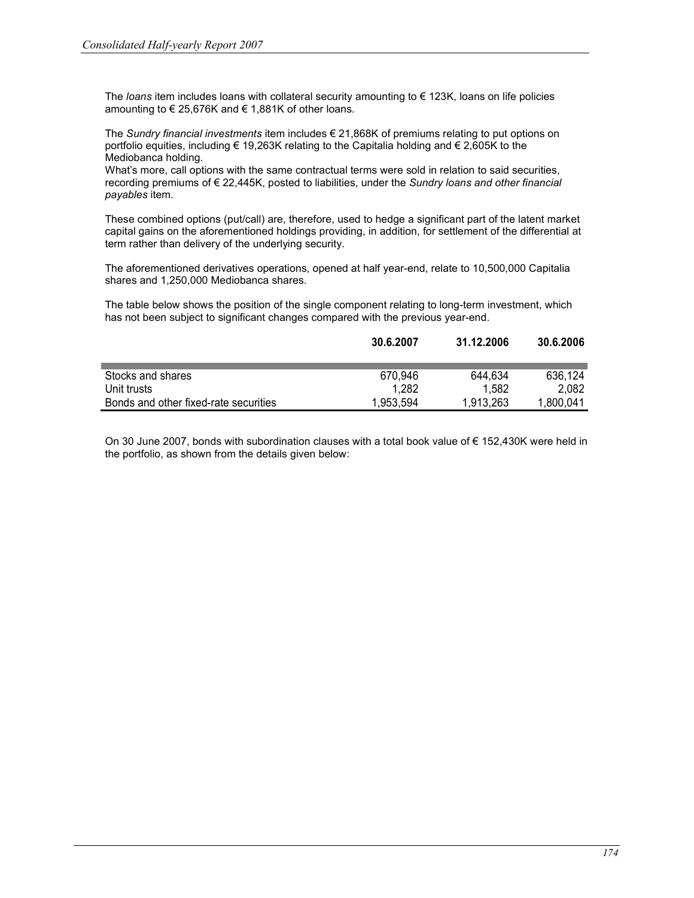The *loans* item includes loans with collateral security amounting to € 123K, loans on life policies amounting to € 25,676K and € 1,881K of other loans.

The *Sundry financial investments* item includes € 21,868K of premiums relating to put options on portfolio equities, including € 19,263K relating to the Capitalia holding and € 2,605K to the Mediobanca holding.
What's more, call options with the same contractual terms were sold in relation to said securities, recording premiums of € 22,445K, posted to liabilities, under the *Sundry loans and other financial payables* item.

These combined options (put/call) are, therefore, used to hedge a significant part of the latent market capital gains on the aforementioned holdings providing, in addition, for settlement of the differential at term rather than delivery of the underlying security.

The aforementioned derivatives operations, opened at half year-end, relate to 10,500,000 Capitalia shares and 1,250,000 Mediobanca shares.

The table below shows the position of the single component relating to long-term investment, which has not been subject to significant changes compared with the previous year-end.

| | **30.6.2007** | **31.12.2006** | **30.6.2006** |
|---|---|---|---|
| Stocks and shares | 670,946 | 644,634 | 636,124 |
| Unit trusts | 1,282 | 1,582 | 2,082 |
| Bonds and other fixed-rate securities | 1,953,594 | 1,913,263 | 1,800,041 |

On 30 June 2007, bonds with subordination clauses with a total book value of € 152,430K were held in the portfolio, as shown from the details given below: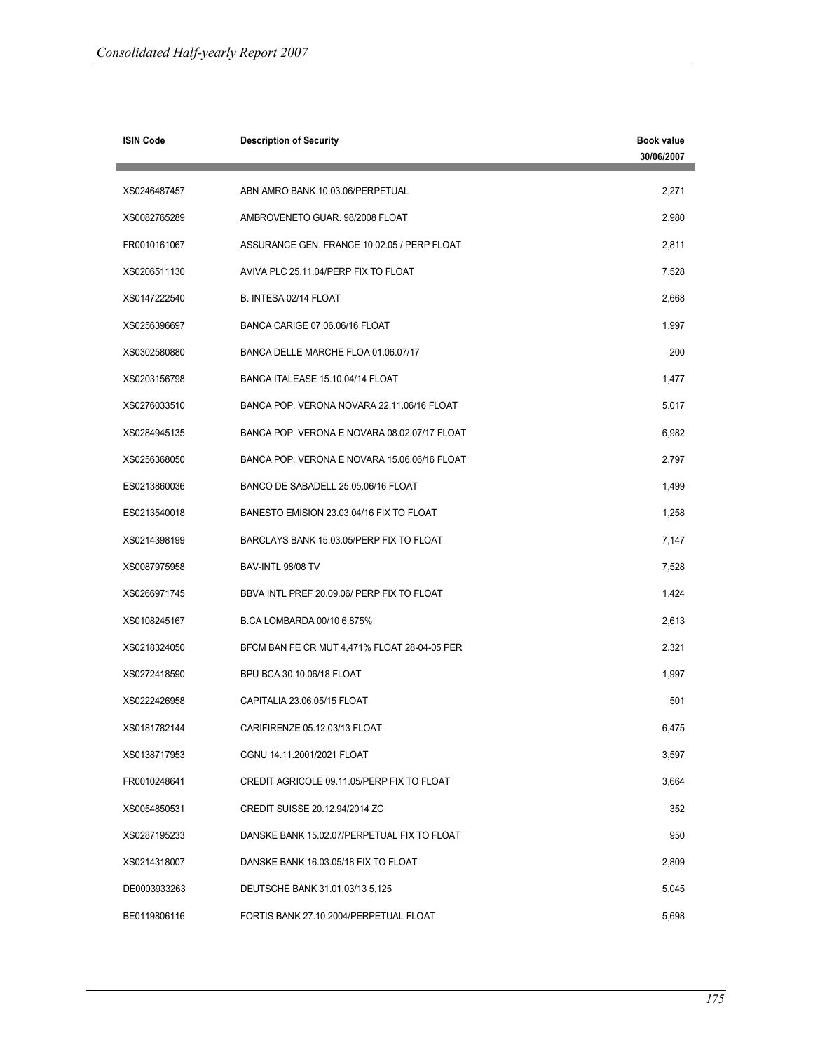| ISIN Code | Description of Security | Book value 30/06/2007 |
|---|---|---|
| XS0246487457 | ABN AMRO BANK 10.03.06/PERPETUAL | 2,271 |
| XS0082765289 | AMBROVENETO GUAR. 98/2008 FLOAT | 2,980 |
| FR0010161067 | ASSURANCE GEN. FRANCE 10.02.05 / PERP FLOAT | 2,811 |
| XS0206511130 | AVIVA PLC 25.11.04/PERP FIX TO FLOAT | 7,528 |
| XS0147222540 | B. INTESA 02/14 FLOAT | 2,668 |
| XS0256396697 | BANCA CARIGE 07.06.06/16 FLOAT | 1,997 |
| XS0302580880 | BANCA DELLE MARCHE FLOA 01.06.07/17 | 200 |
| XS0203156798 | BANCA ITALEASE 15.10.04/14 FLOAT | 1,477 |
| XS0276033510 | BANCA POP. VERONA NOVARA 22.11.06/16 FLOAT | 5,017 |
| XS0284945135 | BANCA POP. VERONA E NOVARA 08.02.07/17 FLOAT | 6,982 |
| XS0256368050 | BANCA POP. VERONA E NOVARA 15.06.06/16 FLOAT | 2,797 |
| ES0213860036 | BANCO DE SABADELL 25.05.06/16 FLOAT | 1,499 |
| ES0213540018 | BANESTO EMISION 23.03.04/16 FIX TO FLOAT | 1,258 |
| XS0214398199 | BARCLAYS BANK 15.03.05/PERP FIX TO FLOAT | 7,147 |
| XS0087975958 | BAV-INTL 98/08 TV | 7,528 |
| XS0266971745 | BBVA INTL PREF 20.09.06/ PERP FIX TO FLOAT | 1,424 |
| XS0108245167 | B.CA LOMBARDA 00/10 6,875% | 2,613 |
| XS0218324050 | BFCM BAN FE CR MUT 4,471% FLOAT 28-04-05 PER | 2,321 |
| XS0272418590 | BPU BCA 30.10.06/18 FLOAT | 1,997 |
| XS0222426958 | CAPITALIA 23.06.05/15 FLOAT | 501 |
| XS0181782144 | CARIFIRENZE 05.12.03/13 FLOAT | 6,475 |
| XS0138717953 | CGNU 14.11.2001/2021 FLOAT | 3,597 |
| FR0010248641 | CREDIT AGRICOLE 09.11.05/PERP FIX TO FLOAT | 3,664 |
| XS0054850531 | CREDIT SUISSE 20.12.94/2014 ZC | 352 |
| XS0287195233 | DANSKE BANK 15.02.07/PERPETUAL FIX TO FLOAT | 950 |
| XS0214318007 | DANSKE BANK 16.03.05/18 FIX TO FLOAT | 2,809 |
| DE0003933263 | DEUTSCHE BANK 31.01.03/13 5,125 | 5,045 |
| BE0119806116 | FORTIS BANK 27.10.2004/PERPETUAL FLOAT | 5,698 |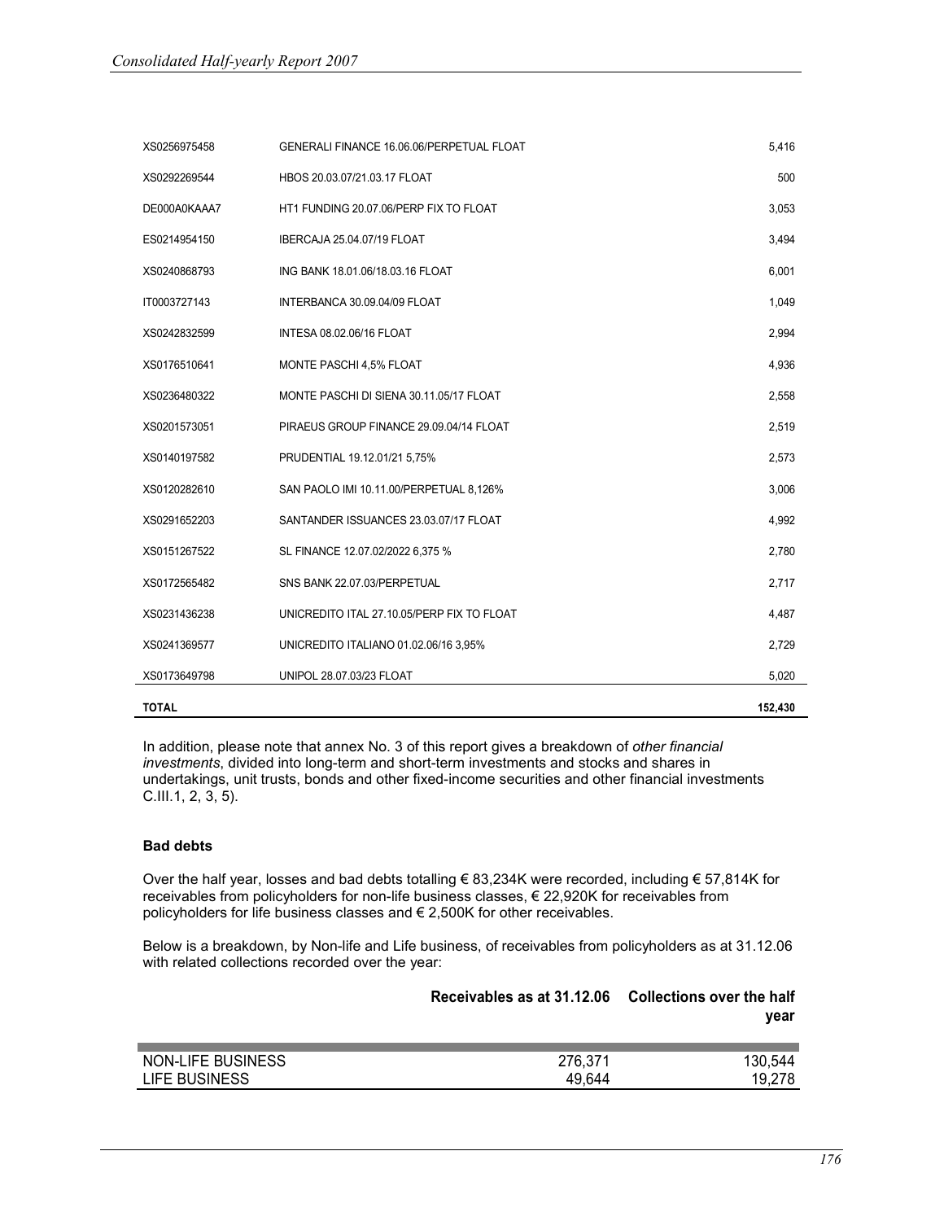| | | |
|---|---|---|
| XS0256975458 | GENERALI FINANCE 16.06.06/PERPETUAL FLOAT | 5,416 |
| XS0292269544 | HBOS 20.03.07/21.03.17 FLOAT | 500 |
| DE000A0KAAA7 | HT1 FUNDING 20.07.06/PERP FIX TO FLOAT | 3,053 |
| ES0214954150 | IBERCAJA 25.04.07/19 FLOAT | 3,494 |
| XS0240868793 | ING BANK 18.01.06/18.03.16 FLOAT | 6,001 |
| IT0003727143 | INTERBANCA 30.09.04/09 FLOAT | 1,049 |
| XS0242832599 | INTESA 08.02.06/16 FLOAT | 2,994 |
| XS0176510641 | MONTE PASCHI 4,5% FLOAT | 4,936 |
| XS0236480322 | MONTE PASCHI DI SIENA 30.11.05/17 FLOAT | 2,558 |
| XS0201573051 | PIRAEUS GROUP FINANCE 29.09.04/14 FLOAT | 2,519 |
| XS0140197582 | PRUDENTIAL 19.12.01/21 5,75% | 2,573 |
| XS0120282610 | SAN PAOLO IMI 10.11.00/PERPETUAL 8,126% | 3,006 |
| XS0291652203 | SANTANDER ISSUANCES 23.03.07/17 FLOAT | 4,992 |
| XS0151267522 | SL FINANCE 12.07.02/2022 6,375 % | 2,780 |
| XS0172565482 | SNS BANK 22.07.03/PERPETUAL | 2,717 |
| XS0231436238 | UNICREDITO ITAL 27.10.05/PERP FIX TO FLOAT | 4,487 |
| XS0241369577 | UNICREDITO ITALIANO 01.02.06/16 3,95% | 2,729 |
| XS0173649798 | UNIPOL 28.07.03/23 FLOAT | 5,020 |
| **TOTAL** | | **152,430** |

In addition, please note that annex No. 3 of this report gives a breakdown of *other financial investments*, divided into long-term and short-term investments and stocks and shares in undertakings, unit trusts, bonds and other fixed-income securities and other financial investments C.III.1, 2, 3, 5).

**Bad debts**

Over the half year, losses and bad debts totalling € 83,234K were recorded, including € 57,814K for receivables from policyholders for non-life business classes, € 22,920K for receivables from policyholders for life business classes and € 2,500K for other receivables.

Below is a breakdown, by Non-life and Life business, of receivables from policyholders as at 31.12.06 with related collections recorded over the year:

| | Receivables as at 31.12.06 | Collections over the half year |
|---|---|---|
| NON-LIFE BUSINESS | 276,371 | 130,544 |
| LIFE BUSINESS | 49,644 | 19,278 |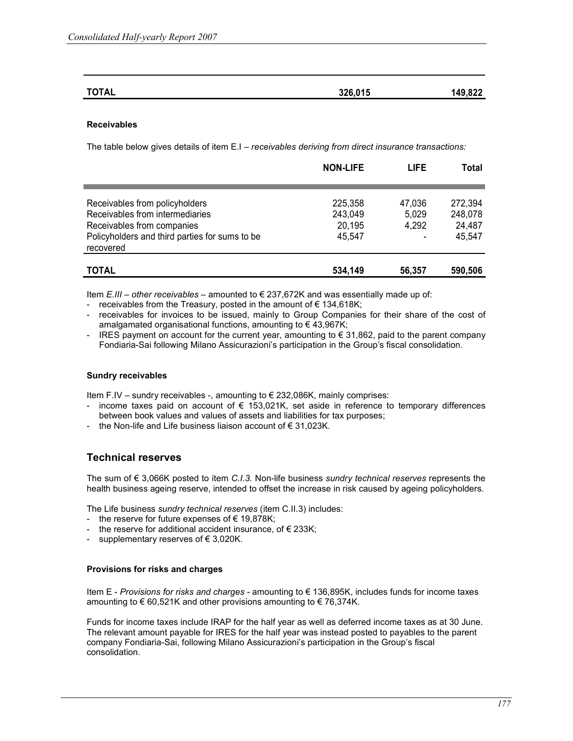| TOTAL | 326,015 | 149,822 |
|---|---|---|

**Receivables**

The table below gives details of item E.I – *receivables deriving from direct insurance transactions:*

| | NON-LIFE | LIFE | Total |
|---|---|---|---|
| Receivables from policyholders | 225,358 | 47,036 | 272,394 |
| Receivables from intermediaries | 243,049 | 5,029 | 248,078 |
| Receivables from companies | 20,195 | 4,292 | 24,487 |
| Policyholders and third parties for sums to be recovered | 45,547 | - | 45,547 |
| **TOTAL** | **534,149** | **56,357** | **590,506** |

Item *E.III – other receivables* – amounted to € 237,672K and was essentially made up of:

- receivables from the Treasury, posted in the amount of € 134,618K;
- receivables for invoices to be issued, mainly to Group Companies for their share of the cost of amalgamated organisational functions, amounting to € 43,967K;
- IRES payment on account for the current year, amounting to € 31,862, paid to the parent company Fondiaria-Sai following Milano Assicurazioni's participation in the Group's fiscal consolidation.

**Sundry receivables**

Item F.IV – sundry receivables -, amounting to € 232,086K, mainly comprises:

- income taxes paid on account of € 153,021K, set aside in reference to temporary differences between book values and values of assets and liabilities for tax purposes;
- the Non-life and Life business liaison account of € 31,023K.

## Technical reserves

The sum of € 3,066K posted to item *C.I.3.* Non-life business *sundry technical reserves* represents the health business ageing reserve, intended to offset the increase in risk caused by ageing policyholders.

The Life business *sundry technical reserves* (item C.II.3) includes:

- the reserve for future expenses of € 19,878K;
- the reserve for additional accident insurance, of € 233K;
- supplementary reserves of € 3,020K.

**Provisions for risks and charges**

Item E - *Provisions for risks and charges* - amounting to € 136,895K, includes funds for income taxes amounting to € 60,521K and other provisions amounting to € 76,374K.

Funds for income taxes include IRAP for the half year as well as deferred income taxes as at 30 June. The relevant amount payable for IRES for the half year was instead posted to payables to the parent company Fondiaria-Sai, following Milano Assicurazioni's participation in the Group's fiscal consolidation.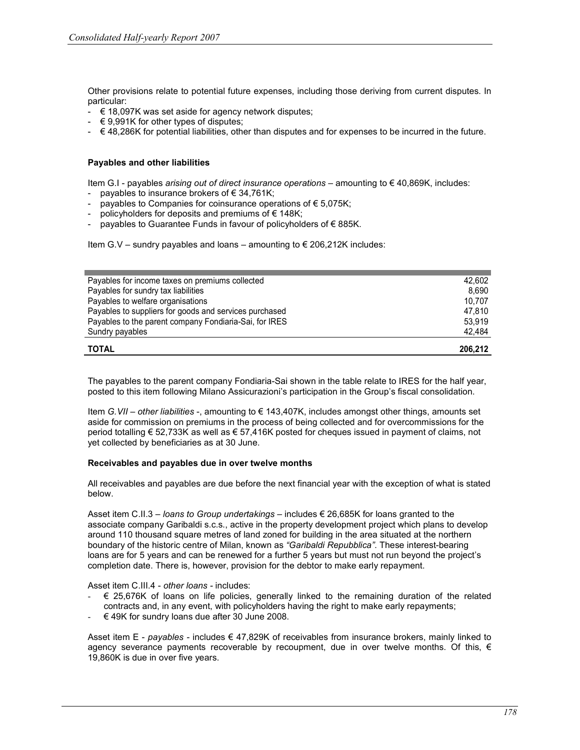Other provisions relate to potential future expenses, including those deriving from current disputes. In particular:

- € 18,097K was set aside for agency network disputes;
- € 9,991K for other types of disputes;
- € 48,286K for potential liabilities, other than disputes and for expenses to be incurred in the future.

**Payables and other liabilities**

Item G.I - payables *arising out of direct insurance operations* – amounting to € 40,869K, includes:

- payables to insurance brokers of € 34,761K;
- payables to Companies for coinsurance operations of € 5,075K;
- policyholders for deposits and premiums of € 148K;
- payables to Guarantee Funds in favour of policyholders of € 885K.

Item G.V – sundry payables and loans – amounting to € 206,212K includes:

| | |
|---|---:|
| Payables for income taxes on premiums collected | 42,602 |
| Payables for sundry tax liabilities | 8,690 |
| Payables to welfare organisations | 10,707 |
| Payables to suppliers for goods and services purchased | 47,810 |
| Payables to the parent company Fondiaria-Sai, for IRES | 53,919 |
| Sundry payables | 42,484 |
| **TOTAL** | **206,212** |

The payables to the parent company Fondiaria-Sai shown in the table relate to IRES for the half year, posted to this item following Milano Assicurazioni's participation in the Group's fiscal consolidation.

Item *G.VII – other liabilities* -, amounting to € 143,407K, includes amongst other things, amounts set aside for commission on premiums in the process of being collected and for overcommissions for the period totalling € 52,733K as well as € 57,416K posted for cheques issued in payment of claims, not yet collected by beneficiaries as at 30 June.

**Receivables and payables due in over twelve months**

All receivables and payables are due before the next financial year with the exception of what is stated below.

Asset item C.II.3 – *loans to Group undertakings* – includes € 26,685K for loans granted to the associate company Garibaldi s.c.s., active in the property development project which plans to develop around 110 thousand square metres of land zoned for building in the area situated at the northern boundary of the historic centre of Milan, known as *"Garibaldi Repubblica"*. These interest-bearing loans are for 5 years and can be renewed for a further 5 years but must not run beyond the project's completion date. There is, however, provision for the debtor to make early repayment.

Asset item C.III.4 - *other loans* - includes:

- € 25,676K of loans on life policies, generally linked to the remaining duration of the related contracts and, in any event, with policyholders having the right to make early repayments;
- € 49K for sundry loans due after 30 June 2008.

Asset item E - *payables* - includes € 47,829K of receivables from insurance brokers, mainly linked to agency severance payments recoverable by recoupment, due in over twelve months. Of this, € 19,860K is due in over five years.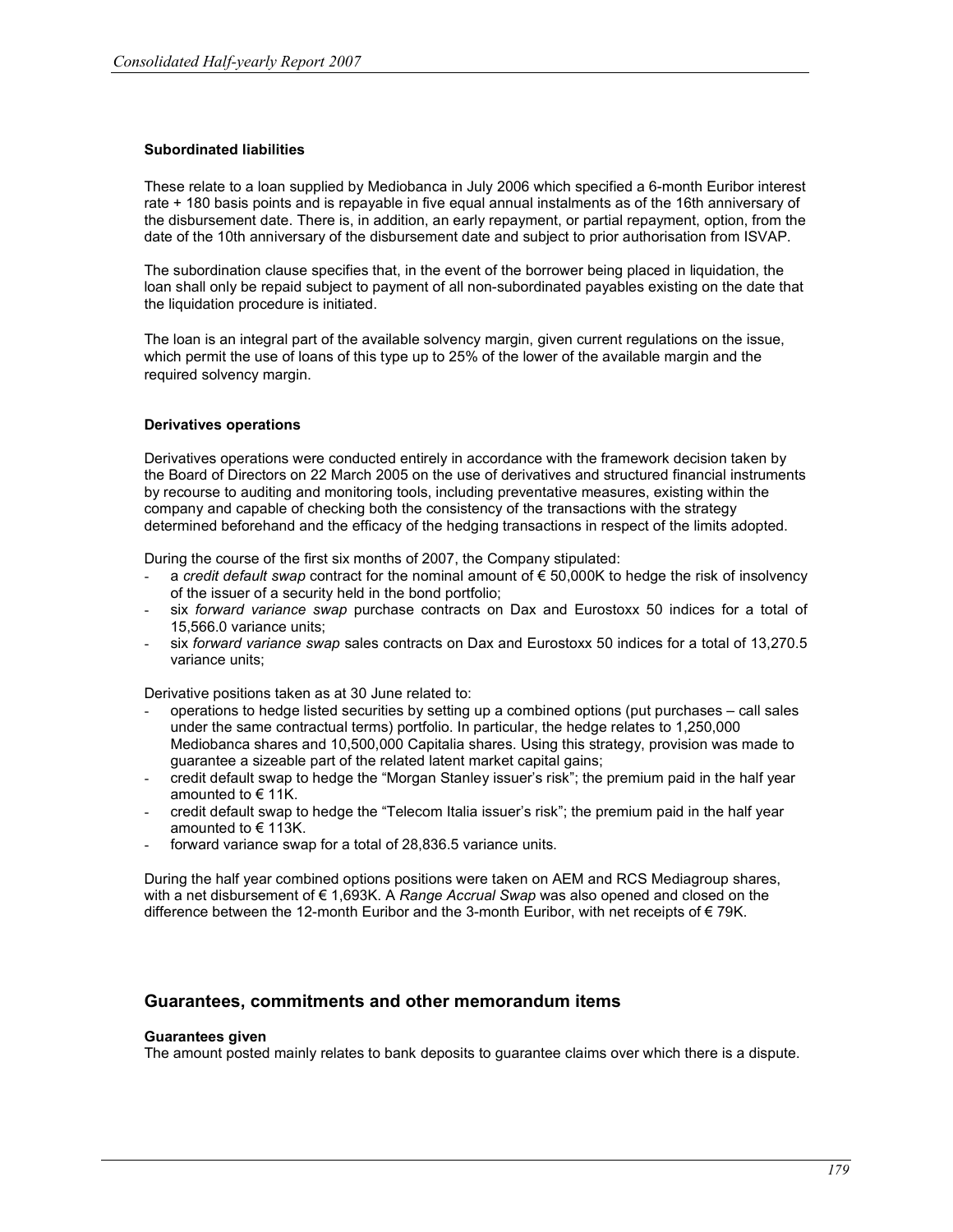#### Subordinated liabilities

These relate to a loan supplied by Mediobanca in July 2006 which specified a 6-month Euribor interest rate + 180 basis points and is repayable in five equal annual instalments as of the 16th anniversary of the disbursement date. There is, in addition, an early repayment, or partial repayment, option, from the date of the 10th anniversary of the disbursement date and subject to prior authorisation from ISVAP.

The subordination clause specifies that, in the event of the borrower being placed in liquidation, the loan shall only be repaid subject to payment of all non-subordinated payables existing on the date that the liquidation procedure is initiated.

The loan is an integral part of the available solvency margin, given current regulations on the issue, which permit the use of loans of this type up to 25% of the lower of the available margin and the required solvency margin.

#### Derivatives operations

Derivatives operations were conducted entirely in accordance with the framework decision taken by the Board of Directors on 22 March 2005 on the use of derivatives and structured financial instruments by recourse to auditing and monitoring tools, including preventative measures, existing within the company and capable of checking both the consistency of the transactions with the strategy determined beforehand and the efficacy of the hedging transactions in respect of the limits adopted.

During the course of the first six months of 2007, the Company stipulated:

- a *credit default swap* contract for the nominal amount of € 50,000K to hedge the risk of insolvency of the issuer of a security held in the bond portfolio;
- six *forward variance swap* purchase contracts on Dax and Eurostoxx 50 indices for a total of 15,566.0 variance units;
- six *forward variance swap* sales contracts on Dax and Eurostoxx 50 indices for a total of 13,270.5 variance units;

Derivative positions taken as at 30 June related to:

- operations to hedge listed securities by setting up a combined options (put purchases – call sales under the same contractual terms) portfolio. In particular, the hedge relates to 1,250,000 Mediobanca shares and 10,500,000 Capitalia shares. Using this strategy, provision was made to guarantee a sizeable part of the related latent market capital gains;
- credit default swap to hedge the "Morgan Stanley issuer's risk"; the premium paid in the half year amounted to € 11K.
- credit default swap to hedge the "Telecom Italia issuer's risk"; the premium paid in the half year amounted to € 113K.
- forward variance swap for a total of 28,836.5 variance units.

During the half year combined options positions were taken on AEM and RCS Mediagroup shares, with a net disbursement of € 1,693K. A *Range Accrual Swap* was also opened and closed on the difference between the 12-month Euribor and the 3-month Euribor, with net receipts of € 79K.

## Guarantees, commitments and other memorandum items

#### Guarantees given

The amount posted mainly relates to bank deposits to guarantee claims over which there is a dispute.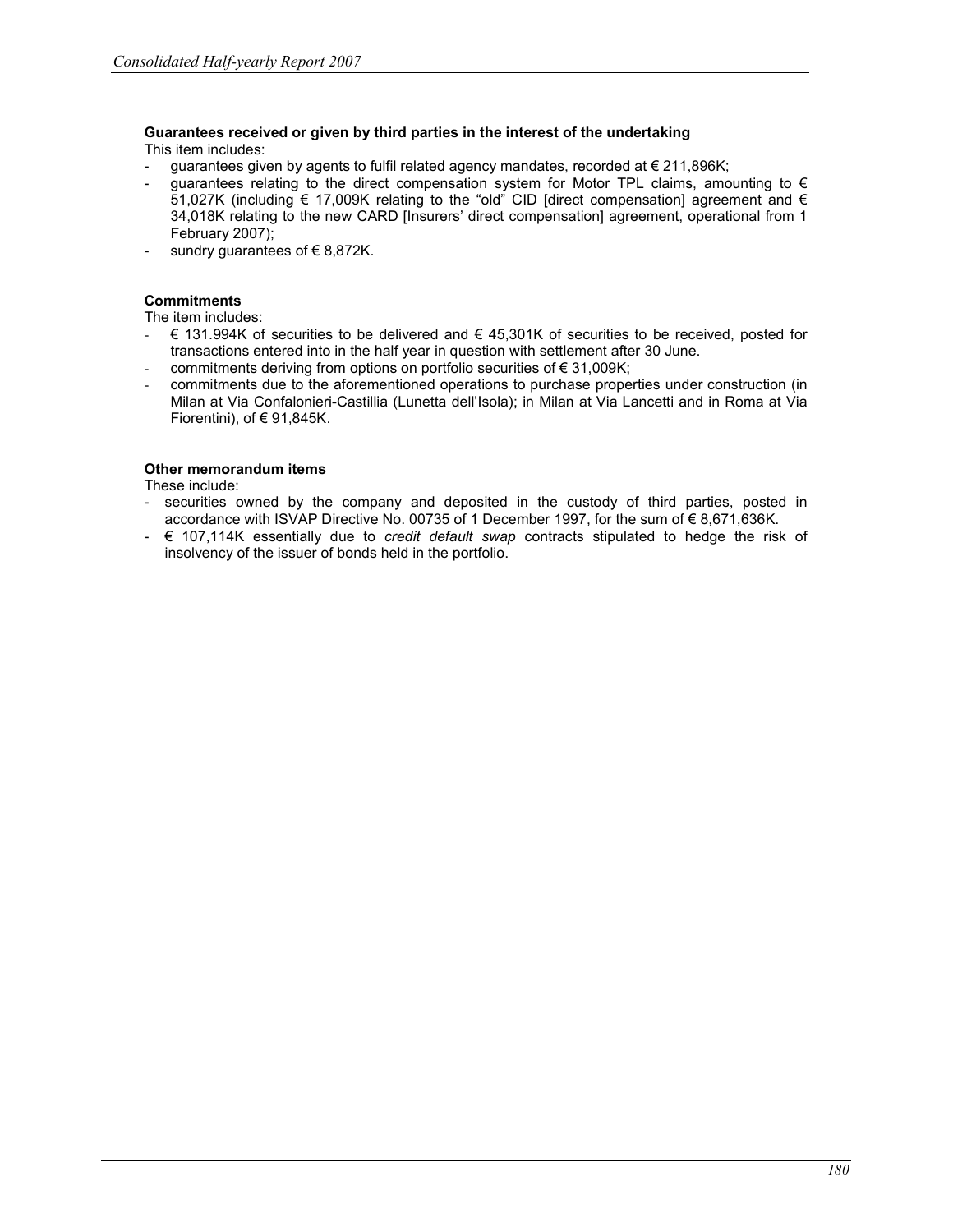**Guarantees received or given by third parties in the interest of the undertaking**

This item includes:

- guarantees given by agents to fulfil related agency mandates, recorded at € 211,896K;
- guarantees relating to the direct compensation system for Motor TPL claims, amounting to € 51,027K (including € 17,009K relating to the "old" CID [direct compensation] agreement and € 34,018K relating to the new CARD [Insurers' direct compensation] agreement, operational from 1 February 2007);
- sundry guarantees of € 8,872K.

**Commitments**

The item includes:

- € 131.994K of securities to be delivered and € 45,301K of securities to be received, posted for transactions entered into in the half year in question with settlement after 30 June.
- commitments deriving from options on portfolio securities of € 31,009K;
- commitments due to the aforementioned operations to purchase properties under construction (in Milan at Via Confalonieri-Castillia (Lunetta dell'Isola); in Milan at Via Lancetti and in Roma at Via Fiorentini), of € 91,845K.

**Other memorandum items**

These include:

- securities owned by the company and deposited in the custody of third parties, posted in accordance with ISVAP Directive No. 00735 of 1 December 1997, for the sum of € 8,671,636K.
- € 107,114K essentially due to *credit default swap* contracts stipulated to hedge the risk of insolvency of the issuer of bonds held in the portfolio.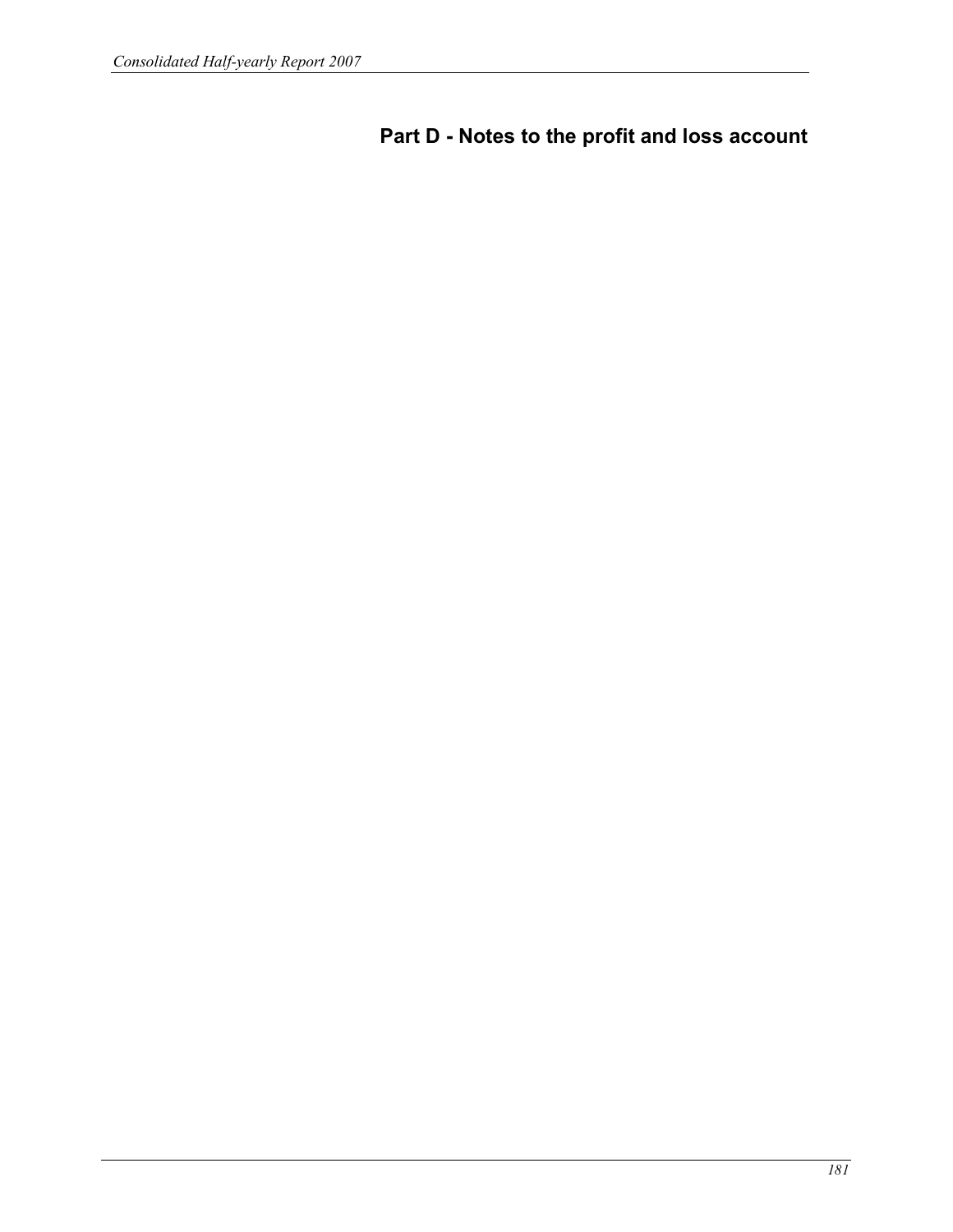# Part D - Notes to the profit and loss account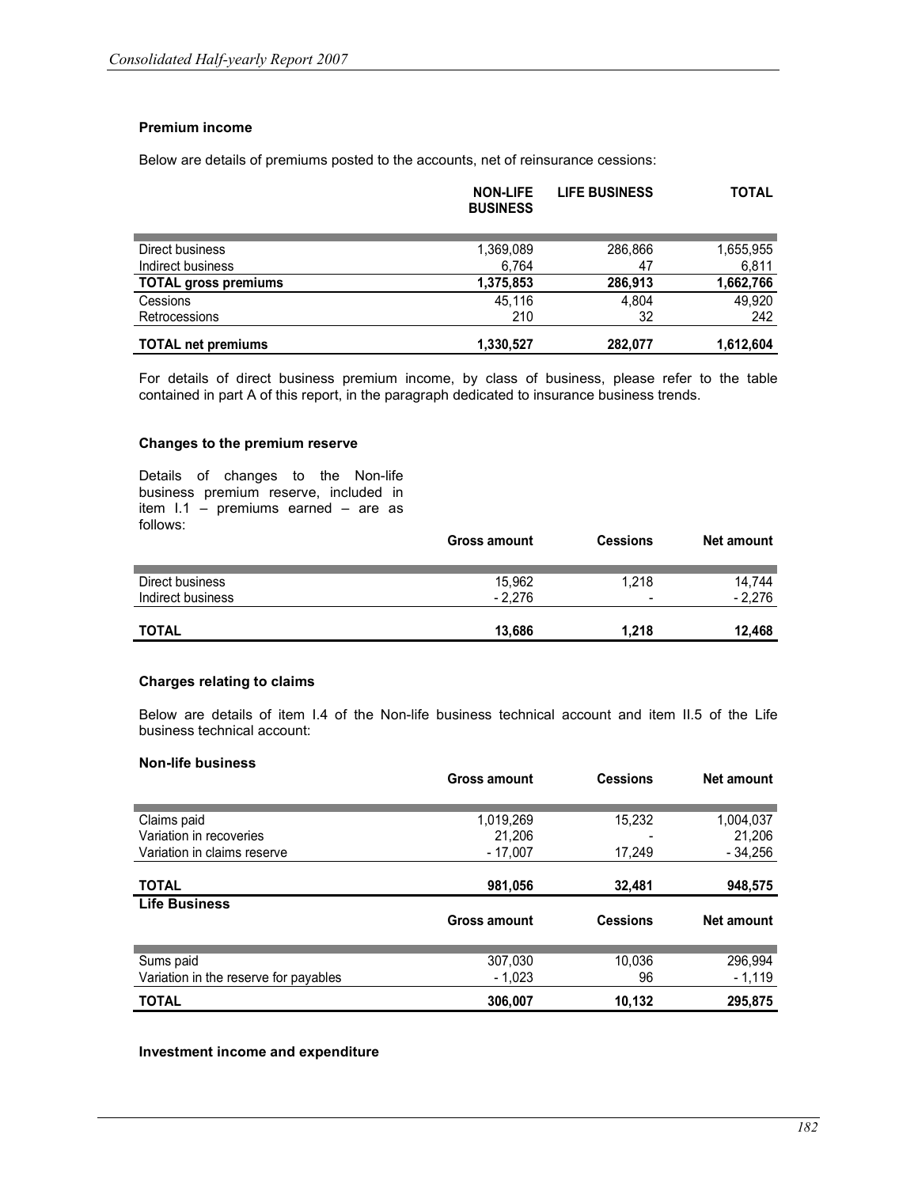### Premium income

Below are details of premiums posted to the accounts, net of reinsurance cessions:

| | NON-LIFE BUSINESS | LIFE BUSINESS | TOTAL |
|---|---|---|---|
| Direct business | 1,369,089 | 286,866 | 1,655,955 |
| Indirect business | 6,764 | 47 | 6,811 |
| **TOTAL gross premiums** | **1,375,853** | **286,913** | **1,662,766** |
| Cessions | 45,116 | 4,804 | 49,920 |
| Retrocessions | 210 | 32 | 242 |
| **TOTAL net premiums** | **1,330,527** | **282,077** | **1,612,604** |

For details of direct business premium income, by class of business, please refer to the table contained in part A of this report, in the paragraph dedicated to insurance business trends.

### Changes to the premium reserve

Details of changes to the Non-life business premium reserve, included in item I.1 – premiums earned – are as follows:

| | Gross amount | Cessions | Net amount |
|---|---|---|---|
| Direct business | 15,962 | 1,218 | 14,744 |
| Indirect business | - 2,276 | - | - 2,276 |
| **TOTAL** | **13,686** | **1,218** | **12,468** |

### Charges relating to claims

Below are details of item I.4 of the Non-life business technical account and item II.5 of the Life business technical account:

**Non-life business**

| | Gross amount | Cessions | Net amount |
|---|---|---|---|
| Claims paid | 1,019,269 | 15,232 | 1,004,037 |
| Variation in recoveries | 21,206 | - | 21,206 |
| Variation in claims reserve | - 17,007 | 17,249 | - 34,256 |
| **TOTAL** | **981,056** | **32,481** | **948,575** |

**Life Business**

| | Gross amount | Cessions | Net amount |
|---|---|---|---|
| Sums paid | 307,030 | 10,036 | 296,994 |
| Variation in the reserve for payables | - 1,023 | 96 | - 1,119 |
| **TOTAL** | **306,007** | **10,132** | **295,875** |

### Investment income and expenditure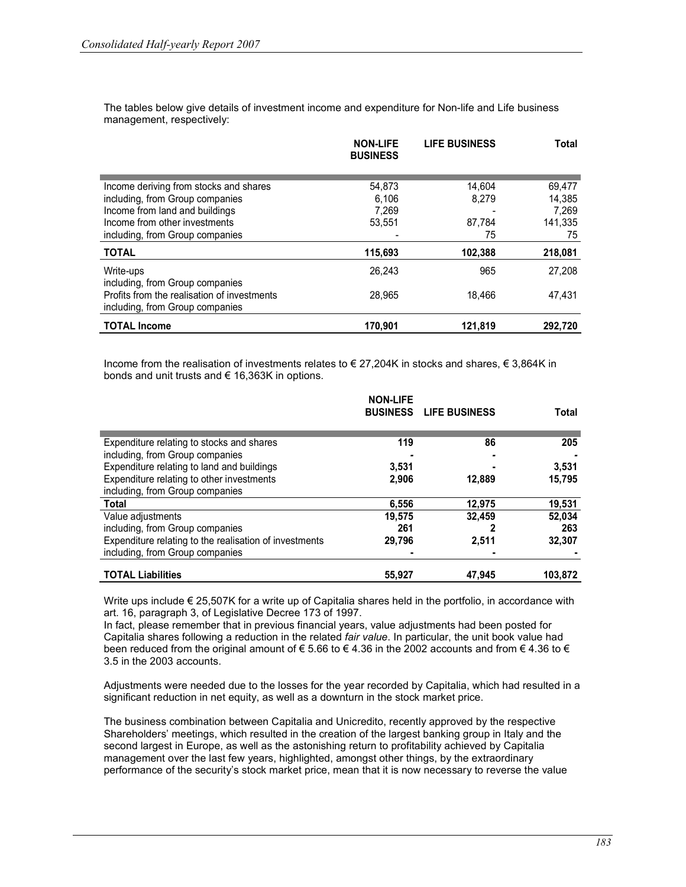The tables below give details of investment income and expenditure for Non-life and Life business management, respectively:

| | NON-LIFE BUSINESS | LIFE BUSINESS | Total |
|---|---|---|---|
| Income deriving from stocks and shares | 54,873 | 14,604 | 69,477 |
| including, from Group companies | 6,106 | 8,279 | 14,385 |
| Income from land and buildings | 7,269 | - | 7,269 |
| Income from other investments | 53,551 | 87,784 | 141,335 |
| including, from Group companies | - | 75 | 75 |
| **TOTAL** | **115,693** | **102,388** | **218,081** |
| Write-ups | 26,243 | 965 | 27,208 |
| including, from Group companies | | | |
| Profits from the realisation of investments | 28,965 | 18,466 | 47,431 |
| including, from Group companies | | | |
| **TOTAL Income** | **170,901** | **121,819** | **292,720** |

Income from the realisation of investments relates to € 27,204K in stocks and shares, € 3,864K in bonds and unit trusts and € 16,363K in options.

| | NON-LIFE BUSINESS | LIFE BUSINESS | Total |
|---|---|---|---|
| Expenditure relating to stocks and shares | **119** | **86** | **205** |
| including, from Group companies | **-** | **-** | **-** |
| Expenditure relating to land and buildings | **3,531** | **-** | **3,531** |
| Expenditure relating to other investments | **2,906** | **12,889** | **15,795** |
| including, from Group companies | | | |
| **Total** | **6,556** | **12,975** | **19,531** |
| Value adjustments | **19,575** | **32,459** | **52,034** |
| including, from Group companies | **261** | **2** | **263** |
| Expenditure relating to the realisation of investments | **29,796** | **2,511** | **32,307** |
| including, from Group companies | **-** | **-** | **-** |
| **TOTAL Liabilities** | **55,927** | **47,945** | **103,872** |

Write ups include € 25,507K for a write up of Capitalia shares held in the portfolio, in accordance with art. 16, paragraph 3, of Legislative Decree 173 of 1997.
In fact, please remember that in previous financial years, value adjustments had been posted for Capitalia shares following a reduction in the related *fair value*. In particular, the unit book value had been reduced from the original amount of € 5.66 to € 4.36 in the 2002 accounts and from € 4.36 to € 3.5 in the 2003 accounts.

Adjustments were needed due to the losses for the year recorded by Capitalia, which had resulted in a significant reduction in net equity, as well as a downturn in the stock market price.

The business combination between Capitalia and Unicredito, recently approved by the respective Shareholders' meetings, which resulted in the creation of the largest banking group in Italy and the second largest in Europe, as well as the astonishing return to profitability achieved by Capitalia management over the last few years, highlighted, amongst other things, by the extraordinary performance of the security's stock market price, mean that it is now necessary to reverse the value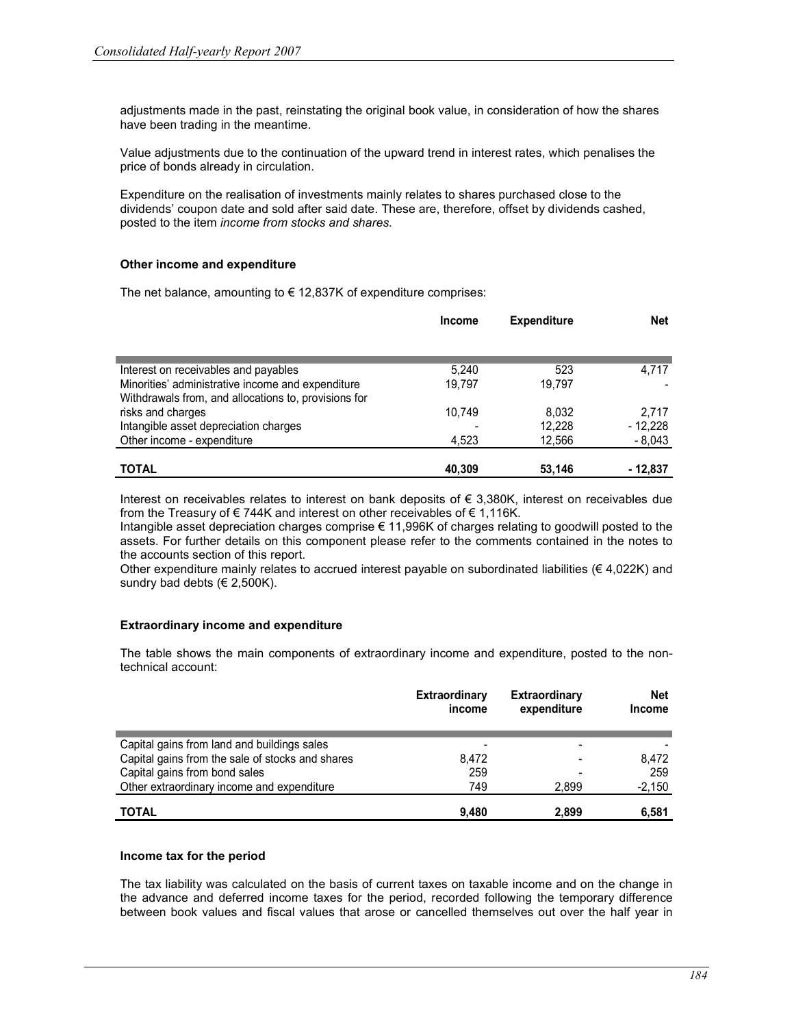adjustments made in the past, reinstating the original book value, in consideration of how the shares have been trading in the meantime.

Value adjustments due to the continuation of the upward trend in interest rates, which penalises the price of bonds already in circulation.

Expenditure on the realisation of investments mainly relates to shares purchased close to the dividends' coupon date and sold after said date. These are, therefore, offset by dividends cashed, posted to the item *income from stocks and shares.*

**Other income and expenditure**

The net balance, amounting to € 12,837K of expenditure comprises:

| | Income | Expenditure | Net |
|---|---|---|---|
| Interest on receivables and payables | 5,240 | 523 | 4,717 |
| Minorities' administrative income and expenditure | 19,797 | 19,797 | - |
| Withdrawals from, and allocations to, provisions for risks and charges | 10,749 | 8,032 | 2,717 |
| Intangible asset depreciation charges | - | 12,228 | - 12,228 |
| Other income - expenditure | 4,523 | 12,566 | - 8,043 |
| **TOTAL** | **40,309** | **53,146** | **- 12,837** |

Interest on receivables relates to interest on bank deposits of € 3,380K, interest on receivables due from the Treasury of € 744K and interest on other receivables of € 1,116K.
Intangible asset depreciation charges comprise € 11,996K of charges relating to goodwill posted to the assets. For further details on this component please refer to the comments contained in the notes to the accounts section of this report.
Other expenditure mainly relates to accrued interest payable on subordinated liabilities (€ 4,022K) and sundry bad debts (€ 2,500K).

**Extraordinary income and expenditure**

The table shows the main components of extraordinary income and expenditure, posted to the non-technical account:

| | Extraordinary income | Extraordinary expenditure | Net Income |
|---|---|---|---|
| Capital gains from land and buildings sales | - | - | - |
| Capital gains from the sale of stocks and shares | 8,472 | - | 8,472 |
| Capital gains from bond sales | 259 | - | 259 |
| Other extraordinary income and expenditure | 749 | 2,899 | -2,150 |
| **TOTAL** | **9,480** | **2,899** | **6,581** |

**Income tax for the period**

The tax liability was calculated on the basis of current taxes on taxable income and on the change in the advance and deferred income taxes for the period, recorded following the temporary difference between book values and fiscal values that arose or cancelled themselves out over the half year in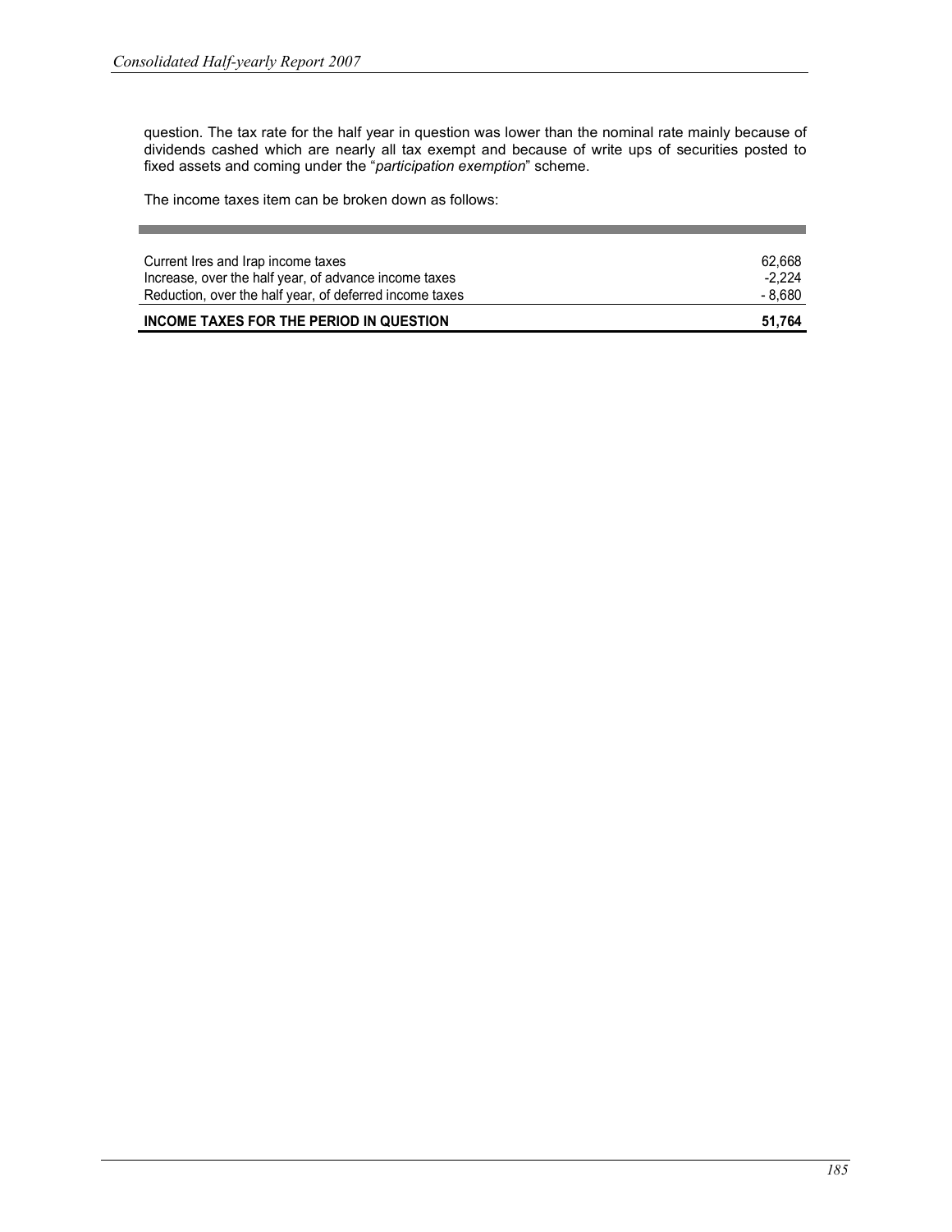question. The tax rate for the half year in question was lower than the nominal rate mainly because of dividends cashed which are nearly all tax exempt and because of write ups of securities posted to fixed assets and coming under the "*participation exemption*" scheme.

The income taxes item can be broken down as follows:

| | |
|---|---|
| Current Ires and Irap income taxes | 62,668 |
| Increase, over the half year, of advance income taxes | -2,224 |
| Reduction, over the half year, of deferred income taxes | - 8,680 |
| **INCOME TAXES FOR THE PERIOD IN QUESTION** | **51,764** |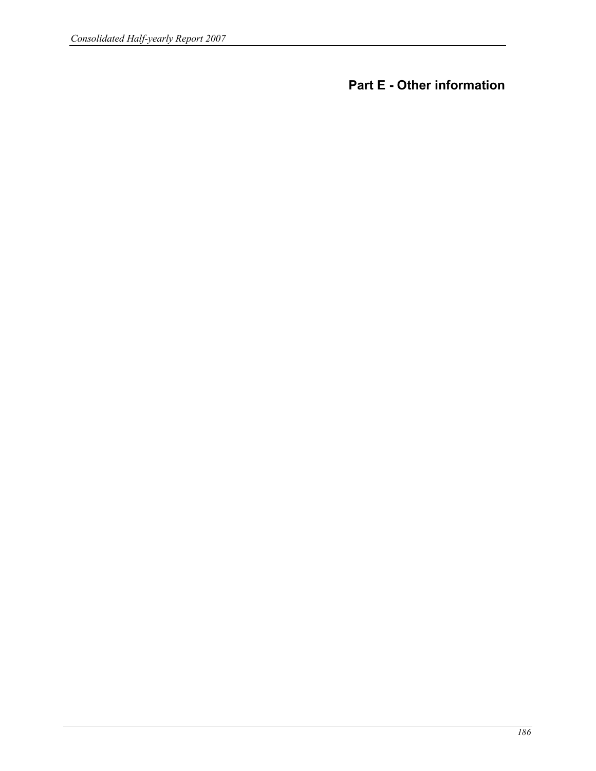# Part E - Other information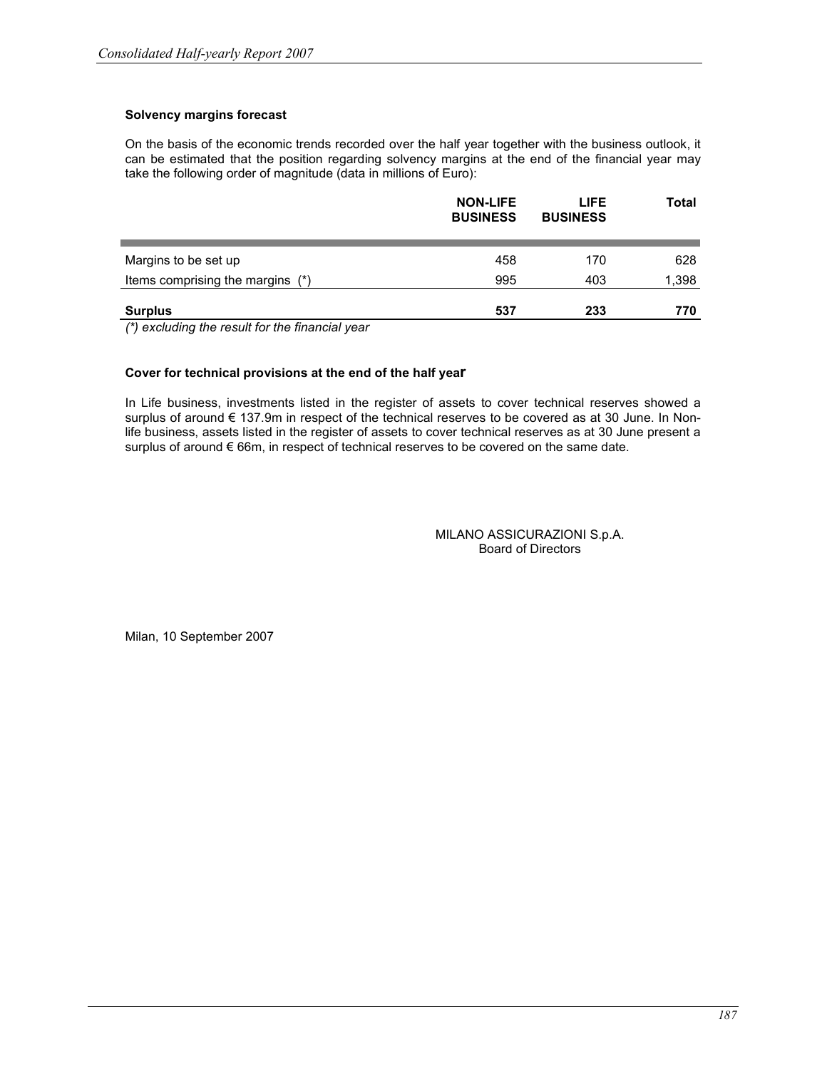### Solvency margins forecast

On the basis of the economic trends recorded over the half year together with the business outlook, it can be estimated that the position regarding solvency margins at the end of the financial year may take the following order of magnitude (data in millions of Euro):

| | NON-LIFE BUSINESS | LIFE BUSINESS | Total |
|---|---|---|---|
| Margins to be set up | 458 | 170 | 628 |
| Items comprising the margins (*) | 995 | 403 | 1,398 |
| **Surplus** | **537** | **233** | **770** |

*(*) excluding the result for the financial year*

### Cover for technical provisions at the end of the half year

In Life business, investments listed in the register of assets to cover technical reserves showed a surplus of around € 137.9m in respect of the technical reserves to be covered as at 30 June. In Non-life business, assets listed in the register of assets to cover technical reserves as at 30 June present a surplus of around € 66m, in respect of technical reserves to be covered on the same date.

MILANO ASSICURAZIONI S.p.A.
Board of Directors

Milan, 10 September 2007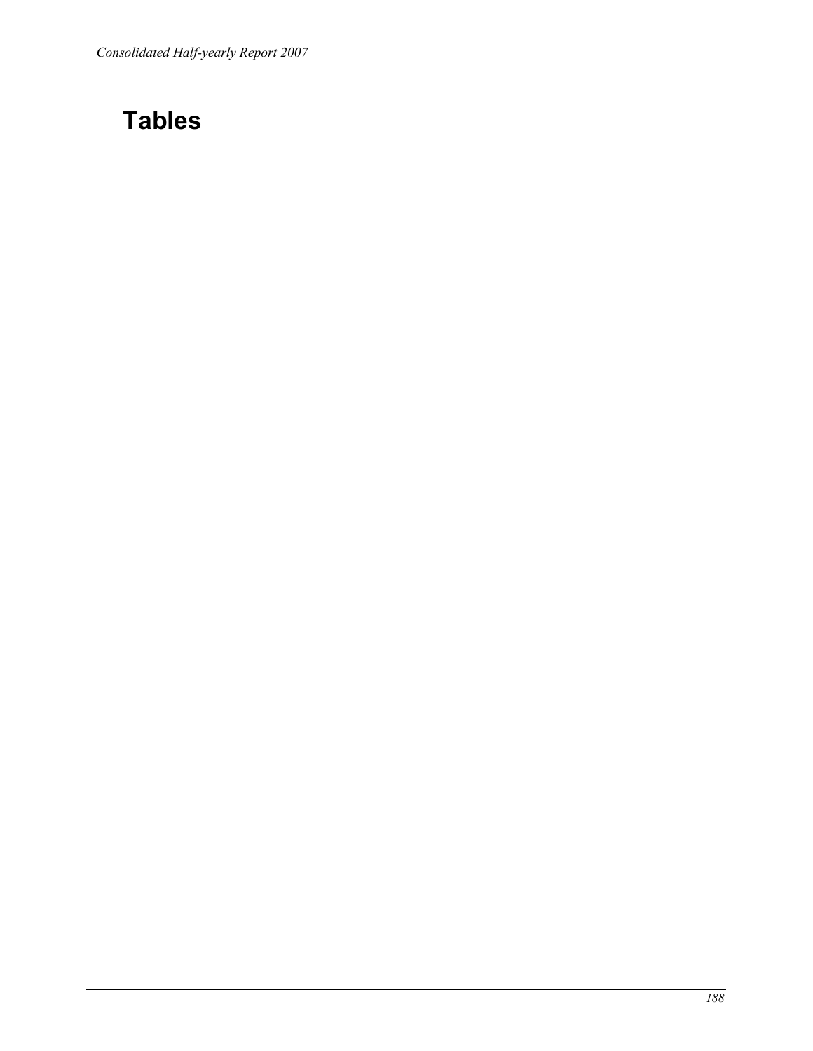# Tables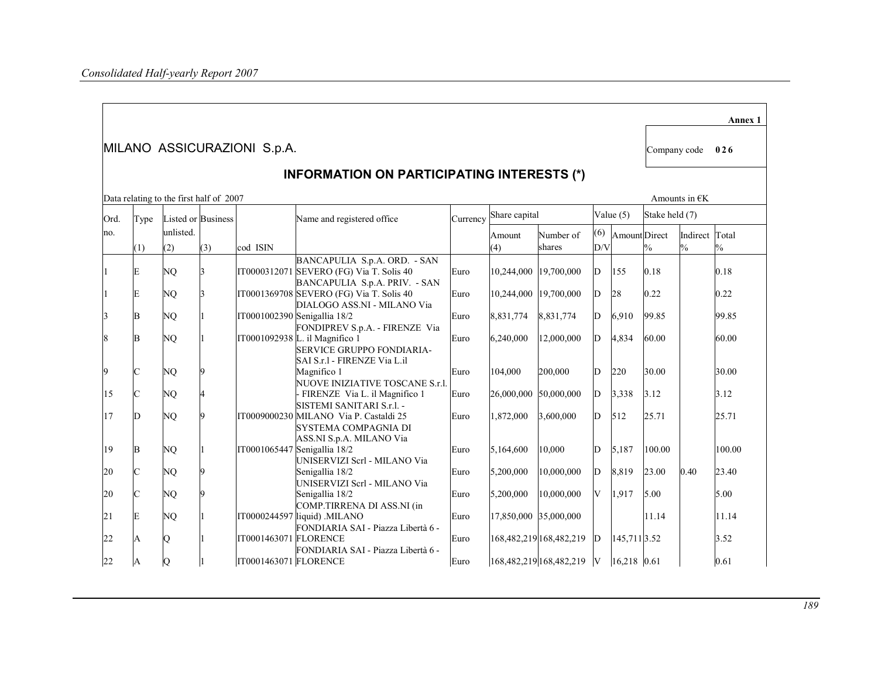**Annex 1**

MILANO ASSICURAZIONI S.p.A.

Company code **0 2 6**

## INFORMATION ON PARTICIPATING INTERESTS (*)

Data relating to the first half of 2007

Amounts in €K

| Ord. no. | Type (1) | Listed or unlisted. (2) | Business (3) | cod ISIN | Name and registered office | Currency | Share capital Amount (4) | Share capital Number of shares | Value (5) (6) D/V | Value (5) Amount | Stake held (7) Direct % | Stake held (7) Indirect % | Stake held (7) Total % |
|---|---|---|---|---|---|---|---|---|---|---|---|---|---|
| 1 | E | NQ | 3 | IT0000312071 | BANCAPULIA S.p.A. ORD. - SAN SEVERO (FG) Via T. Solis 40 | Euro | 10,244,000 | 19,700,000 | D | 155 | 0.18 | | 0.18 |
| 1 | E | NQ | 3 | IT0001369708 | BANCAPULIA S.p.A. PRIV. - SAN SEVERO (FG) Via T. Solis 40 | Euro | 10,244,000 | 19,700,000 | D | 28 | 0.22 | | 0.22 |
| 3 | B | NQ | 1 | IT0001002390 | DIALOGO ASS.NI - MILANO Via Senigallia 18/2 | Euro | 8,831,774 | 8,831,774 | D | 6,910 | 99.85 | | 99.85 |
| 8 | B | NQ | 1 | IT0001092938 | FONDIPREV S.p.A. - FIRENZE Via L. il Magnifico 1 | Euro | 6,240,000 | 12,000,000 | D | 4,834 | 60.00 | | 60.00 |
| 9 | C | NQ | 9 | | SERVICE GRUPPO FONDIARIA-SAI S.r.l - FIRENZE Via L.il Magnifico 1 | Euro | 104,000 | 200,000 | D | 220 | 30.00 | | 30.00 |
| 15 | C | NQ | 4 | | NUOVE INIZIATIVE TOSCANE S.r.l. - FIRENZE Via L. il Magnifico 1 | Euro | 26,000,000 | 50,000,000 | D | 3,338 | 3.12 | | 3.12 |
| 17 | D | NQ | 9 | IT0009000230 | SISTEMI SANITARI S.r.l. - MILANO Via P. Castaldi 25 | Euro | 1,872,000 | 3,600,000 | D | 512 | 25.71 | | 25.71 |
| 19 | B | NQ | 1 | IT0001065447 | SYSTEMA COMPAGNIA DI ASS.NI S.p.A. MILANO Via Senigallia 18/2 | Euro | 5,164,600 | 10,000 | D | 5,187 | 100.00 | | 100.00 |
| 20 | C | NQ | 9 | | UNISERVIZI Scrl - MILANO Via Senigallia 18/2 | Euro | 5,200,000 | 10,000,000 | D | 8,819 | 23.00 | 0.40 | 23.40 |
| 20 | C | NQ | 9 | | UNISERVIZI Scrl - MILANO Via Senigallia 18/2 | Euro | 5,200,000 | 10,000,000 | V | 1,917 | 5.00 | | 5.00 |
| 21 | E | NQ | 1 | IT0000244597 | COMP.TIRRENA DI ASS.NI (in liquid) .MILANO | Euro | 17,850,000 | 35,000,000 | | | 11.14 | | 11.14 |
| 22 | A | Q | 1 | IT0001463071 | FONDIARIA SAI - Piazza Libertà 6 - FLORENCE | Euro | 168,482,219 | 168,482,219 | D | 145,711 | 3.52 | | 3.52 |
| 22 | A | Q | 1 | IT0001463071 | FONDIARIA SAI - Piazza Libertà 6 - FLORENCE | Euro | 168,482,219 | 168,482,219 | V | 16,218 | 0.61 | | 0.61 |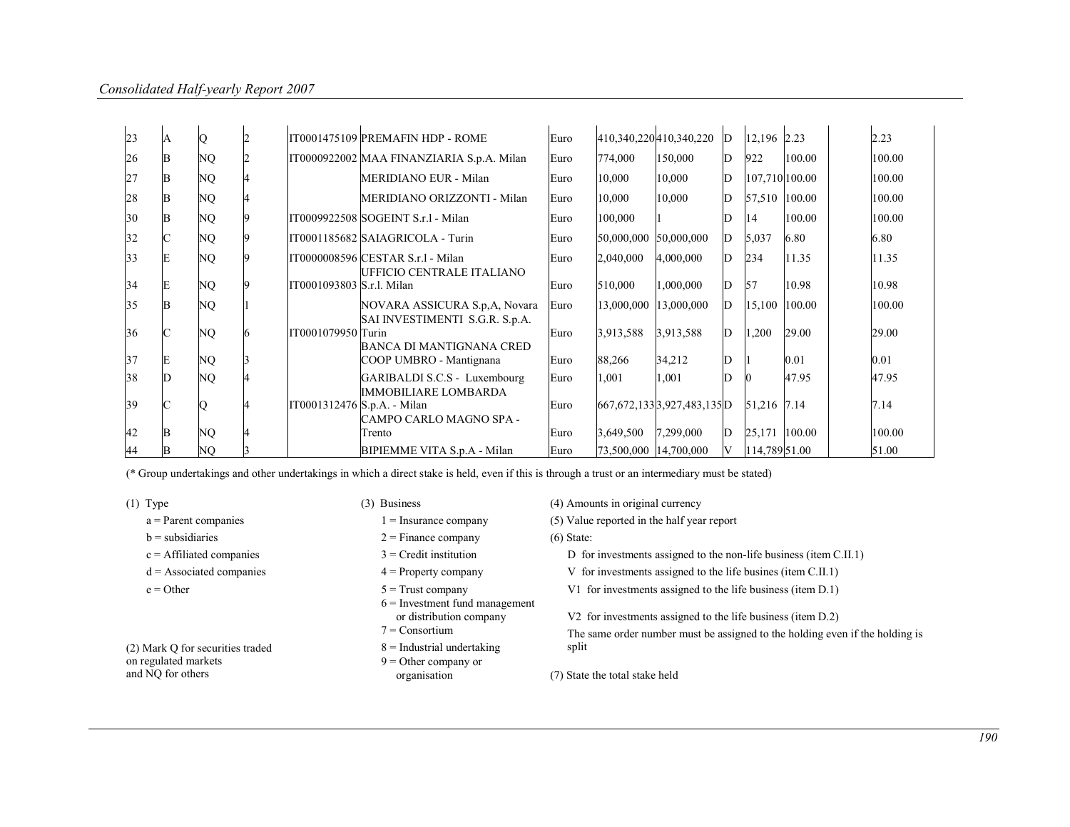| | | | | | | | | | | | | | |
|---|---|---|---|---|---|---|---|---|---|---|---|---|---|
| 23 | A | Q | 2 | IT0001475109 | PREMAFIN HDP - ROME | Euro | 410,340,220 | 410,340,220 | D | 12,196 | 2.23 | | 2.23 |
| 26 | B | NQ | 2 | IT0000922002 | MAA FINANZIARIA S.p.A. Milan | Euro | 774,000 | 150,000 | D | 922 | 100.00 | | 100.00 |
| 27 | B | NQ | 4 | | MERIDIANO EUR - Milan | Euro | 10,000 | 10,000 | D | 107,710 | 100.00 | | 100.00 |
| 28 | B | NQ | 4 | | MERIDIANO ORIZZONTI - Milan | Euro | 10,000 | 10,000 | D | 57,510 | 100.00 | | 100.00 |
| 30 | B | NQ | 9 | IT0009922508 | SOGEINT S.r.l - Milan | Euro | 100,000 | 1 | D | 14 | 100.00 | | 100.00 |
| 32 | C | NQ | 9 | IT0001185682 | SAIAGRICOLA - Turin | Euro | 50,000,000 | 50,000,000 | D | 5,037 | 6.80 | | 6.80 |
| 33 | E | NQ | 9 | IT0000008596 | CESTAR S.r.l - Milan | Euro | 2,040,000 | 4,000,000 | D | 234 | 11.35 | | 11.35 |
| 34 | E | NQ | 9 | IT0001093803 | UFFICIO CENTRALE ITALIANO S.r.l. Milan | Euro | 510,000 | 1,000,000 | D | 57 | 10.98 | | 10.98 |
| 35 | B | NQ | 1 | | NOVARA ASSICURA S.p,A, Novara | Euro | 13,000,000 | 13,000,000 | D | 15,100 | 100.00 | | 100.00 |
| 36 | C | NQ | 6 | IT0001079950 | SAI INVESTIMENTI S.G.R. S.p.A. Turin | Euro | 3,913,588 | 3,913,588 | D | 1,200 | 29.00 | | 29.00 |
| 37 | E | NQ | 3 | | BANCA DI MANTIGNANA CRED COOP UMBRO - Mantignana | Euro | 88,266 | 34,212 | D | 1 | 0.01 | | 0.01 |
| 38 | D | NQ | 4 | | GARIBALDI S.C.S - Luxembourg | Euro | 1,001 | 1,001 | D | 0 | 47.95 | | 47.95 |
| 39 | C | Q | 4 | IT0001312476 | IMMOBILIARE LOMBARDA S.p.A. - Milan | Euro | 667,672,133 | 3,927,483,135 | D | 51,216 | 7.14 | | 7.14 |
| 42 | B | NQ | 4 | | CAMPO CARLO MAGNO SPA - Trento | Euro | 3,649,500 | 7,299,000 | D | 25,171 | 100.00 | | 100.00 |
| 44 | B | NQ | 3 | | BIPIEMME VITA S.p.A - Milan | Euro | 73,500,000 | 14,700,000 | V | 114,789 | 51.00 | | 51.00 |

(* Group undertakings and other undertakings in which a direct stake is held, even if this is through a trust or an intermediary must be stated)

(1) Type
- a = Parent companies
- b = subsidiaries
- c = Affiliated companies
- d = Associated companies
- e = Other

(2) Mark Q for securities traded on regulated markets and NQ for others

(3) Business
- 1 = Insurance company
- 2 = Finance company
- 3 = Credit institution
- 4 = Property company
- 5 = Trust company
- 6 = Investment fund management or distribution company
- 7 = Consortium
- 8 = Industrial undertaking
- 9 = Other company or organisation

(4) Amounts in original currency

(5) Value reported in the half year report

(6) State:
- D for investments assigned to the non-life business (item C.II.1)
- V for investments assigned to the life busines (item C.II.1)
- V1 for investments assigned to the life business (item D.1)
- V2 for investments assigned to the life business (item D.2)

The same order number must be assigned to the holding even if the holding is split

(7) State the total stake held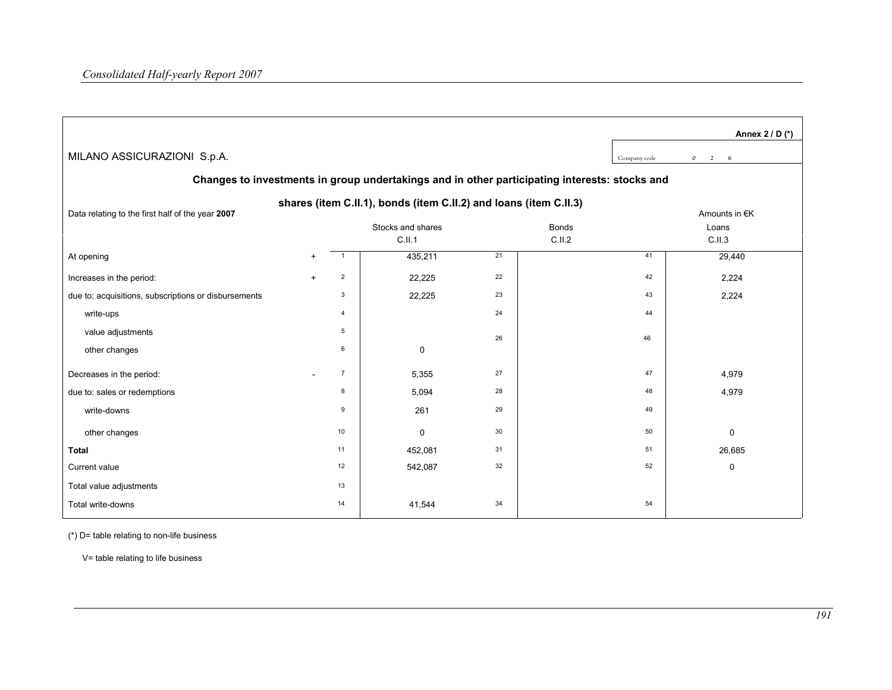**Annex 2 / D (*)**

MILANO ASSICURAZIONI S.p.A.

Company code 0 2 6

### Changes to investments in group undertakings and in other participating interests: stocks and shares (item C.II.1), bonds (item C.II.2) and loans (item C.II.3)

Data relating to the first half of the year **2007**

Amounts in €K

| | | | Stocks and shares C.II.1 | | Bonds C.II.2 | | Loans C.II.3 |
|---|---|---|---|---|---|---|---|
| At opening | + | 1 | 435,211 | 21 | | 41 | 29,440 |
| Increases in the period: | + | 2 | 22,225 | 22 | | 42 | 2,224 |
| due to: acquisitions, subscriptions or disbursements | | 3 | 22,225 | 23 | | 43 | 2,224 |
| write-ups | | 4 | | 24 | | 44 | |
| value adjustments | | 5 | | | | | |
| other changes | | 6 | 0 | 26 | | 46 | |
| Decreases in the period: | - | 7 | 5,355 | 27 | | 47 | 4,979 |
| due to: sales or redemptions | | 8 | 5,094 | 28 | | 48 | 4,979 |
| write-downs | | 9 | 261 | 29 | | 49 | |
| other changes | | 10 | 0 | 30 | | 50 | 0 |
| **Total** | | 11 | 452,081 | 31 | | 51 | 26,685 |
| Current value | | 12 | 542,087 | 32 | | 52 | 0 |
| Total value adjustments | | 13 | | | | | |
| Total write-downs | | 14 | 41,544 | 34 | | 54 | |

(*) D= table relating to non-life business

V= table relating to life business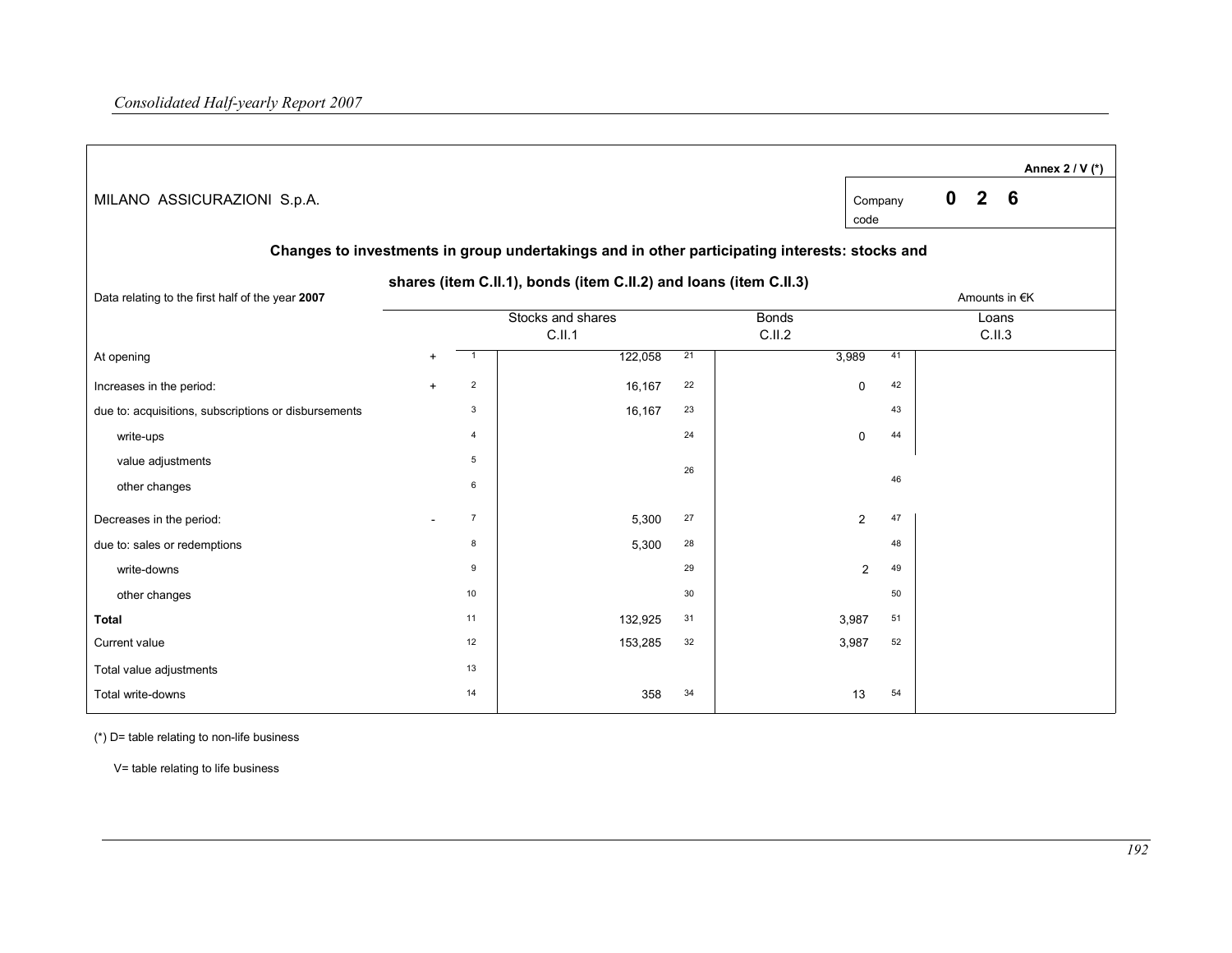**Annex 2 / V (*)**

MILANO ASSICURAZIONI S.p.A.

Company code **0 2 6**

### Changes to investments in group undertakings and in other participating interests: stocks and shares (item C.II.1), bonds (item C.II.2) and loans (item C.II.3)

Data relating to the first half of the year **2007**

Amounts in €K

| | | | Stocks and shares C.II.1 | | Bonds C.II.2 | | Loans C.II.3 |
|---|---|---|---|---|---|---|---|
| At opening | + | 1 | 122,058 | 21 | 3,989 | 41 | |
| Increases in the period: | + | 2 | 16,167 | 22 | 0 | 42 | |
| due to: acquisitions, subscriptions or disbursements | | 3 | 16,167 | 23 | | 43 | |
| write-ups | | 4 | | 24 | 0 | 44 | |
| value adjustments | | 5 | | 26 | | 46 | |
| other changes | | 6 | | | | | |
| Decreases in the period: | - | 7 | 5,300 | 27 | 2 | 47 | |
| due to: sales or redemptions | | 8 | 5,300 | 28 | | 48 | |
| write-downs | | 9 | | 29 | 2 | 49 | |
| other changes | | 10 | | 30 | | 50 | |
| **Total** | | 11 | 132,925 | 31 | 3,987 | 51 | |
| Current value | | 12 | 153,285 | 32 | 3,987 | 52 | |
| Total value adjustments | | 13 | | | | | |
| Total write-downs | | 14 | 358 | 34 | 13 | 54 | |

(*) D= table relating to non-life business

V= table relating to life business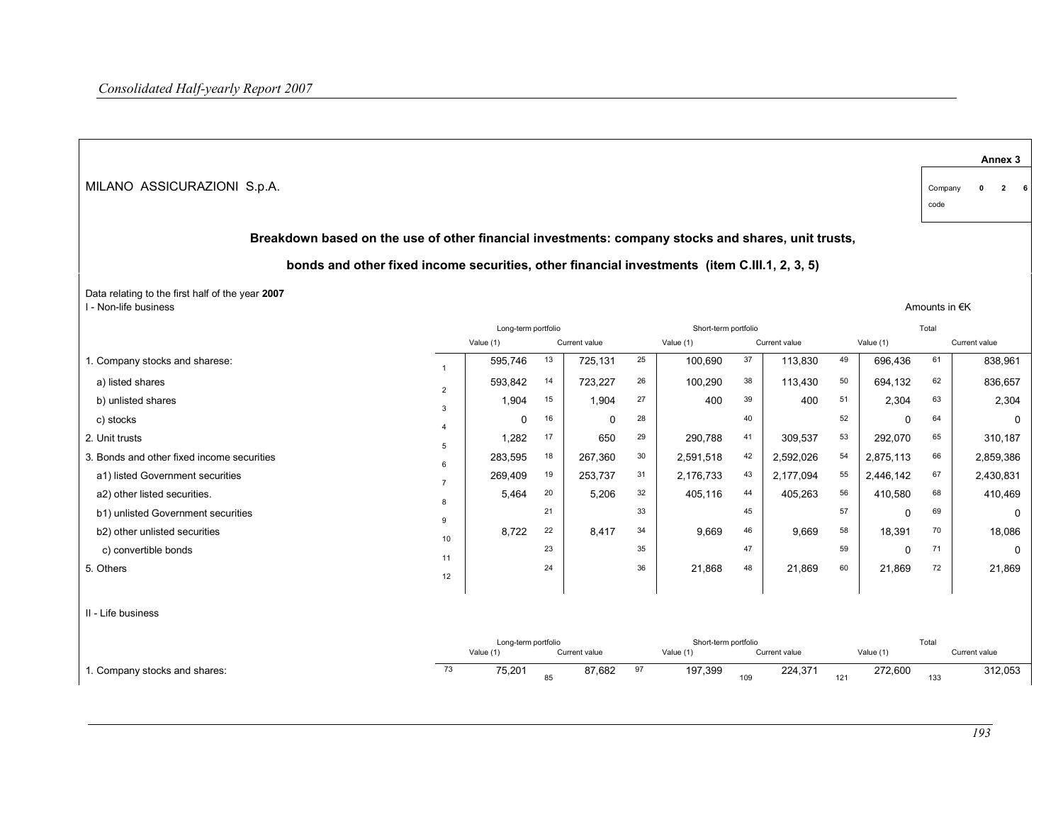**Annex 3**

MILANO ASSICURAZIONI S.p.A.

Company code 0 2 6

## Breakdown based on the use of other financial investments: company stocks and shares, unit trusts, bonds and other fixed income securities, other financial investments (item C.III.1, 2, 3, 5)

Data relating to the first half of the year **2007**

I - Non-life business

Amounts in €K

| | | Long-term portfolio | | | | Short-term portfolio | | | | Total | | |
|---|---|---|---|---|---|---|---|---|---|---|---|---|
| | | Value (1) | | Current value | | Value (1) | | Current value | | Value (1) | | Current value |
| 1. Company stocks and sharese: | 1 | 595,746 | 13 | 725,131 | 25 | 100,690 | 37 | 113,830 | 49 | 696,436 | 61 | 838,961 |
| a) listed shares | 2 | 593,842 | 14 | 723,227 | 26 | 100,290 | 38 | 113,430 | 50 | 694,132 | 62 | 836,657 |
| b) unlisted shares | 3 | 1,904 | 15 | 1,904 | 27 | 400 | 39 | 400 | 51 | 2,304 | 63 | 2,304 |
| c) stocks | 4 | 0 | 16 | 0 | 28 | | 40 | | 52 | 0 | 64 | 0 |
| 2. Unit trusts | 5 | 1,282 | 17 | 650 | 29 | 290,788 | 41 | 309,537 | 53 | 292,070 | 65 | 310,187 |
| 3. Bonds and other fixed income securities | 6 | 283,595 | 18 | 267,360 | 30 | 2,591,518 | 42 | 2,592,026 | 54 | 2,875,113 | 66 | 2,859,386 |
| a1) listed Government securities | 7 | 269,409 | 19 | 253,737 | 31 | 2,176,733 | 43 | 2,177,094 | 55 | 2,446,142 | 67 | 2,430,831 |
| a2) other listed securities. | 8 | 5,464 | 20 | 5,206 | 32 | 405,116 | 44 | 405,263 | 56 | 410,580 | 68 | 410,469 |
| b1) unlisted Government securities | 9 | | 21 | | 33 | | 45 | | 57 | 0 | 69 | 0 |
| b2) other unlisted securities | 10 | 8,722 | 22 | 8,417 | 34 | 9,669 | 46 | 9,669 | 58 | 18,391 | 70 | 18,086 |
| c) convertible bonds | 11 | | 23 | | 35 | | 47 | | 59 | 0 | 71 | 0 |
| 5. Others | 12 | | 24 | | 36 | 21,868 | 48 | 21,869 | 60 | 21,869 | 72 | 21,869 |

II - Life business

| | | Long-term portfolio | | | | Short-term portfolio | | | | Total | | |
|---|---|---|---|---|---|---|---|---|---|---|---|---|
| | | Value (1) | | Current value | | Value (1) | | Current value | | Value (1) | | Current value |
| 1. Company stocks and shares: | 73 | 75,201 | 85 | 87,682 | 97 | 197,399 | 109 | 224,371 | 121 | 272,600 | 133 | 312,053 |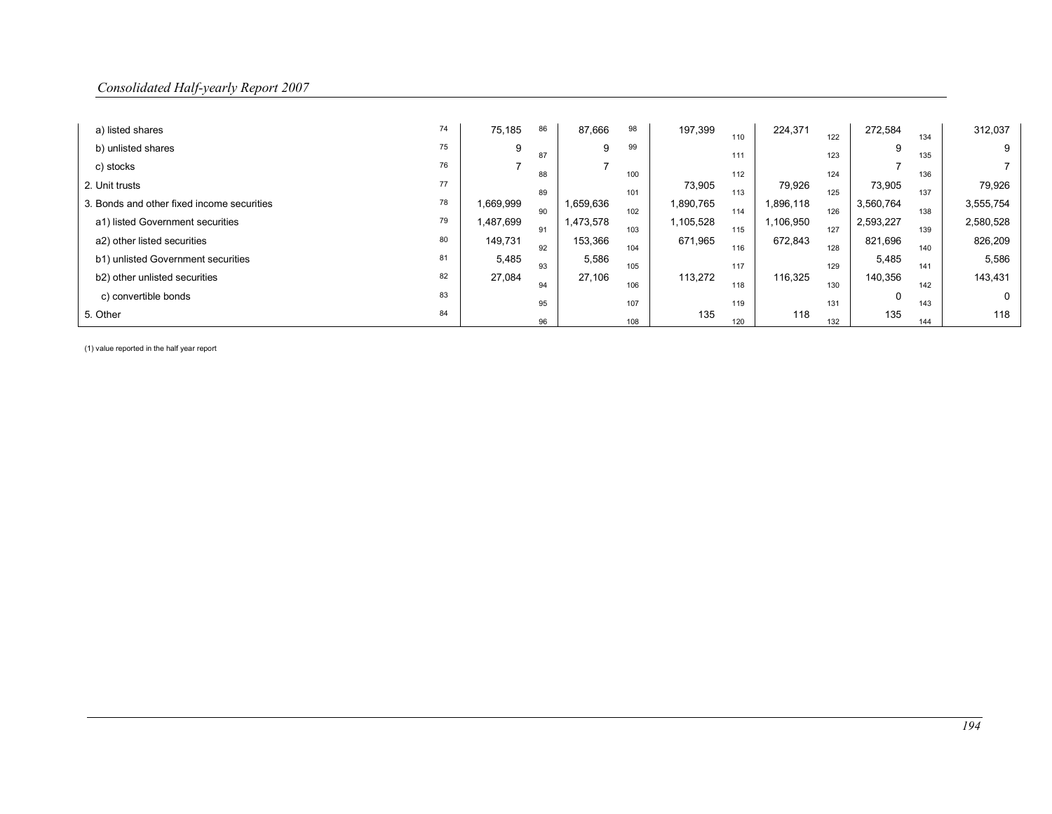| | | | | | | | | | | | | |
|---|---|---|---|---|---|---|---|---|---|---|---|---|
| a) listed shares | 74 | 75,185 | 86 | 87,666 | 98 | 197,399 | 110 | 224,371 | 122 | 272,584 | 134 | 312,037 |
| b) unlisted shares | 75 | 9 | 87 | 9 | 99 | | 111 | | 123 | 9 | 135 | 9 |
| c) stocks | 76 | 7 | 88 | 7 | 100 | | 112 | | 124 | 7 | 136 | 7 |
| 2. Unit trusts | 77 | | 89 | | 101 | 73,905 | 113 | 79,926 | 125 | 73,905 | 137 | 79,926 |
| 3. Bonds and other fixed income securities | 78 | 1,669,999 | 90 | 1,659,636 | 102 | 1,890,765 | 114 | 1,896,118 | 126 | 3,560,764 | 138 | 3,555,754 |
| a1) listed Government securities | 79 | 1,487,699 | 91 | 1,473,578 | 103 | 1,105,528 | 115 | 1,106,950 | 127 | 2,593,227 | 139 | 2,580,528 |
| a2) other listed securities | 80 | 149,731 | 92 | 153,366 | 104 | 671,965 | 116 | 672,843 | 128 | 821,696 | 140 | 826,209 |
| b1) unlisted Government securities | 81 | 5,485 | 93 | 5,586 | 105 | | 117 | | 129 | 5,485 | 141 | 5,586 |
| b2) other unlisted securities | 82 | 27,084 | 94 | 27,106 | 106 | 113,272 | 118 | 116,325 | 130 | 140,356 | 142 | 143,431 |
| c) convertible bonds | 83 | | 95 | | 107 | | 119 | | 131 | 0 | 143 | 0 |
| 5. Other | 84 | | 96 | | 108 | 135 | 120 | 118 | 132 | 135 | 144 | 118 |

(1) value reported in the half year report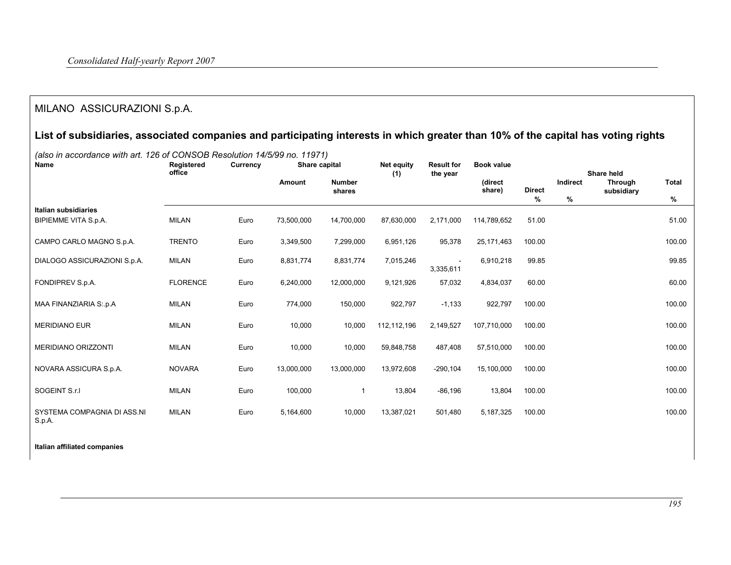## MILANO ASSICURAZIONI S.p.A.

### List of subsidiaries, associated companies and participating interests in which greater than 10% of the capital has voting rights

*(also in accordance with art. 126 of CONSOB Resolution 14/5/99 no. 11971)*

| Name | Registered office | Currency | Share capital | | Net equity (1) | Result for the year | Book value | Share held | | | |
|---|---|---|---|---|---|---|---|---|---|---|---|
| | | | Amount | Number shares | | | (direct share) | Direct % | Indirect % | Through subsidiary | Total % |
| **Italian subsidiaries** | | | | | | | | | | | |
| BIPIEMME VITA S.p.A. | MILAN | Euro | 73,500,000 | 14,700,000 | 87,630,000 | 2,171,000 | 114,789,652 | 51.00 | | | 51.00 |
| CAMPO CARLO MAGNO S.p.A. | TRENTO | Euro | 3,349,500 | 7,299,000 | 6,951,126 | 95,378 | 25,171,463 | 100.00 | | | 100.00 |
| DIALOGO ASSICURAZIONI S.p.A. | MILAN | Euro | 8,831,774 | 8,831,774 | 7,015,246 | - 3,335,611 | 6,910,218 | 99.85 | | | 99.85 |
| FONDIPREV S.p.A. | FLORENCE | Euro | 6,240,000 | 12,000,000 | 9,121,926 | 57,032 | 4,834,037 | 60.00 | | | 60.00 |
| MAA FINANZIARIA S:.p.A | MILAN | Euro | 774,000 | 150,000 | 922,797 | -1,133 | 922,797 | 100.00 | | | 100.00 |
| MERIDIANO EUR | MILAN | Euro | 10,000 | 10,000 | 112,112,196 | 2,149,527 | 107,710,000 | 100.00 | | | 100.00 |
| MERIDIANO ORIZZONTI | MILAN | Euro | 10,000 | 10,000 | 59,848,758 | 487,408 | 57,510,000 | 100.00 | | | 100.00 |
| NOVARA ASSICURA S.p.A. | NOVARA | Euro | 13,000,000 | 13,000,000 | 13,972,608 | -290,104 | 15,100,000 | 100.00 | | | 100.00 |
| SOGEINT S.r.l | MILAN | Euro | 100,000 | 1 | 13,804 | -86,196 | 13,804 | 100.00 | | | 100.00 |
| SYSTEMA COMPAGNIA DI ASS.NI S.p.A. | MILAN | Euro | 5,164,600 | 10,000 | 13,387,021 | 501,480 | 5,187,325 | 100.00 | | | 100.00 |
| **Italian affiliated companies** | | | | | | | | | | | |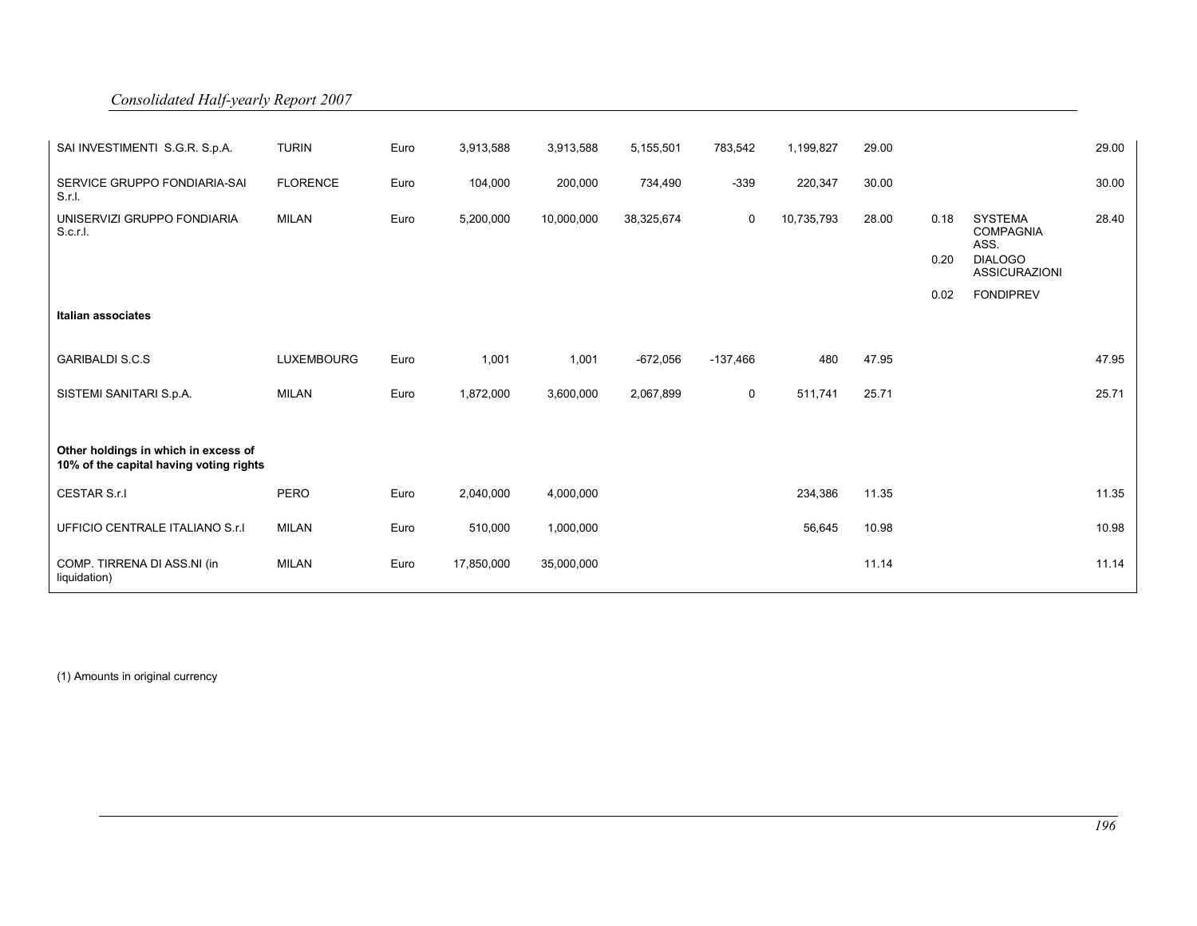| | | | | | | | | | | | |
|---|---|---|---|---|---|---|---|---|---|---|---|
| SAI INVESTIMENTI S.G.R. S.p.A. | TURIN | Euro | 3,913,588 | 3,913,588 | 5,155,501 | 783,542 | 1,199,827 | 29.00 | | | 29.00 |
| SERVICE GRUPPO FONDIARIA-SAI S.r.l. | FLORENCE | Euro | 104,000 | 200,000 | 734,490 | -339 | 220,347 | 30.00 | | | 30.00 |
| UNISERVIZI GRUPPO FONDIARIA S.c.r.l. | MILAN | Euro | 5,200,000 | 10,000,000 | 38,325,674 | 0 | 10,735,793 | 28.00 | 0.18 | SYSTEMA COMPAGNIA ASS. | 28.40 |
| | | | | | | | | | 0.20 | DIALOGO ASSICURAZIONI | |
| | | | | | | | | | 0.02 | FONDIPREV | |
| **Italian associates** | | | | | | | | | | | |
| GARIBALDI S.C.S | LUXEMBOURG | Euro | 1,001 | 1,001 | -672,056 | -137,466 | 480 | 47.95 | | | 47.95 |
| SISTEMI SANITARI S.p.A. | MILAN | Euro | 1,872,000 | 3,600,000 | 2,067,899 | 0 | 511,741 | 25.71 | | | 25.71 |
| **Other holdings in which in excess of 10% of the capital having voting rights** | | | | | | | | | | | |
| CESTAR S.r.l | PERO | Euro | 2,040,000 | 4,000,000 | | | 234,386 | 11.35 | | | 11.35 |
| UFFICIO CENTRALE ITALIANO S.r.l | MILAN | Euro | 510,000 | 1,000,000 | | | 56,645 | 10.98 | | | 10.98 |
| COMP. TIRRENA DI ASS.NI (in liquidation) | MILAN | Euro | 17,850,000 | 35,000,000 | | | | 11.14 | | | 11.14 |

(1) Amounts in original currency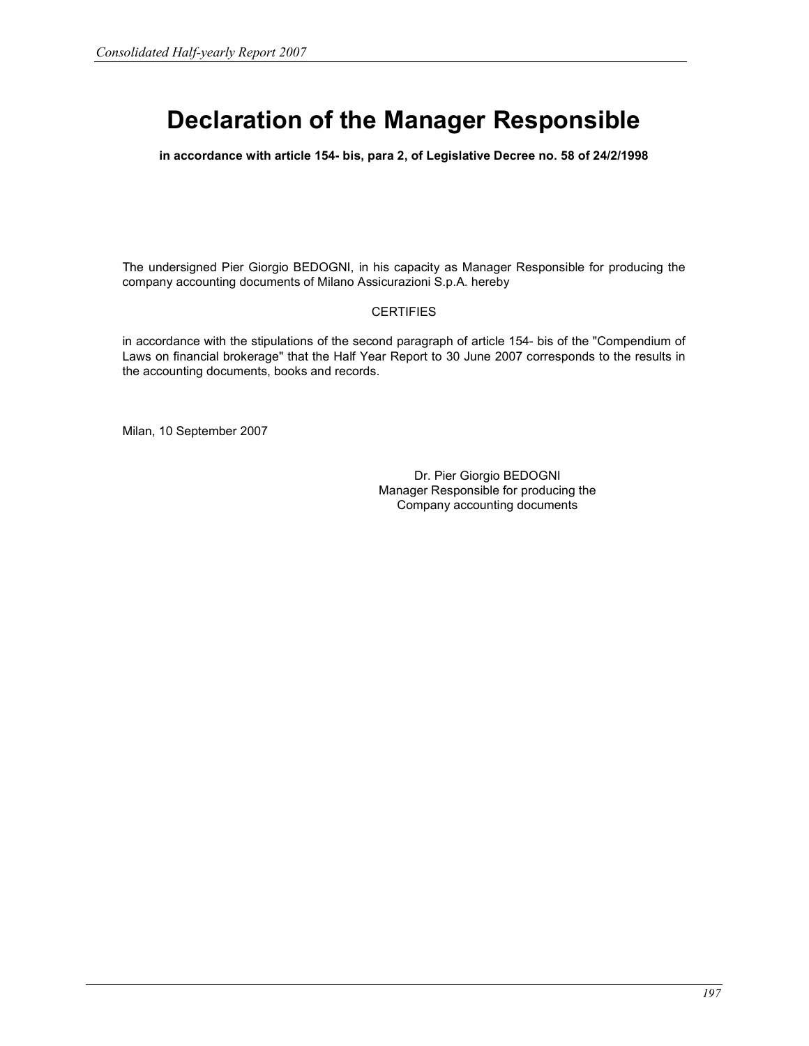# Declaration of the Manager Responsible

**in accordance with article 154- bis, para 2, of Legislative Decree no. 58 of 24/2/1998**

The undersigned Pier Giorgio BEDOGNI, in his capacity as Manager Responsible for producing the company accounting documents of Milano Assicurazioni S.p.A. hereby

CERTIFIES

in accordance with the stipulations of the second paragraph of article 154- bis of the "Compendium of Laws on financial brokerage" that the Half Year Report to 30 June 2007 corresponds to the results in the accounting documents, books and records.

Milan, 10 September 2007

Dr. Pier Giorgio BEDOGNI
Manager Responsible for producing the
Company accounting documents